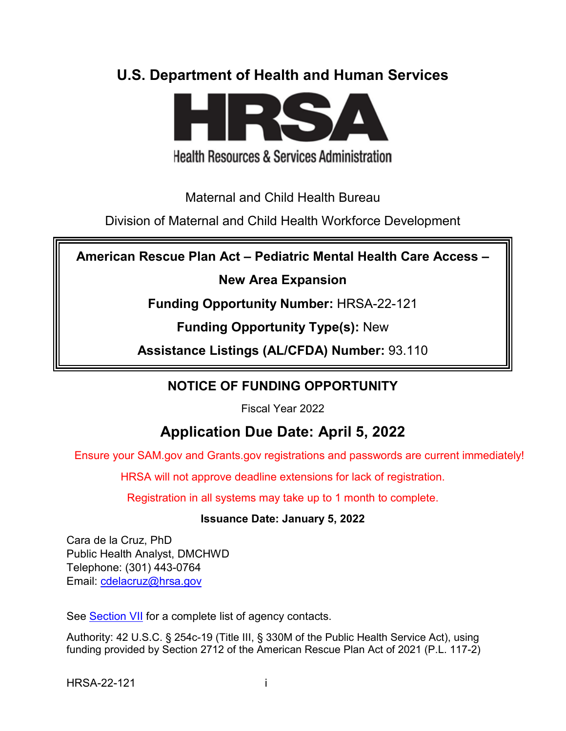# U.S. Department of Health and Human Services

**HRSA**

Health Resources & Services Administration

Maternal and Child Health Bureau

Division of Maternal and Child Health Workforce Development

**American Rescue Plan Act – Pediatric Mental Health Care Access – New Area Expansion**

**Funding Opportunity Number:** HRSA-22-121

**Funding Opportunity Type(s):** New

**Assistance Listings (AL/CFDA) Number:** 93.110

## NOTICE OF FUNDING OPPORTUNITY

Fiscal Year 2022

## Application Due Date: April 5, 2022

Ensure your SAM.gov and Grants.gov registrations and passwords are current immediately!

HRSA will not approve deadline extensions for lack of registration.

Registration in all systems may take up to 1 month to complete.

**Issuance Date: January 5, 2022**

Cara de la Cruz, PhD
Public Health Analyst, DMCHWD
Telephone: (301) 443-0764
Email: cdelacruz@hrsa.gov

See Section VII for a complete list of agency contacts.

Authority: 42 U.S.C. § 254c-19 (Title III, § 330M of the Public Health Service Act), using funding provided by Section 2712 of the American Rescue Plan Act of 2021 (P.L. 117-2)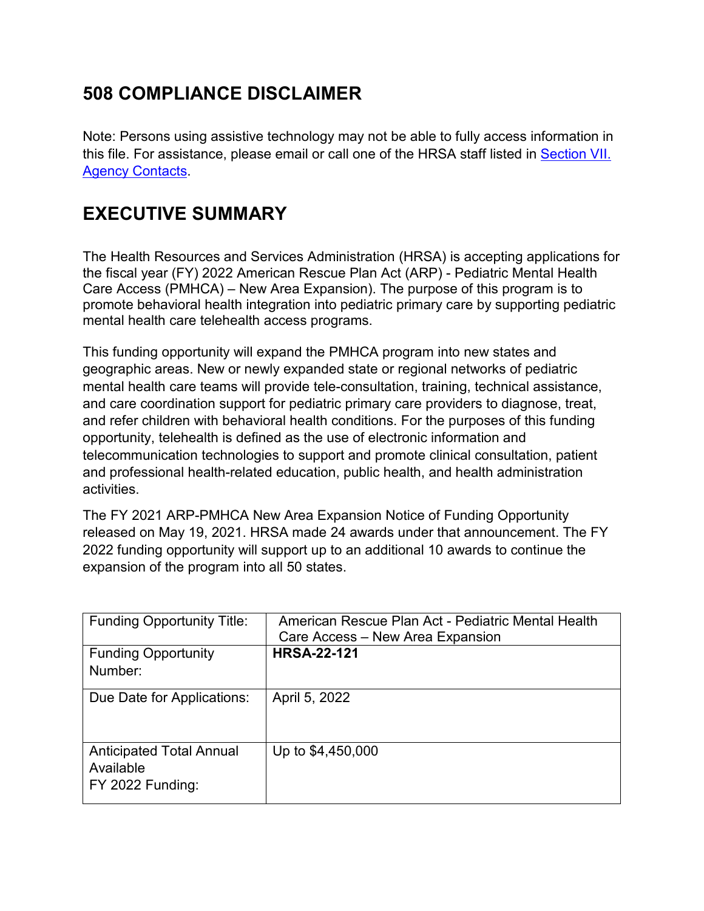## 508 COMPLIANCE DISCLAIMER

Note: Persons using assistive technology may not be able to fully access information in this file. For assistance, please email or call one of the HRSA staff listed in [Section VII. Agency Contacts](#).

## EXECUTIVE SUMMARY

The Health Resources and Services Administration (HRSA) is accepting applications for the fiscal year (FY) 2022 American Rescue Plan Act (ARP) - Pediatric Mental Health Care Access (PMHCA) – New Area Expansion). The purpose of this program is to promote behavioral health integration into pediatric primary care by supporting pediatric mental health care telehealth access programs.

This funding opportunity will expand the PMHCA program into new states and geographic areas. New or newly expanded state or regional networks of pediatric mental health care teams will provide tele-consultation, training, technical assistance, and care coordination support for pediatric primary care providers to diagnose, treat, and refer children with behavioral health conditions. For the purposes of this funding opportunity, telehealth is defined as the use of electronic information and telecommunication technologies to support and promote clinical consultation, patient and professional health-related education, public health, and health administration activities.

The FY 2021 ARP-PMHCA New Area Expansion Notice of Funding Opportunity released on May 19, 2021. HRSA made 24 awards under that announcement. The FY 2022 funding opportunity will support up to an additional 10 awards to continue the expansion of the program into all 50 states.

| | |
|---|---|
| Funding Opportunity Title: | American Rescue Plan Act - Pediatric Mental Health Care Access – New Area Expansion |
| Funding Opportunity Number: | **HRSA-22-121** |
| Due Date for Applications: | April 5, 2022 |
| Anticipated Total Annual Available FY 2022 Funding: | Up to $4,450,000 |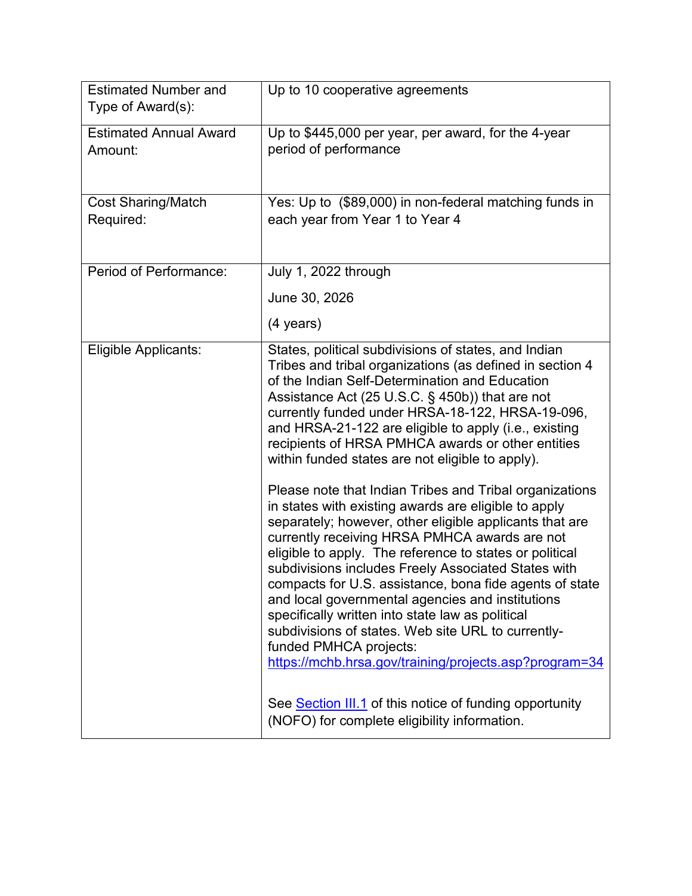| | |
|---|---|
| Estimated Number and Type of Award(s): | Up to 10 cooperative agreements |
| Estimated Annual Award Amount: | Up to $445,000 per year, per award, for the 4-year period of performance |
| Cost Sharing/Match Required: | Yes: Up to ($89,000) in non-federal matching funds in each year from Year 1 to Year 4 |
| Period of Performance: | July 1, 2022 through<br><br>June 30, 2026<br><br>(4 years) |
| Eligible Applicants: | States, political subdivisions of states, and Indian Tribes and tribal organizations (as defined in section 4 of the Indian Self-Determination and Education Assistance Act (25 U.S.C. § 450b)) that are not currently funded under HRSA-18-122, HRSA-19-096, and HRSA-21-122 are eligible to apply (i.e., existing recipients of HRSA PMHCA awards or other entities within funded states are not eligible to apply).<br><br>Please note that Indian Tribes and Tribal organizations in states with existing awards are eligible to apply separately; however, other eligible applicants that are currently receiving HRSA PMHCA awards are not eligible to apply. The reference to states or political subdivisions includes Freely Associated States with compacts for U.S. assistance, bona fide agents of state and local governmental agencies and institutions specifically written into state law as political subdivisions of states. Web site URL to currently-funded PMHCA projects: [https://mchb.hrsa.gov/training/projects.asp?program=34](https://mchb.hrsa.gov/training/projects.asp?program=34)<br><br>See Section III.1 of this notice of funding opportunity (NOFO) for complete eligibility information. |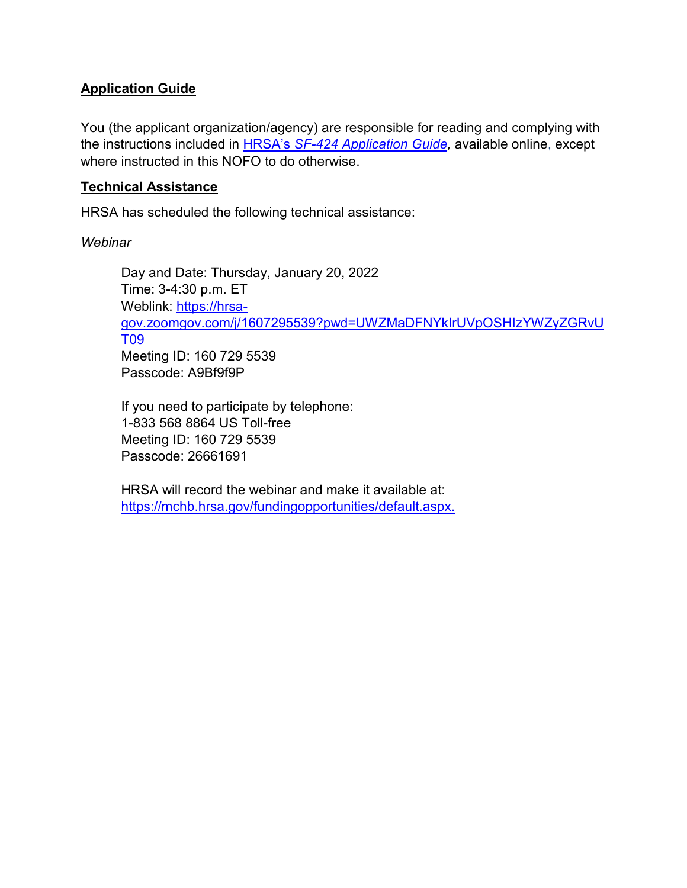**Application Guide**

You (the applicant organization/agency) are responsible for reading and complying with the instructions included in [HRSA's *SF-424 Application Guide*](), available online, except where instructed in this NOFO to do otherwise.

**Technical Assistance**

HRSA has scheduled the following technical assistance:

*Webinar*

Day and Date: Thursday, January 20, 2022
Time: 3-4:30 p.m. ET
Weblink: https://hrsa-gov.zoomgov.com/j/1607295539?pwd=UWZMaDFNYkIrUVpOSHIzYWZyZGRvUT09
Meeting ID: 160 729 5539
Passcode: A9Bf9f9P

If you need to participate by telephone:
1-833 568 8864 US Toll-free
Meeting ID: 160 729 5539
Passcode: 26661691

HRSA will record the webinar and make it available at: https://mchb.hrsa.gov/fundingopportunities/default.aspx.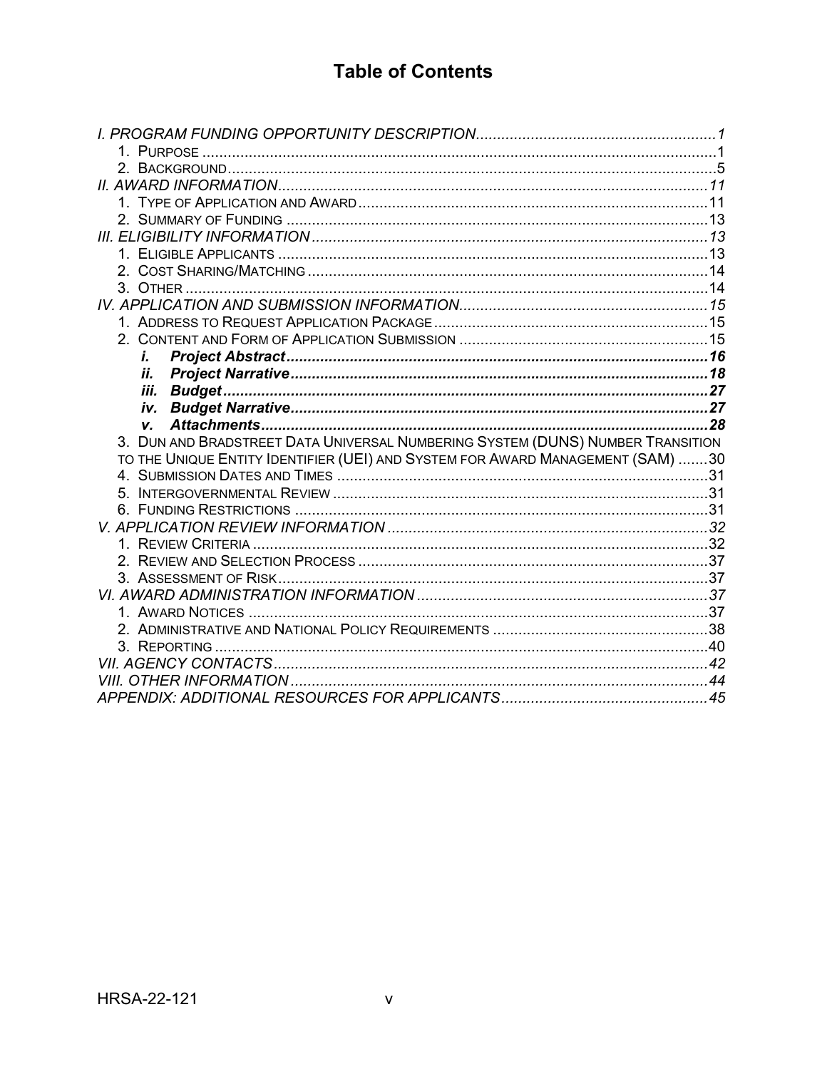# Table of Contents

*I. PROGRAM FUNDING OPPORTUNITY DESCRIPTION* ........ *1*

1. PURPOSE ........ 1
2. BACKGROUND ........ 5

*II. AWARD INFORMATION* ........ *11*

1. TYPE OF APPLICATION AND AWARD ........ 11
2. SUMMARY OF FUNDING ........ 13

*III. ELIGIBILITY INFORMATION* ........ *13*

1. ELIGIBLE APPLICANTS ........ 13
2. COST SHARING/MATCHING ........ 14
3. OTHER ........ 14

*IV. APPLICATION AND SUBMISSION INFORMATION* ........ *15*

1. ADDRESS TO REQUEST APPLICATION PACKAGE ........ 15
2. CONTENT AND FORM OF APPLICATION SUBMISSION ........ 15
   - ***i. Project Abstract*** ........ ***16***
   - ***ii. Project Narrative*** ........ ***18***
   - ***iii. Budget*** ........ ***27***
   - ***iv. Budget Narrative*** ........ ***27***
   - ***v. Attachments*** ........ ***28***
3. DUN AND BRADSTREET DATA UNIVERSAL NUMBERING SYSTEM (DUNS) NUMBER TRANSITION TO THE UNIQUE ENTITY IDENTIFIER (UEI) AND SYSTEM FOR AWARD MANAGEMENT (SAM) ........ 30
4. SUBMISSION DATES AND TIMES ........ 31
5. INTERGOVERNMENTAL REVIEW ........ 31
6. FUNDING RESTRICTIONS ........ 31

*V. APPLICATION REVIEW INFORMATION* ........ *32*

1. REVIEW CRITERIA ........ 32
2. REVIEW AND SELECTION PROCESS ........ 37
3. ASSESSMENT OF RISK ........ 37

*VI. AWARD ADMINISTRATION INFORMATION* ........ *37*

1. AWARD NOTICES ........ 37
2. ADMINISTRATIVE AND NATIONAL POLICY REQUIREMENTS ........ 38
3. REPORTING ........ 40

*VII. AGENCY CONTACTS* ........ *42*

*VIII. OTHER INFORMATION* ........ *44*

*APPENDIX: ADDITIONAL RESOURCES FOR APPLICANTS* ........ *45*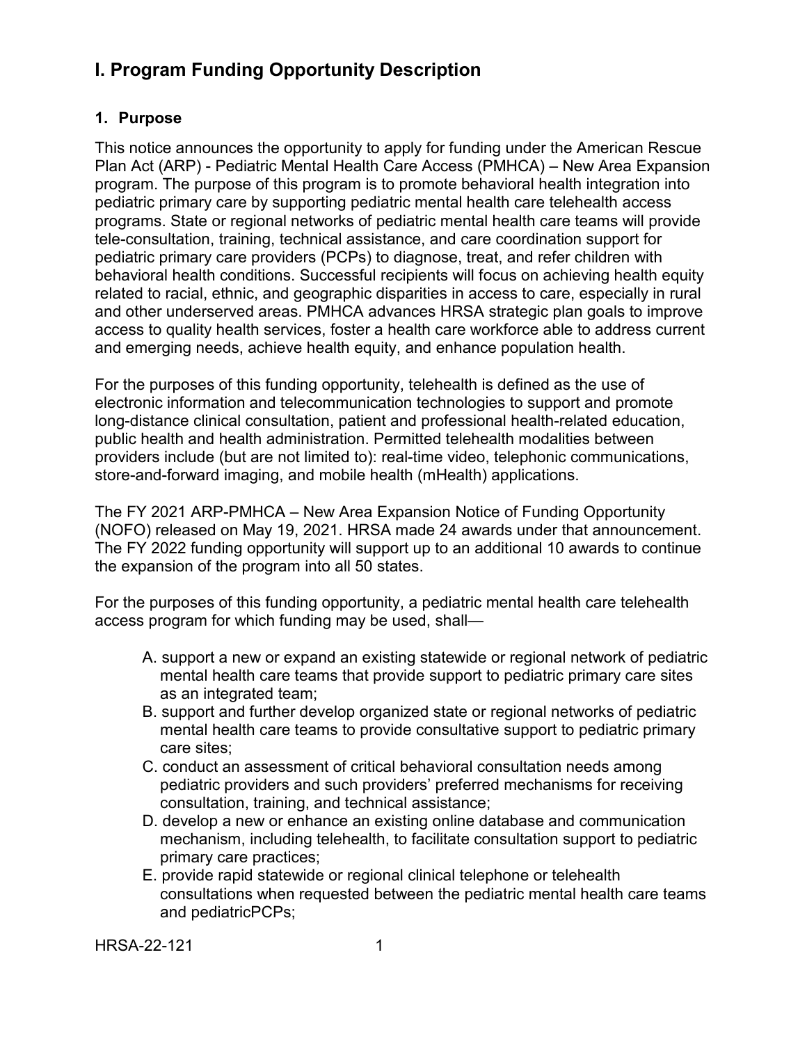# I. Program Funding Opportunity Description

## 1. Purpose

This notice announces the opportunity to apply for funding under the American Rescue Plan Act (ARP) - Pediatric Mental Health Care Access (PMHCA) – New Area Expansion program. The purpose of this program is to promote behavioral health integration into pediatric primary care by supporting pediatric mental health care telehealth access programs. State or regional networks of pediatric mental health care teams will provide tele-consultation, training, technical assistance, and care coordination support for pediatric primary care providers (PCPs) to diagnose, treat, and refer children with behavioral health conditions. Successful recipients will focus on achieving health equity related to racial, ethnic, and geographic disparities in access to care, especially in rural and other underserved areas. PMHCA advances HRSA strategic plan goals to improve access to quality health services, foster a health care workforce able to address current and emerging needs, achieve health equity, and enhance population health.

For the purposes of this funding opportunity, telehealth is defined as the use of electronic information and telecommunication technologies to support and promote long-distance clinical consultation, patient and professional health-related education, public health and health administration. Permitted telehealth modalities between providers include (but are not limited to): real-time video, telephonic communications, store-and-forward imaging, and mobile health (mHealth) applications.

The FY 2021 ARP-PMHCA – New Area Expansion Notice of Funding Opportunity (NOFO) released on May 19, 2021. HRSA made 24 awards under that announcement. The FY 2022 funding opportunity will support up to an additional 10 awards to continue the expansion of the program into all 50 states.

For the purposes of this funding opportunity, a pediatric mental health care telehealth access program for which funding may be used, shall—

A. support a new or expand an existing statewide or regional network of pediatric mental health care teams that provide support to pediatric primary care sites as an integrated team;
B. support and further develop organized state or regional networks of pediatric mental health care teams to provide consultative support to pediatric primary care sites;
C. conduct an assessment of critical behavioral consultation needs among pediatric providers and such providers' preferred mechanisms for receiving consultation, training, and technical assistance;
D. develop a new or enhance an existing online database and communication mechanism, including telehealth, to facilitate consultation support to pediatric primary care practices;
E. provide rapid statewide or regional clinical telephone or telehealth consultations when requested between the pediatric mental health care teams and pediatricPCPs;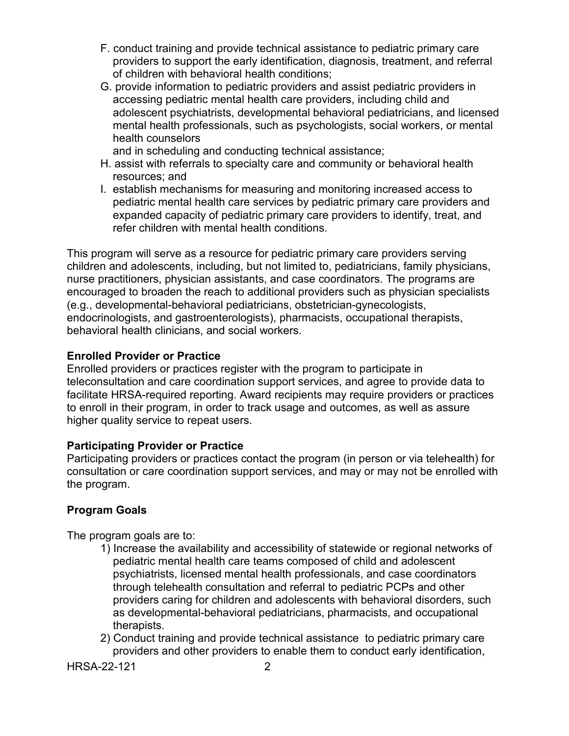F. conduct training and provide technical assistance to pediatric primary care providers to support the early identification, diagnosis, treatment, and referral of children with behavioral health conditions;

G. provide information to pediatric providers and assist pediatric providers in accessing pediatric mental health care providers, including child and adolescent psychiatrists, developmental behavioral pediatricians, and licensed mental health professionals, such as psychologists, social workers, or mental health counselors
and in scheduling and conducting technical assistance;

H. assist with referrals to specialty care and community or behavioral health resources; and

I. establish mechanisms for measuring and monitoring increased access to pediatric mental health care services by pediatric primary care providers and expanded capacity of pediatric primary care providers to identify, treat, and refer children with mental health conditions.

This program will serve as a resource for pediatric primary care providers serving children and adolescents, including, but not limited to, pediatricians, family physicians, nurse practitioners, physician assistants, and case coordinators. The programs are encouraged to broaden the reach to additional providers such as physician specialists (e.g., developmental-behavioral pediatricians, obstetrician-gynecologists, endocrinologists, and gastroenterologists), pharmacists, occupational therapists, behavioral health clinicians, and social workers.

**Enrolled Provider or Practice**

Enrolled providers or practices register with the program to participate in teleconsultation and care coordination support services, and agree to provide data to facilitate HRSA-required reporting. Award recipients may require providers or practices to enroll in their program, in order to track usage and outcomes, as well as assure higher quality service to repeat users.

**Participating Provider or Practice**

Participating providers or practices contact the program (in person or via telehealth) for consultation or care coordination support services, and may or may not be enrolled with the program.

**Program Goals**

The program goals are to:

1) Increase the availability and accessibility of statewide or regional networks of pediatric mental health care teams composed of child and adolescent psychiatrists, licensed mental health professionals, and case coordinators through telehealth consultation and referral to pediatric PCPs and other providers caring for children and adolescents with behavioral disorders, such as developmental-behavioral pediatricians, pharmacists, and occupational therapists.
2) Conduct training and provide technical assistance to pediatric primary care providers and other providers to enable them to conduct early identification,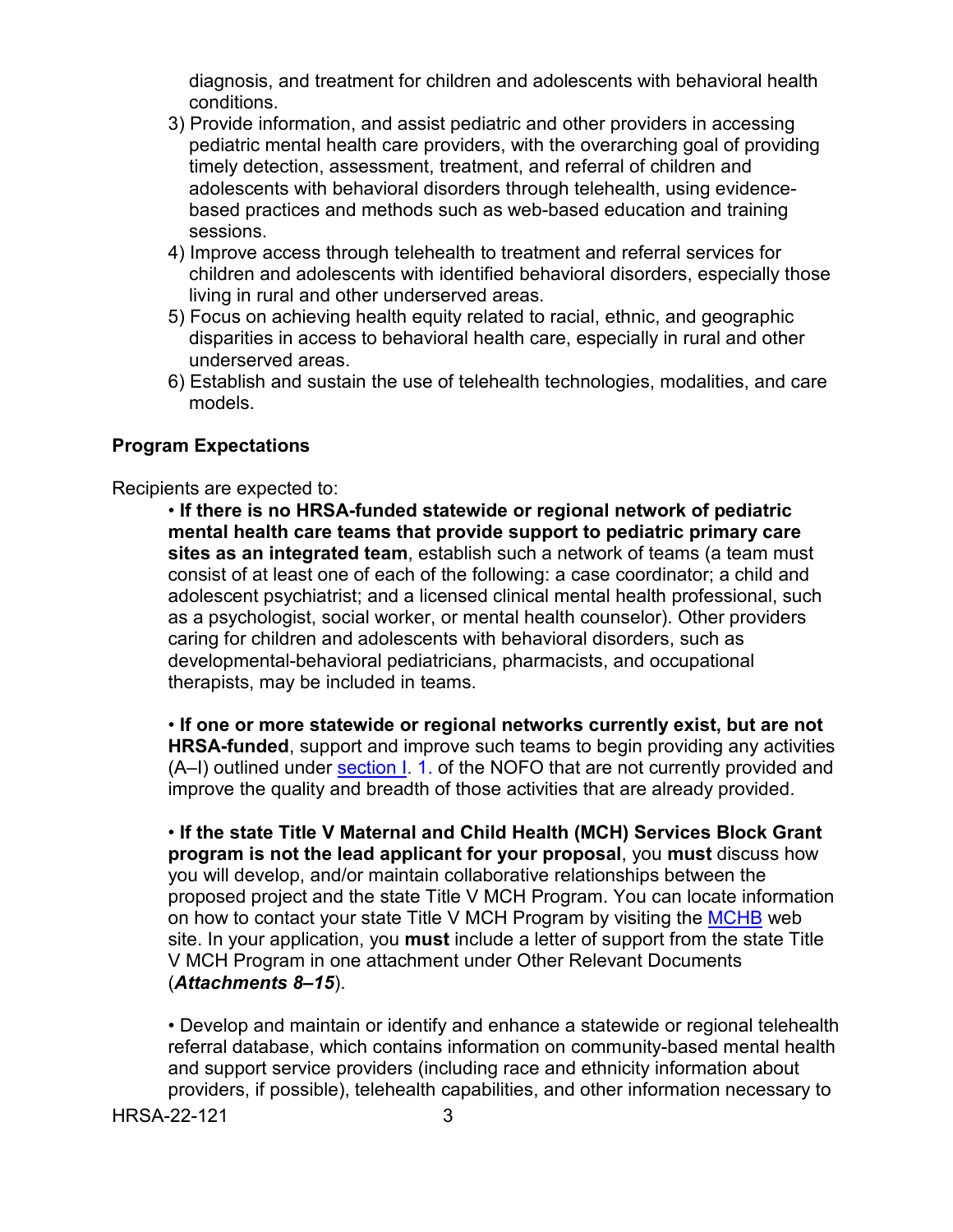diagnosis, and treatment for children and adolescents with behavioral health conditions.

3) Provide information, and assist pediatric and other providers in accessing pediatric mental health care providers, with the overarching goal of providing timely detection, assessment, treatment, and referral of children and adolescents with behavioral disorders through telehealth, using evidence-based practices and methods such as web-based education and training sessions.
4) Improve access through telehealth to treatment and referral services for children and adolescents with identified behavioral disorders, especially those living in rural and other underserved areas.
5) Focus on achieving health equity related to racial, ethnic, and geographic disparities in access to behavioral health care, especially in rural and other underserved areas.
6) Establish and sustain the use of telehealth technologies, modalities, and care models.

**Program Expectations**

Recipients are expected to:

- **If there is no HRSA-funded statewide or regional network of pediatric mental health care teams that provide support to pediatric primary care sites as an integrated team**, establish such a network of teams (a team must consist of at least one of each of the following: a case coordinator; a child and adolescent psychiatrist; and a licensed clinical mental health professional, such as a psychologist, social worker, or mental health counselor). Other providers caring for children and adolescents with behavioral disorders, such as developmental-behavioral pediatricians, pharmacists, and occupational therapists, may be included in teams.

- **If one or more statewide or regional networks currently exist, but are not HRSA-funded**, support and improve such teams to begin providing any activities (A–I) outlined under section I. 1. of the NOFO that are not currently provided and improve the quality and breadth of those activities that are already provided.

- **If the state Title V Maternal and Child Health (MCH) Services Block Grant program is not the lead applicant for your proposal**, you **must** discuss how you will develop, and/or maintain collaborative relationships between the proposed project and the state Title V MCH Program. You can locate information on how to contact your state Title V MCH Program by visiting the MCHB web site. In your application, you **must** include a letter of support from the state Title V MCH Program in one attachment under Other Relevant Documents (***Attachments 8–15***).

- Develop and maintain or identify and enhance a statewide or regional telehealth referral database, which contains information on community-based mental health and support service providers (including race and ethnicity information about providers, if possible), telehealth capabilities, and other information necessary to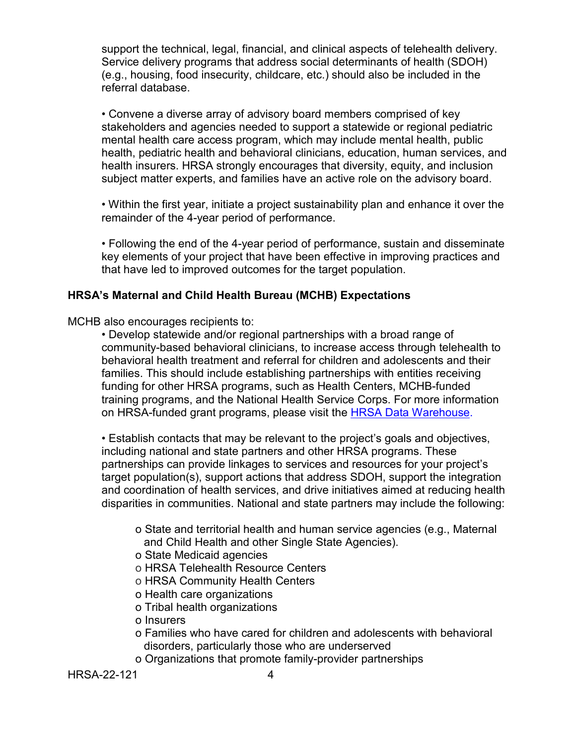support the technical, legal, financial, and clinical aspects of telehealth delivery. Service delivery programs that address social determinants of health (SDOH) (e.g., housing, food insecurity, childcare, etc.) should also be included in the referral database.

- Convene a diverse array of advisory board members comprised of key stakeholders and agencies needed to support a statewide or regional pediatric mental health care access program, which may include mental health, public health, pediatric health and behavioral clinicians, education, human services, and health insurers. HRSA strongly encourages that diversity, equity, and inclusion subject matter experts, and families have an active role on the advisory board.

- Within the first year, initiate a project sustainability plan and enhance it over the remainder of the 4-year period of performance.

- Following the end of the 4-year period of performance, sustain and disseminate key elements of your project that have been effective in improving practices and that have led to improved outcomes for the target population.

**HRSA's Maternal and Child Health Bureau (MCHB) Expectations**

MCHB also encourages recipients to:

- Develop statewide and/or regional partnerships with a broad range of community-based behavioral clinicians, to increase access through telehealth to behavioral health treatment and referral for children and adolescents and their families. This should include establishing partnerships with entities receiving funding for other HRSA programs, such as Health Centers, MCHB-funded training programs, and the National Health Service Corps. For more information on HRSA-funded grant programs, please visit the [HRSA Data Warehouse](https://data.hrsa.gov/).

- Establish contacts that may be relevant to the project's goals and objectives, including national and state partners and other HRSA programs. These partnerships can provide linkages to services and resources for your project's target population(s), support actions that address SDOH, support the integration and coordination of health services, and drive initiatives aimed at reducing health disparities in communities. National and state partners may include the following:

    - State and territorial health and human service agencies (e.g., Maternal and Child Health and other Single State Agencies).
    - State Medicaid agencies
    - HRSA Telehealth Resource Centers
    - HRSA Community Health Centers
    - Health care organizations
    - Tribal health organizations
    - Insurers
    - Families who have cared for children and adolescents with behavioral disorders, particularly those who are underserved
    - Organizations that promote family-provider partnerships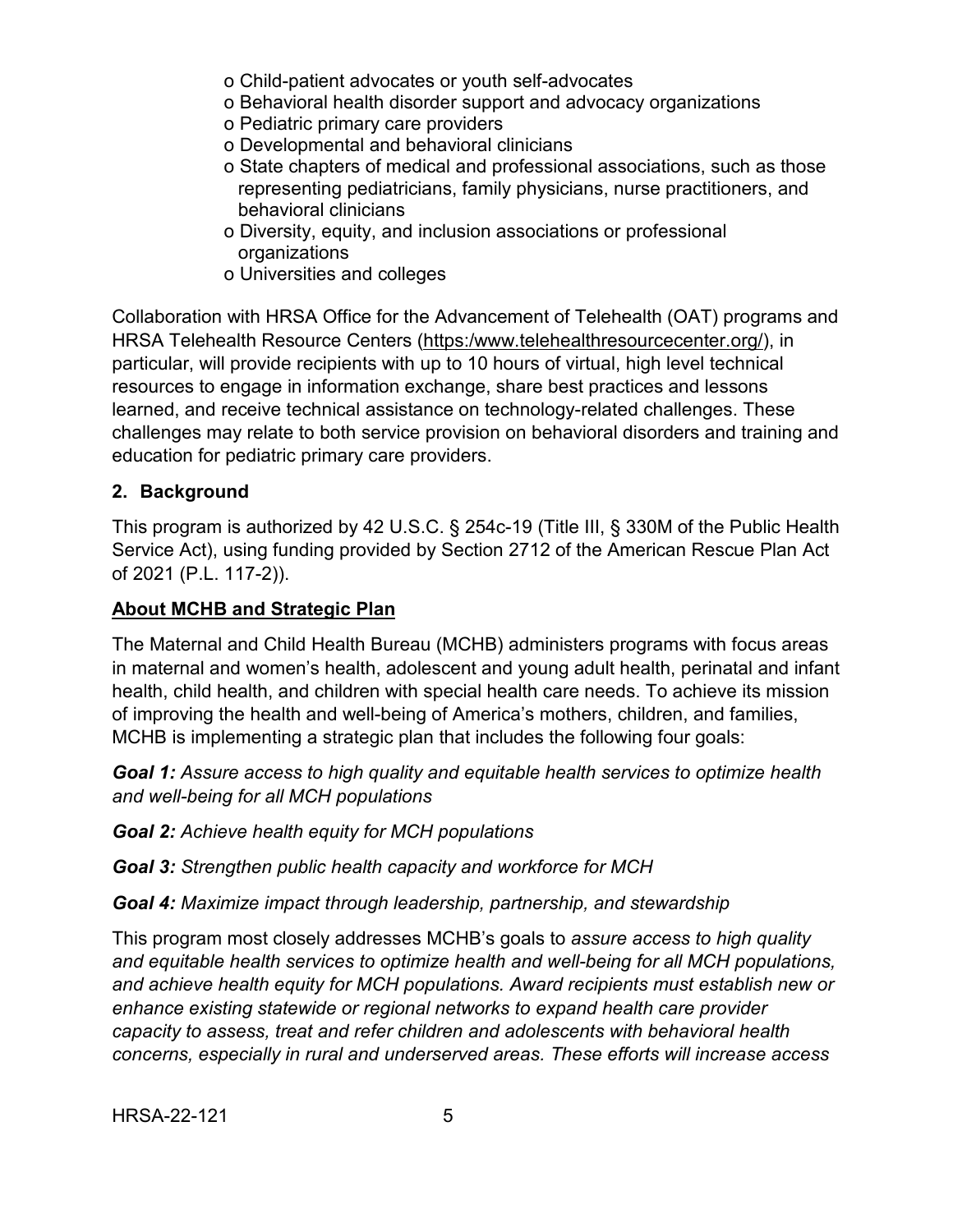- o Child-patient advocates or youth self-advocates
- o Behavioral health disorder support and advocacy organizations
- o Pediatric primary care providers
- o Developmental and behavioral clinicians
- o State chapters of medical and professional associations, such as those representing pediatricians, family physicians, nurse practitioners, and behavioral clinicians
- o Diversity, equity, and inclusion associations or professional organizations
- o Universities and colleges

Collaboration with HRSA Office for the Advancement of Telehealth (OAT) programs and HRSA Telehealth Resource Centers (https:/www.telehealthresourcecenter.org/), in particular, will provide recipients with up to 10 hours of virtual, high level technical resources to engage in information exchange, share best practices and lessons learned, and receive technical assistance on technology-related challenges. These challenges may relate to both service provision on behavioral disorders and training and education for pediatric primary care providers.

## 2. Background

This program is authorized by 42 U.S.C. § 254c-19 (Title III, § 330M of the Public Health Service Act), using funding provided by Section 2712 of the American Rescue Plan Act of 2021 (P.L. 117-2)).

### About MCHB and Strategic Plan

The Maternal and Child Health Bureau (MCHB) administers programs with focus areas in maternal and women's health, adolescent and young adult health, perinatal and infant health, child health, and children with special health care needs. To achieve its mission of improving the health and well-being of America's mothers, children, and families, MCHB is implementing a strategic plan that includes the following four goals:

***Goal 1:*** *Assure access to high quality and equitable health services to optimize health and well-being for all MCH populations*

***Goal 2:*** *Achieve health equity for MCH populations*

***Goal 3:*** *Strengthen public health capacity and workforce for MCH*

***Goal 4:*** *Maximize impact through leadership, partnership, and stewardship*

This program most closely addresses MCHB's goals to *assure access to high quality and equitable health services to optimize health and well-being for all MCH populations, and achieve health equity for MCH populations. Award recipients must establish new or enhance existing statewide or regional networks to expand health care provider capacity to assess, treat and refer children and adolescents with behavioral health concerns, especially in rural and underserved areas. These efforts will increase access*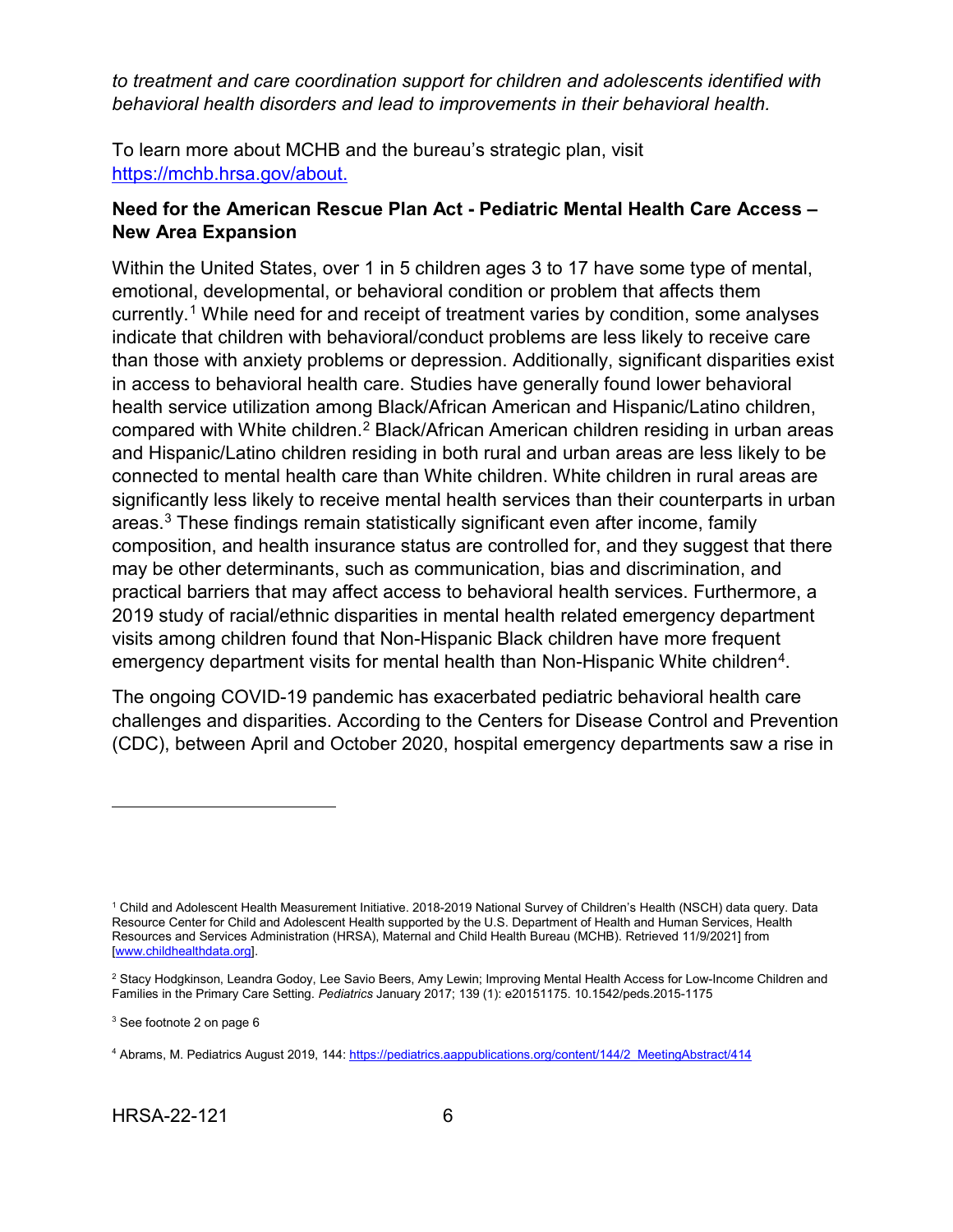*to treatment and care coordination support for children and adolescents identified with behavioral health disorders and lead to improvements in their behavioral health.*

To learn more about MCHB and the bureau's strategic plan, visit [https://mchb.hrsa.gov/about.](https://mchb.hrsa.gov/about)

**Need for the American Rescue Plan Act - Pediatric Mental Health Care Access – New Area Expansion**

Within the United States, over 1 in 5 children ages 3 to 17 have some type of mental, emotional, developmental, or behavioral condition or problem that affects them currently.[1] While need for and receipt of treatment varies by condition, some analyses indicate that children with behavioral/conduct problems are less likely to receive care than those with anxiety problems or depression. Additionally, significant disparities exist in access to behavioral health care. Studies have generally found lower behavioral health service utilization among Black/African American and Hispanic/Latino children, compared with White children.[2] Black/African American children residing in urban areas and Hispanic/Latino children residing in both rural and urban areas are less likely to be connected to mental health care than White children. White children in rural areas are significantly less likely to receive mental health services than their counterparts in urban areas.[3] These findings remain statistically significant even after income, family composition, and health insurance status are controlled for, and they suggest that there may be other determinants, such as communication, bias and discrimination, and practical barriers that may affect access to behavioral health services. Furthermore, a 2019 study of racial/ethnic disparities in mental health related emergency department visits among children found that Non-Hispanic Black children have more frequent emergency department visits for mental health than Non-Hispanic White children[4].

The ongoing COVID-19 pandemic has exacerbated pediatric behavioral health care challenges and disparities. According to the Centers for Disease Control and Prevention (CDC), between April and October 2020, hospital emergency departments saw a rise in

---

[1] Child and Adolescent Health Measurement Initiative. 2018-2019 National Survey of Children's Health (NSCH) data query. Data Resource Center for Child and Adolescent Health supported by the U.S. Department of Health and Human Services, Health Resources and Services Administration (HRSA), Maternal and Child Health Bureau (MCHB). Retrieved 11/9/2021] from [[www.childhealthdata.org](http://www.childhealthdata.org)].

[2] Stacy Hodgkinson, Leandra Godoy, Lee Savio Beers, Amy Lewin; Improving Mental Health Access for Low-Income Children and Families in the Primary Care Setting. *Pediatrics* January 2017; 139 (1): e20151175. 10.1542/peds.2015-1175

[3] See footnote 2 on page 6

[4] Abrams, M. Pediatrics August 2019, 144: [https://pediatrics.aappublications.org/content/144/2_MeetingAbstract/414](https://pediatrics.aappublications.org/content/144/2_MeetingAbstract/414)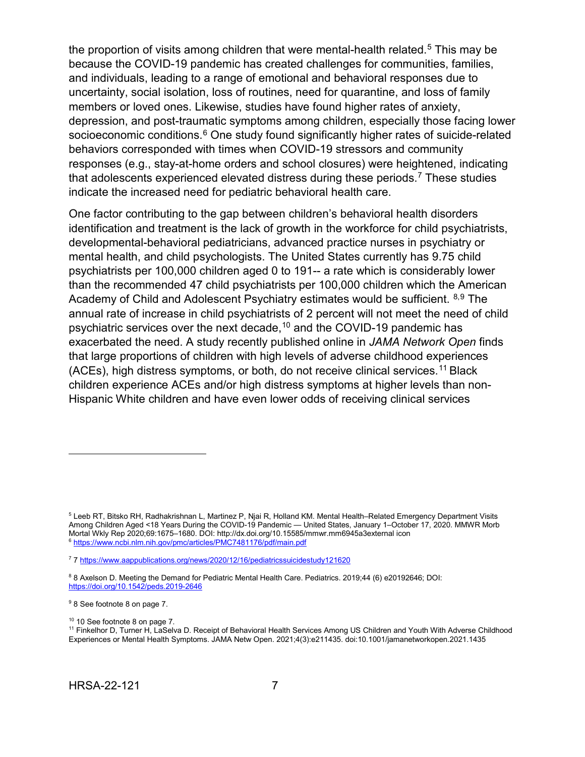the proportion of visits among children that were mental-health related.[5] This may be because the COVID-19 pandemic has created challenges for communities, families, and individuals, leading to a range of emotional and behavioral responses due to uncertainty, social isolation, loss of routines, need for quarantine, and loss of family members or loved ones. Likewise, studies have found higher rates of anxiety, depression, and post-traumatic symptoms among children, especially those facing lower socioeconomic conditions.[6] One study found significantly higher rates of suicide-related behaviors corresponded with times when COVID-19 stressors and community responses (e.g., stay-at-home orders and school closures) were heightened, indicating that adolescents experienced elevated distress during these periods.[7] These studies indicate the increased need for pediatric behavioral health care.

One factor contributing to the gap between children's behavioral health disorders identification and treatment is the lack of growth in the workforce for child psychiatrists, developmental-behavioral pediatricians, advanced practice nurses in psychiatry or mental health, and child psychologists. The United States currently has 9.75 child psychiatrists per 100,000 children aged 0 to 191-- a rate which is considerably lower than the recommended 47 child psychiatrists per 100,000 children which the American Academy of Child and Adolescent Psychiatry estimates would be sufficient. [8,9] The annual rate of increase in child psychiatrists of 2 percent will not meet the need of child psychiatric services over the next decade,[10] and the COVID-19 pandemic has exacerbated the need. A study recently published online in *JAMA Network Open* finds that large proportions of children with high levels of adverse childhood experiences (ACEs), high distress symptoms, or both, do not receive clinical services.[11] Black children experience ACEs and/or high distress symptoms at higher levels than non-Hispanic White children and have even lower odds of receiving clinical services

---

[5] Leeb RT, Bitsko RH, Radhakrishnan L, Martinez P, Njai R, Holland KM. Mental Health–Related Emergency Department Visits Among Children Aged <18 Years During the COVID-19 Pandemic — United States, January 1–October 17, 2020. MMWR Morb Mortal Wkly Rep 2020;69:1675–1680. DOI: http://dx.doi.org/10.15585/mmwr.mm6945a3external icon

[6] https://www.ncbi.nlm.nih.gov/pmc/articles/PMC7481176/pdf/main.pdf

[7] 7 https://www.aappublications.org/news/2020/12/16/pediatricssuicidestudy121620

[8] 8 Axelson D. Meeting the Demand for Pediatric Mental Health Care. Pediatrics. 2019;44 (6) e20192646; DOI: https://doi.org/10.1542/peds.2019-2646

[9] 8 See footnote 8 on page 7.

[10] 10 See footnote 8 on page 7.

[11] Finkelhor D, Turner H, LaSelva D. Receipt of Behavioral Health Services Among US Children and Youth With Adverse Childhood Experiences or Mental Health Symptoms. JAMA Netw Open. 2021;4(3):e211435. doi:10.1001/jamanetworkopen.2021.1435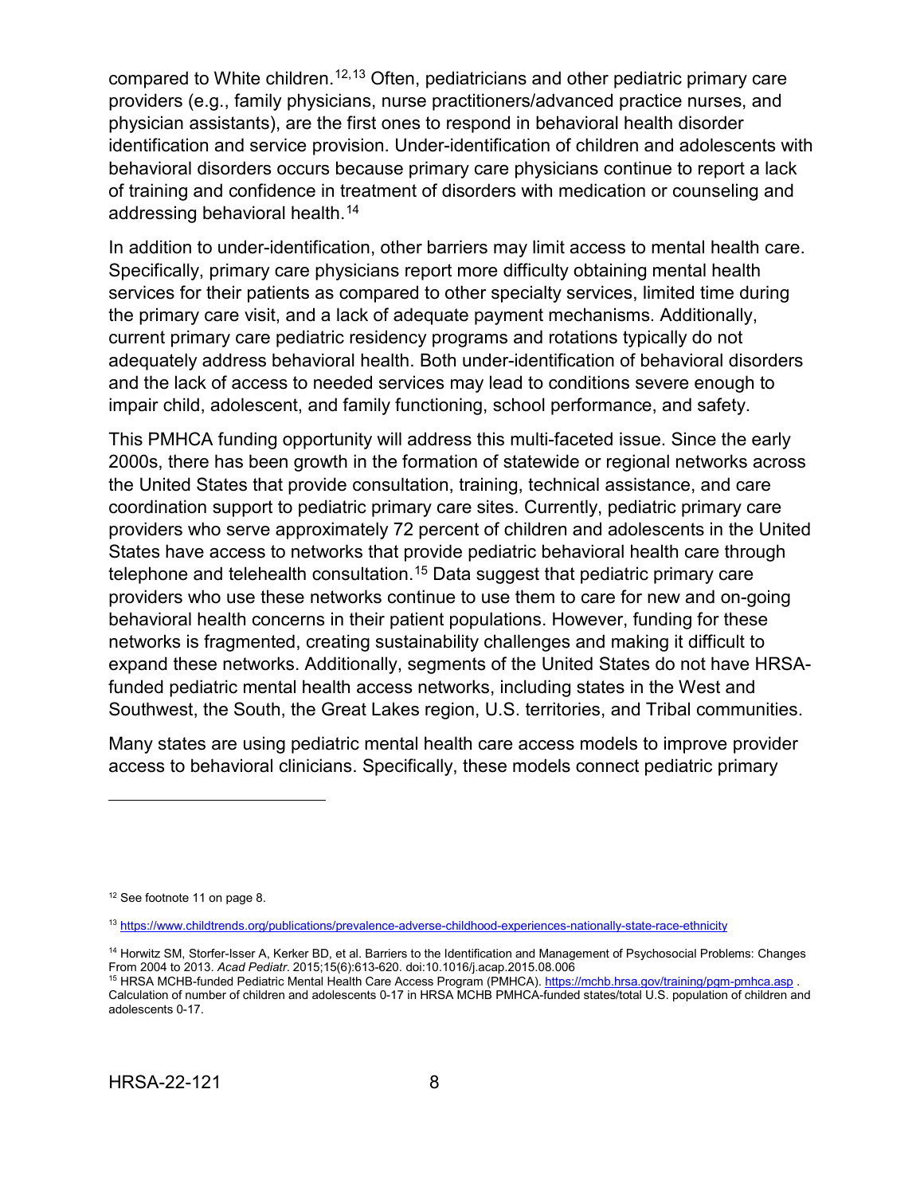compared to White children.[12,13] Often, pediatricians and other pediatric primary care providers (e.g., family physicians, nurse practitioners/advanced practice nurses, and physician assistants), are the first ones to respond in behavioral health disorder identification and service provision. Under-identification of children and adolescents with behavioral disorders occurs because primary care physicians continue to report a lack of training and confidence in treatment of disorders with medication or counseling and addressing behavioral health.[14]

In addition to under-identification, other barriers may limit access to mental health care. Specifically, primary care physicians report more difficulty obtaining mental health services for their patients as compared to other specialty services, limited time during the primary care visit, and a lack of adequate payment mechanisms. Additionally, current primary care pediatric residency programs and rotations typically do not adequately address behavioral health. Both under-identification of behavioral disorders and the lack of access to needed services may lead to conditions severe enough to impair child, adolescent, and family functioning, school performance, and safety.

This PMHCA funding opportunity will address this multi-faceted issue. Since the early 2000s, there has been growth in the formation of statewide or regional networks across the United States that provide consultation, training, technical assistance, and care coordination support to pediatric primary care sites. Currently, pediatric primary care providers who serve approximately 72 percent of children and adolescents in the United States have access to networks that provide pediatric behavioral health care through telephone and telehealth consultation.[15] Data suggest that pediatric primary care providers who use these networks continue to use them to care for new and on-going behavioral health concerns in their patient populations. However, funding for these networks is fragmented, creating sustainability challenges and making it difficult to expand these networks. Additionally, segments of the United States do not have HRSA-funded pediatric mental health access networks, including states in the West and Southwest, the South, the Great Lakes region, U.S. territories, and Tribal communities.

Many states are using pediatric mental health care access models to improve provider access to behavioral clinicians. Specifically, these models connect pediatric primary

---

[12] See footnote 11 on page 8.

[13] https://www.childtrends.org/publications/prevalence-adverse-childhood-experiences-nationally-state-race-ethnicity

[14] Horwitz SM, Storfer-Isser A, Kerker BD, et al. Barriers to the Identification and Management of Psychosocial Problems: Changes From 2004 to 2013. *Acad Pediatr*. 2015;15(6):613-620. doi:10.1016/j.acap.2015.08.006

[15] HRSA MCHB-funded Pediatric Mental Health Care Access Program (PMHCA). https://mchb.hrsa.gov/training/pgm-pmhca.asp . Calculation of number of children and adolescents 0-17 in HRSA MCHB PMHCA-funded states/total U.S. population of children and adolescents 0-17.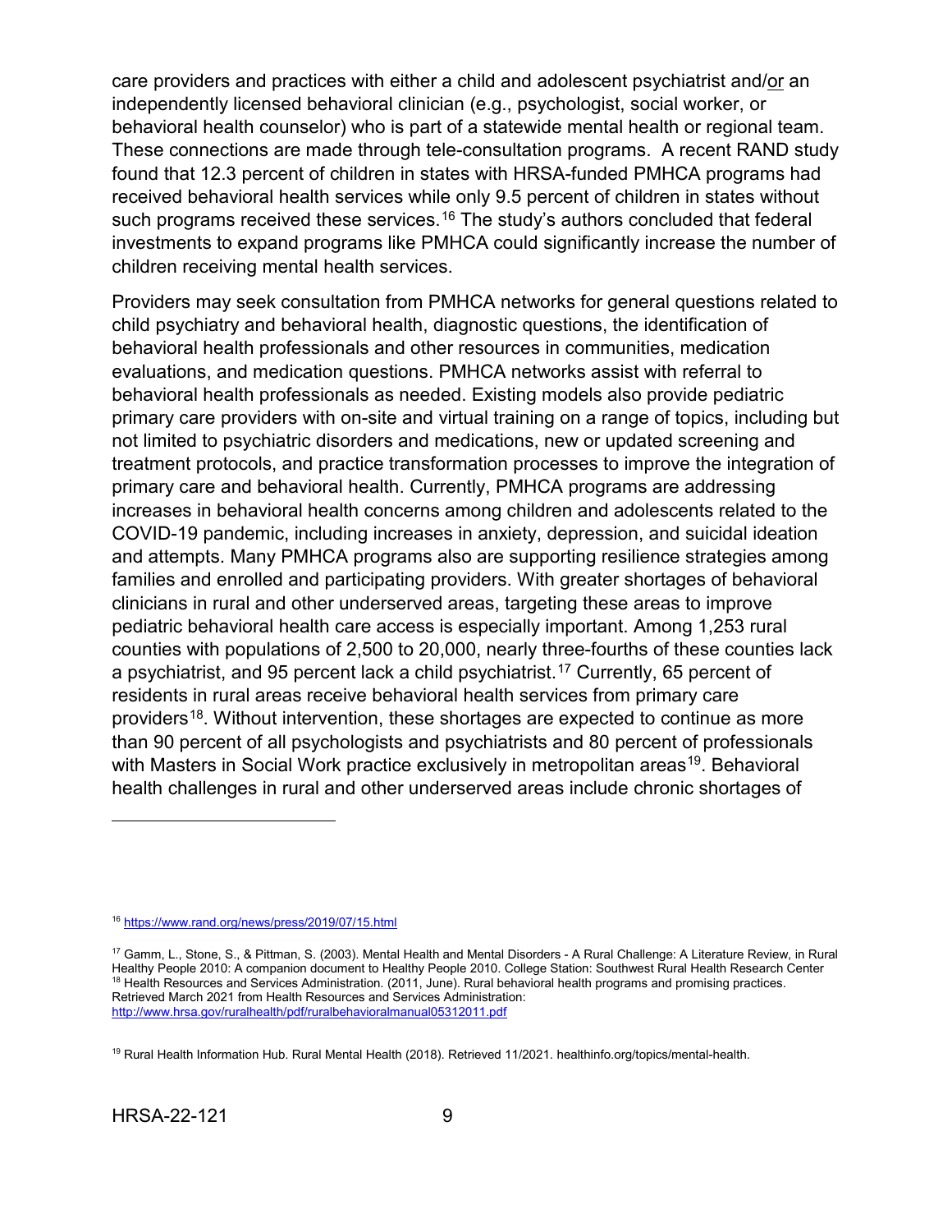care providers and practices with either a child and adolescent psychiatrist and/or an independently licensed behavioral clinician (e.g., psychologist, social worker, or behavioral health counselor) who is part of a statewide mental health or regional team. These connections are made through tele-consultation programs. A recent RAND study found that 12.3 percent of children in states with HRSA-funded PMHCA programs had received behavioral health services while only 9.5 percent of children in states without such programs received these services.[16] The study's authors concluded that federal investments to expand programs like PMHCA could significantly increase the number of children receiving mental health services.

Providers may seek consultation from PMHCA networks for general questions related to child psychiatry and behavioral health, diagnostic questions, the identification of behavioral health professionals and other resources in communities, medication evaluations, and medication questions. PMHCA networks assist with referral to behavioral health professionals as needed. Existing models also provide pediatric primary care providers with on-site and virtual training on a range of topics, including but not limited to psychiatric disorders and medications, new or updated screening and treatment protocols, and practice transformation processes to improve the integration of primary care and behavioral health. Currently, PMHCA programs are addressing increases in behavioral health concerns among children and adolescents related to the COVID-19 pandemic, including increases in anxiety, depression, and suicidal ideation and attempts. Many PMHCA programs also are supporting resilience strategies among families and enrolled and participating providers. With greater shortages of behavioral clinicians in rural and other underserved areas, targeting these areas to improve pediatric behavioral health care access is especially important. Among 1,253 rural counties with populations of 2,500 to 20,000, nearly three-fourths of these counties lack a psychiatrist, and 95 percent lack a child psychiatrist.[17] Currently, 65 percent of residents in rural areas receive behavioral health services from primary care providers[18]. Without intervention, these shortages are expected to continue as more than 90 percent of all psychologists and psychiatrists and 80 percent of professionals with Masters in Social Work practice exclusively in metropolitan areas[19]. Behavioral health challenges in rural and other underserved areas include chronic shortages of

---

[16] https://www.rand.org/news/press/2019/07/15.html

[17] Gamm, L., Stone, S., & Pittman, S. (2003). Mental Health and Mental Disorders - A Rural Challenge: A Literature Review, in Rural Healthy People 2010: A companion document to Healthy People 2010. College Station: Southwest Rural Health Research Center

[18] Health Resources and Services Administration. (2011, June). Rural behavioral health programs and promising practices. Retrieved March 2021 from Health Resources and Services Administration: http://www.hrsa.gov/ruralhealth/pdf/ruralbehavioralmanual05312011.pdf

[19] Rural Health Information Hub. Rural Mental Health (2018). Retrieved 11/2021. healthinfo.org/topics/mental-health.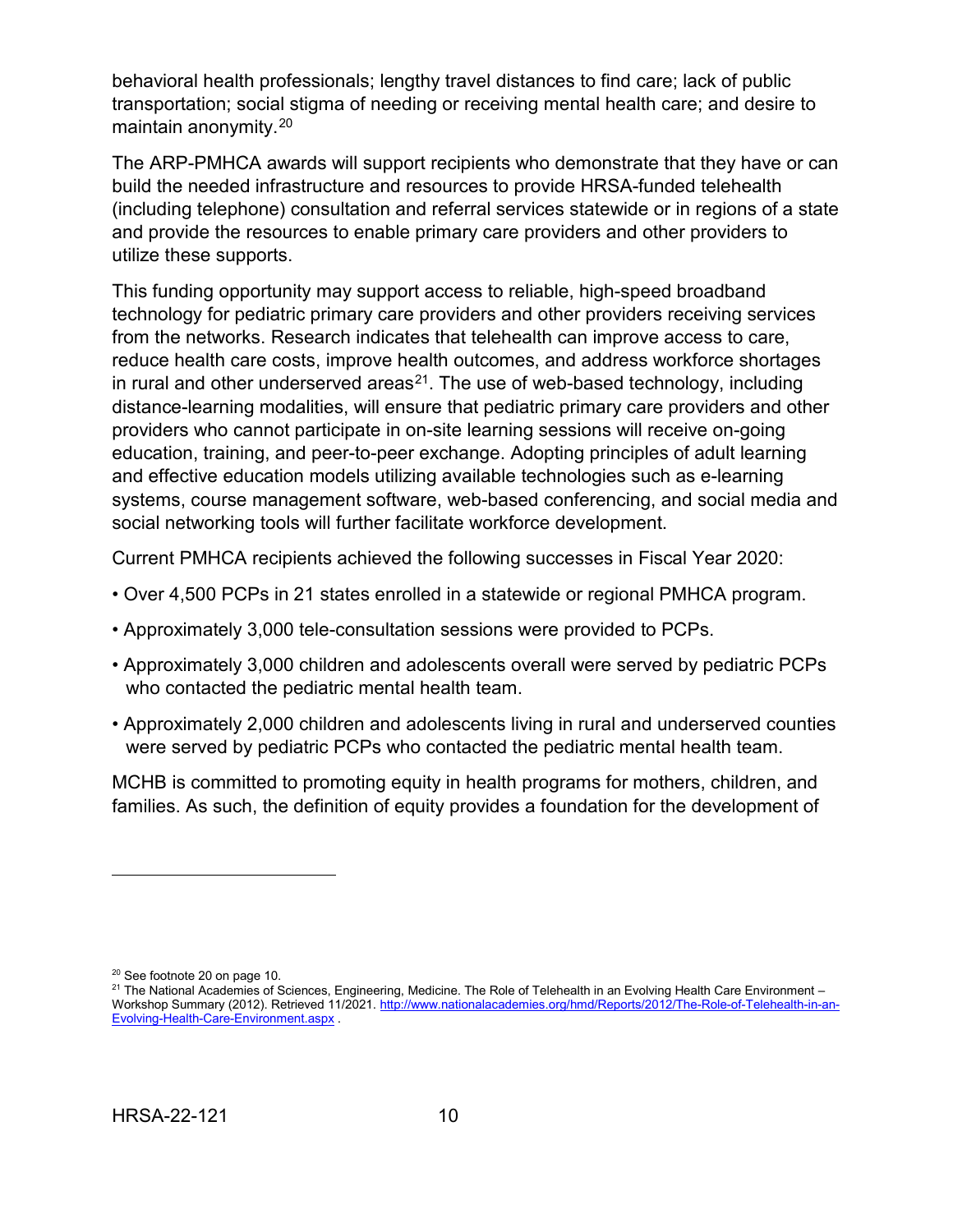behavioral health professionals; lengthy travel distances to find care; lack of public transportation; social stigma of needing or receiving mental health care; and desire to maintain anonymity.[20]

The ARP-PMHCA awards will support recipients who demonstrate that they have or can build the needed infrastructure and resources to provide HRSA-funded telehealth (including telephone) consultation and referral services statewide or in regions of a state and provide the resources to enable primary care providers and other providers to utilize these supports.

This funding opportunity may support access to reliable, high-speed broadband technology for pediatric primary care providers and other providers receiving services from the networks. Research indicates that telehealth can improve access to care, reduce health care costs, improve health outcomes, and address workforce shortages in rural and other underserved areas[21]. The use of web-based technology, including distance-learning modalities, will ensure that pediatric primary care providers and other providers who cannot participate in on-site learning sessions will receive on-going education, training, and peer-to-peer exchange. Adopting principles of adult learning and effective education models utilizing available technologies such as e-learning systems, course management software, web-based conferencing, and social media and social networking tools will further facilitate workforce development.

Current PMHCA recipients achieved the following successes in Fiscal Year 2020:

- Over 4,500 PCPs in 21 states enrolled in a statewide or regional PMHCA program.
- Approximately 3,000 tele-consultation sessions were provided to PCPs.
- Approximately 3,000 children and adolescents overall were served by pediatric PCPs who contacted the pediatric mental health team.
- Approximately 2,000 children and adolescents living in rural and underserved counties were served by pediatric PCPs who contacted the pediatric mental health team.

MCHB is committed to promoting equity in health programs for mothers, children, and families. As such, the definition of equity provides a foundation for the development of

---

[20] See footnote 20 on page 10.

[21] The National Academies of Sciences, Engineering, Medicine. The Role of Telehealth in an Evolving Health Care Environment – Workshop Summary (2012). Retrieved 11/2021. http://www.nationalacademies.org/hmd/Reports/2012/The-Role-of-Telehealth-in-an-Evolving-Health-Care-Environment.aspx .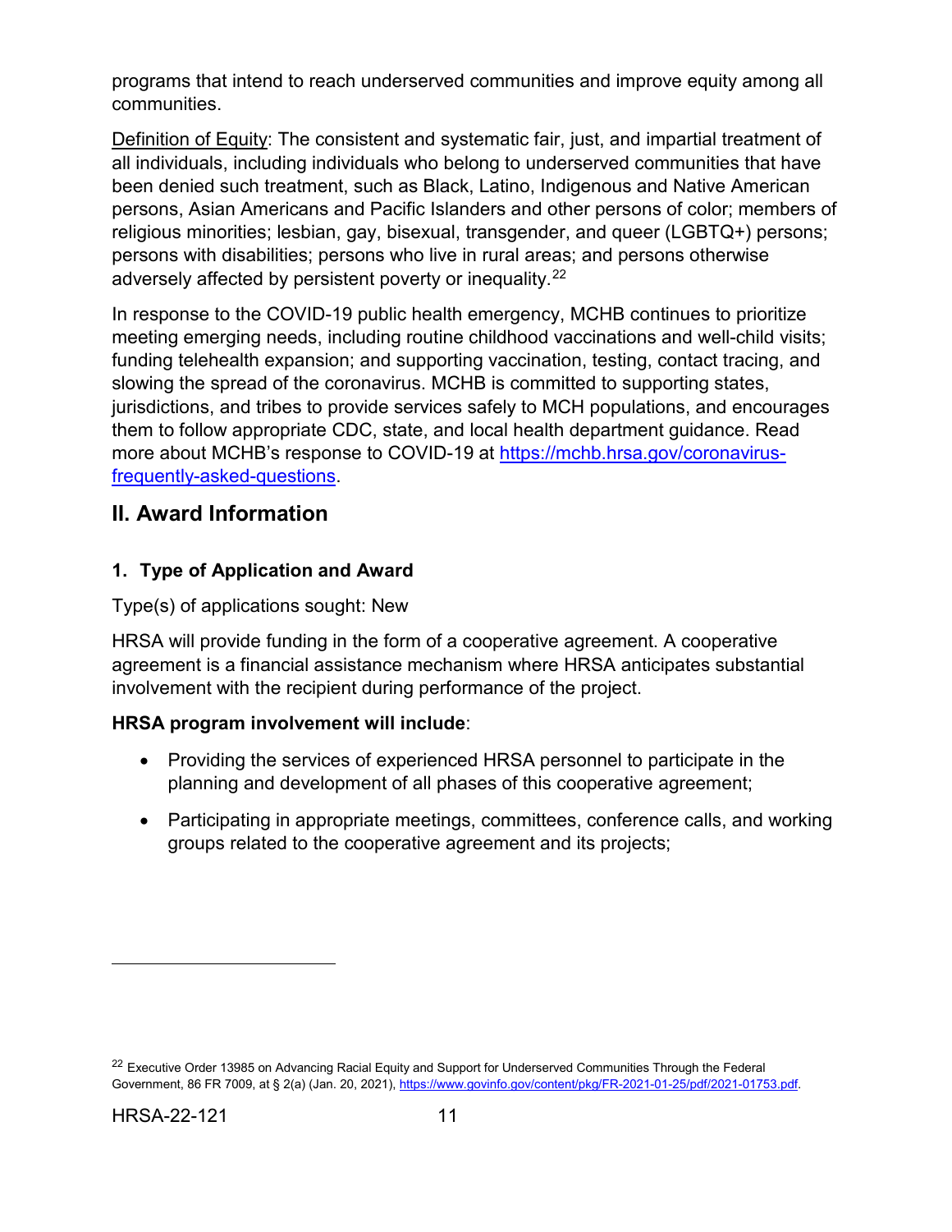programs that intend to reach underserved communities and improve equity among all communities.

Definition of Equity: The consistent and systematic fair, just, and impartial treatment of all individuals, including individuals who belong to underserved communities that have been denied such treatment, such as Black, Latino, Indigenous and Native American persons, Asian Americans and Pacific Islanders and other persons of color; members of religious minorities; lesbian, gay, bisexual, transgender, and queer (LGBTQ+) persons; persons with disabilities; persons who live in rural areas; and persons otherwise adversely affected by persistent poverty or inequality.[22]

In response to the COVID-19 public health emergency, MCHB continues to prioritize meeting emerging needs, including routine childhood vaccinations and well-child visits; funding telehealth expansion; and supporting vaccination, testing, contact tracing, and slowing the spread of the coronavirus. MCHB is committed to supporting states, jurisdictions, and tribes to provide services safely to MCH populations, and encourages them to follow appropriate CDC, state, and local health department guidance. Read more about MCHB's response to COVID-19 at https://mchb.hrsa.gov/coronavirus-frequently-asked-questions.

## II. Award Information

### 1. Type of Application and Award

Type(s) of applications sought: New

HRSA will provide funding in the form of a cooperative agreement. A cooperative agreement is a financial assistance mechanism where HRSA anticipates substantial involvement with the recipient during performance of the project.

**HRSA program involvement will include**:

- Providing the services of experienced HRSA personnel to participate in the planning and development of all phases of this cooperative agreement;
- Participating in appropriate meetings, committees, conference calls, and working groups related to the cooperative agreement and its projects;

[22] Executive Order 13985 on Advancing Racial Equity and Support for Underserved Communities Through the Federal Government, 86 FR 7009, at § 2(a) (Jan. 20, 2021), https://www.govinfo.gov/content/pkg/FR-2021-01-25/pdf/2021-01753.pdf.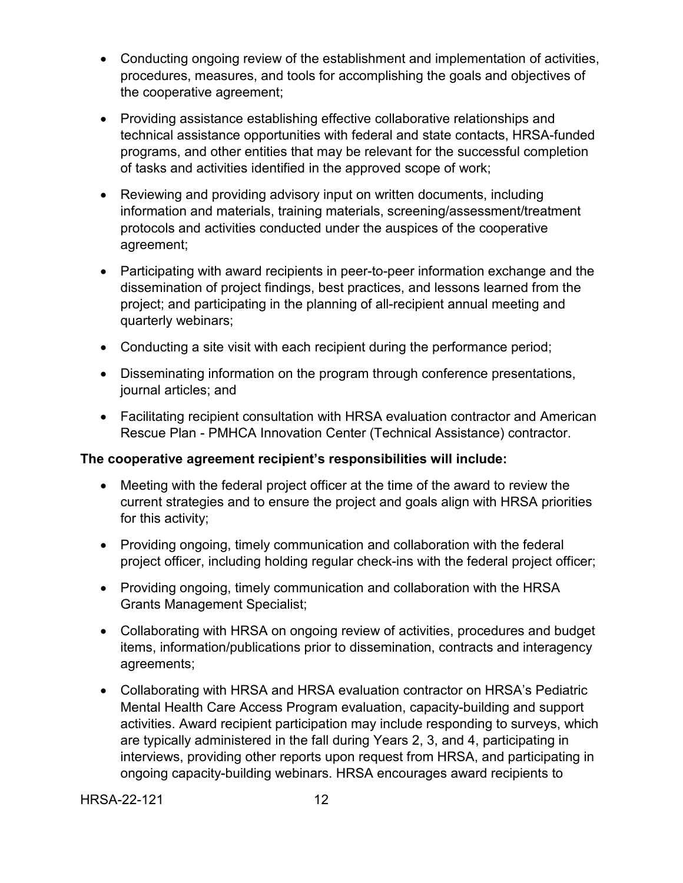- Conducting ongoing review of the establishment and implementation of activities, procedures, measures, and tools for accomplishing the goals and objectives of the cooperative agreement;
- Providing assistance establishing effective collaborative relationships and technical assistance opportunities with federal and state contacts, HRSA-funded programs, and other entities that may be relevant for the successful completion of tasks and activities identified in the approved scope of work;
- Reviewing and providing advisory input on written documents, including information and materials, training materials, screening/assessment/treatment protocols and activities conducted under the auspices of the cooperative agreement;
- Participating with award recipients in peer-to-peer information exchange and the dissemination of project findings, best practices, and lessons learned from the project; and participating in the planning of all-recipient annual meeting and quarterly webinars;
- Conducting a site visit with each recipient during the performance period;
- Disseminating information on the program through conference presentations, journal articles; and
- Facilitating recipient consultation with HRSA evaluation contractor and American Rescue Plan - PMHCA Innovation Center (Technical Assistance) contractor.

**The cooperative agreement recipient's responsibilities will include:**

- Meeting with the federal project officer at the time of the award to review the current strategies and to ensure the project and goals align with HRSA priorities for this activity;
- Providing ongoing, timely communication and collaboration with the federal project officer, including holding regular check-ins with the federal project officer;
- Providing ongoing, timely communication and collaboration with the HRSA Grants Management Specialist;
- Collaborating with HRSA on ongoing review of activities, procedures and budget items, information/publications prior to dissemination, contracts and interagency agreements;
- Collaborating with HRSA and HRSA evaluation contractor on HRSA's Pediatric Mental Health Care Access Program evaluation, capacity-building and support activities. Award recipient participation may include responding to surveys, which are typically administered in the fall during Years 2, 3, and 4, participating in interviews, providing other reports upon request from HRSA, and participating in ongoing capacity-building webinars. HRSA encourages award recipients to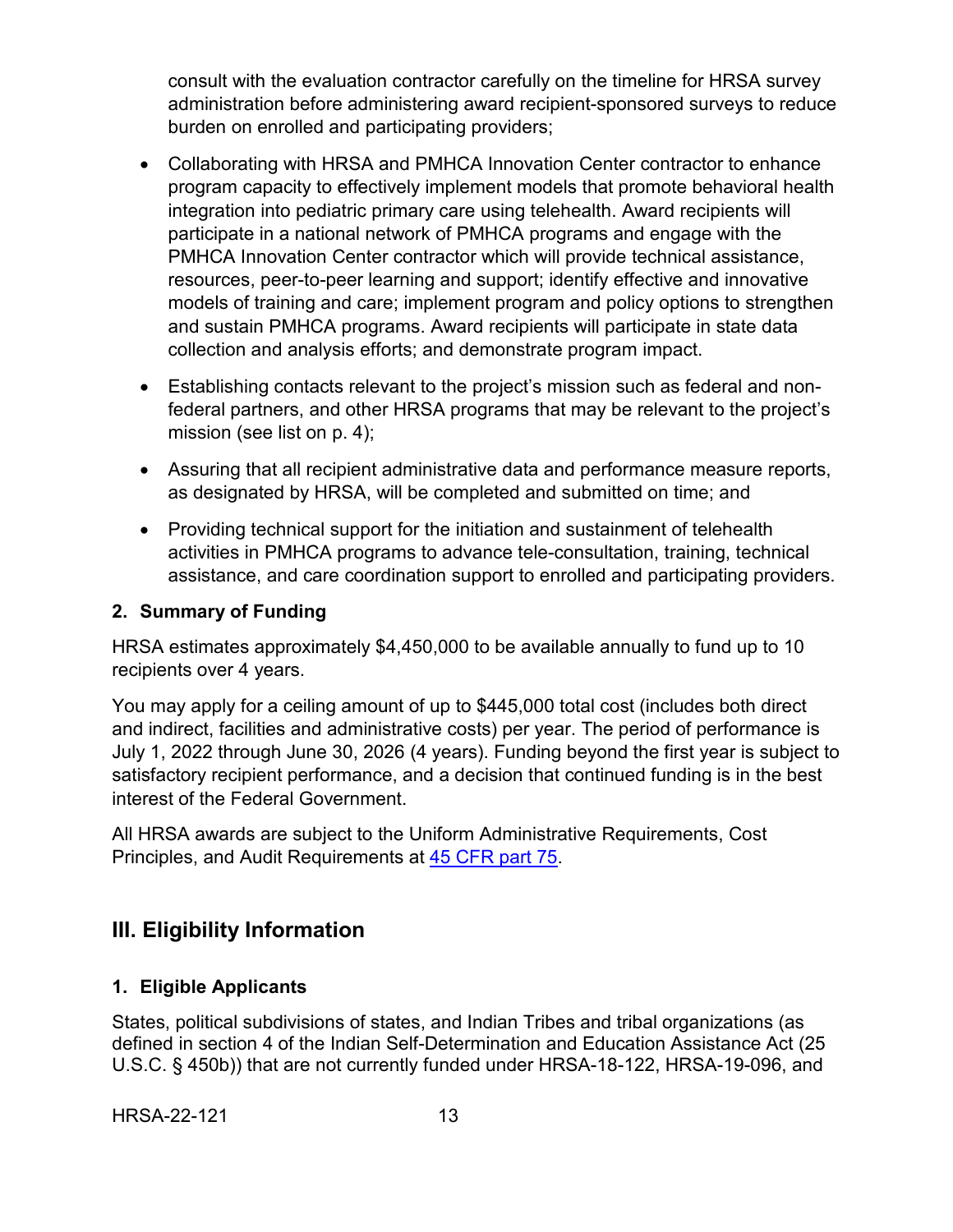consult with the evaluation contractor carefully on the timeline for HRSA survey administration before administering award recipient-sponsored surveys to reduce burden on enrolled and participating providers;

- Collaborating with HRSA and PMHCA Innovation Center contractor to enhance program capacity to effectively implement models that promote behavioral health integration into pediatric primary care using telehealth. Award recipients will participate in a national network of PMHCA programs and engage with the PMHCA Innovation Center contractor which will provide technical assistance, resources, peer-to-peer learning and support; identify effective and innovative models of training and care; implement program and policy options to strengthen and sustain PMHCA programs. Award recipients will participate in state data collection and analysis efforts; and demonstrate program impact.
- Establishing contacts relevant to the project's mission such as federal and non-federal partners, and other HRSA programs that may be relevant to the project's mission (see list on p. 4);
- Assuring that all recipient administrative data and performance measure reports, as designated by HRSA, will be completed and submitted on time; and
- Providing technical support for the initiation and sustainment of telehealth activities in PMHCA programs to advance tele-consultation, training, technical assistance, and care coordination support to enrolled and participating providers.

### 2. Summary of Funding

HRSA estimates approximately $4,450,000 to be available annually to fund up to 10 recipients over 4 years.

You may apply for a ceiling amount of up to $445,000 total cost (includes both direct and indirect, facilities and administrative costs) per year. The period of performance is July 1, 2022 through June 30, 2026 (4 years). Funding beyond the first year is subject to satisfactory recipient performance, and a decision that continued funding is in the best interest of the Federal Government.

All HRSA awards are subject to the Uniform Administrative Requirements, Cost Principles, and Audit Requirements at 45 CFR part 75.

## III. Eligibility Information

### 1. Eligible Applicants

States, political subdivisions of states, and Indian Tribes and tribal organizations (as defined in section 4 of the Indian Self-Determination and Education Assistance Act (25 U.S.C. § 450b)) that are not currently funded under HRSA-18-122, HRSA-19-096, and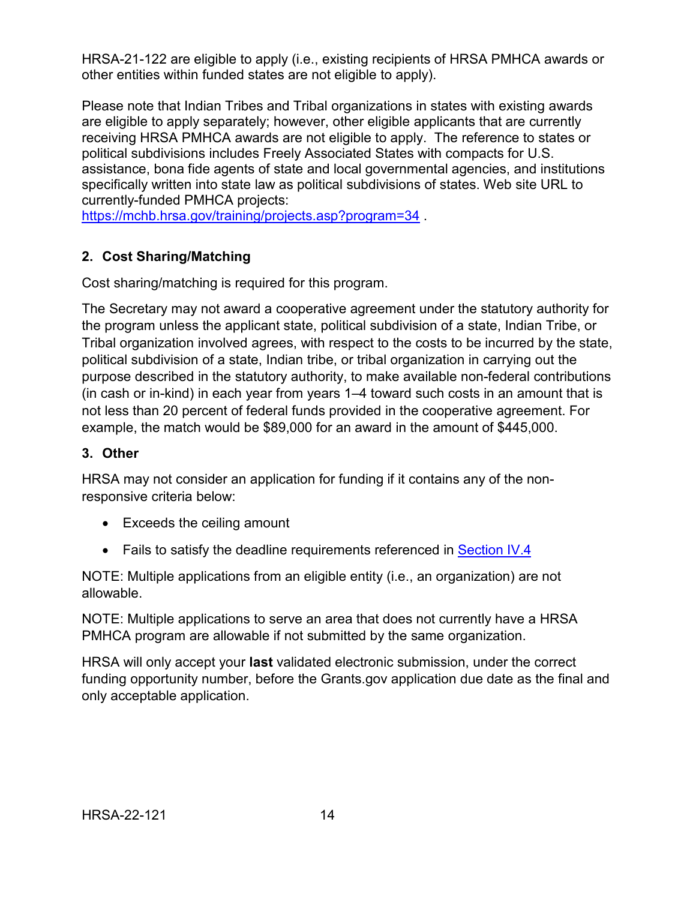HRSA-21-122 are eligible to apply (i.e., existing recipients of HRSA PMHCA awards or other entities within funded states are not eligible to apply).

Please note that Indian Tribes and Tribal organizations in states with existing awards are eligible to apply separately; however, other eligible applicants that are currently receiving HRSA PMHCA awards are not eligible to apply. The reference to states or political subdivisions includes Freely Associated States with compacts for U.S. assistance, bona fide agents of state and local governmental agencies, and institutions specifically written into state law as political subdivisions of states. Web site URL to currently-funded PMHCA projects: [https://mchb.hrsa.gov/training/projects.asp?program=34](https://mchb.hrsa.gov/training/projects.asp?program=34) .

### 2. Cost Sharing/Matching

Cost sharing/matching is required for this program.

The Secretary may not award a cooperative agreement under the statutory authority for the program unless the applicant state, political subdivision of a state, Indian Tribe, or Tribal organization involved agrees, with respect to the costs to be incurred by the state, political subdivision of a state, Indian tribe, or tribal organization in carrying out the purpose described in the statutory authority, to make available non-federal contributions (in cash or in-kind) in each year from years 1–4 toward such costs in an amount that is not less than 20 percent of federal funds provided in the cooperative agreement. For example, the match would be $89,000 for an award in the amount of $445,000.

### 3. Other

HRSA may not consider an application for funding if it contains any of the non-responsive criteria below:

- Exceeds the ceiling amount
- Fails to satisfy the deadline requirements referenced in Section IV.4

NOTE: Multiple applications from an eligible entity (i.e., an organization) are not allowable.

NOTE: Multiple applications to serve an area that does not currently have a HRSA PMHCA program are allowable if not submitted by the same organization.

HRSA will only accept your **last** validated electronic submission, under the correct funding opportunity number, before the Grants.gov application due date as the final and only acceptable application.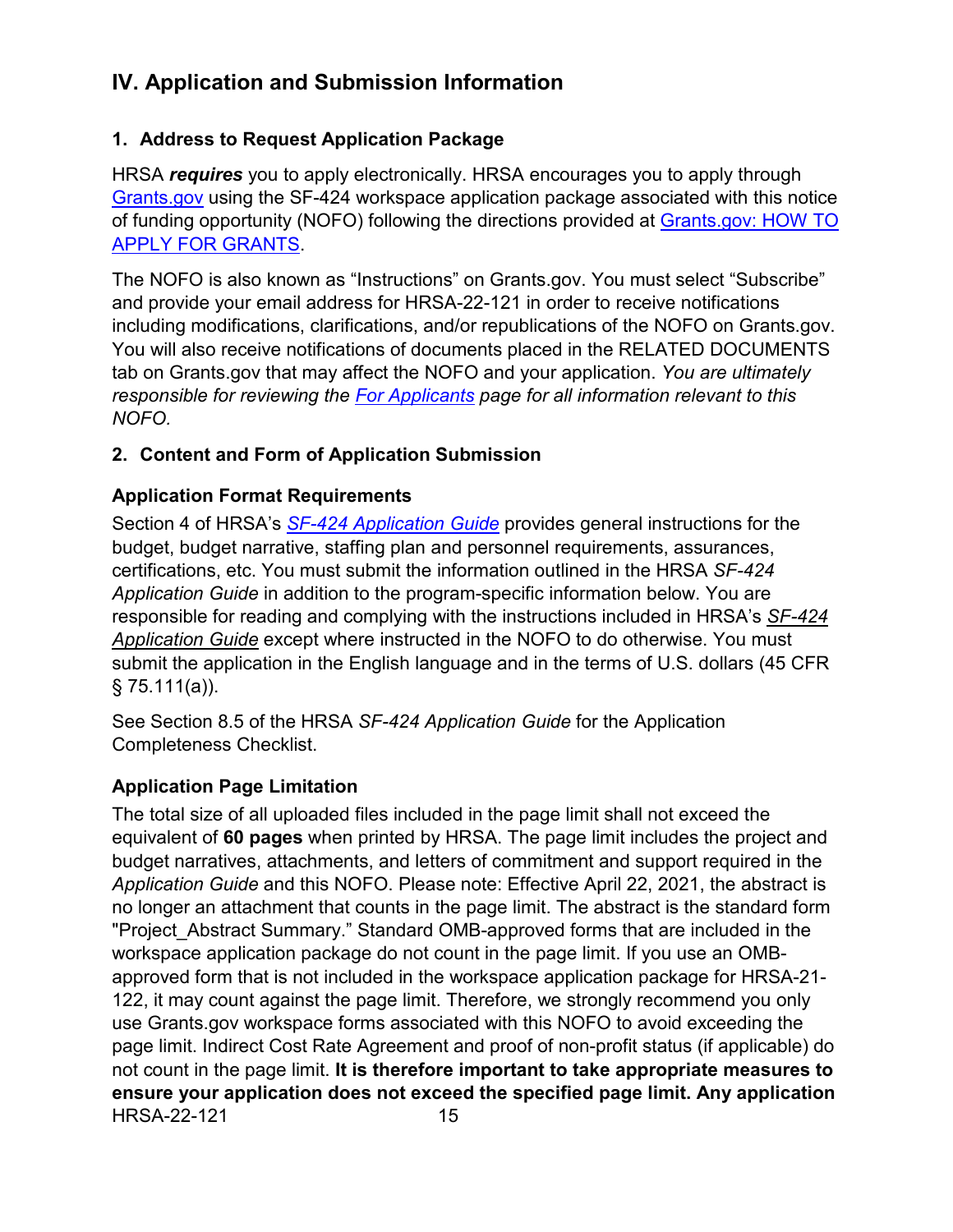## IV. Application and Submission Information

### 1. Address to Request Application Package

HRSA ***requires*** you to apply electronically. HRSA encourages you to apply through Grants.gov using the SF-424 workspace application package associated with this notice of funding opportunity (NOFO) following the directions provided at Grants.gov: HOW TO APPLY FOR GRANTS.

The NOFO is also known as "Instructions" on Grants.gov. You must select "Subscribe" and provide your email address for HRSA-22-121 in order to receive notifications including modifications, clarifications, and/or republications of the NOFO on Grants.gov. You will also receive notifications of documents placed in the RELATED DOCUMENTS tab on Grants.gov that may affect the NOFO and your application. *You are ultimately responsible for reviewing the For Applicants page for all information relevant to this NOFO.*

### 2. Content and Form of Application Submission

#### Application Format Requirements

Section 4 of HRSA's *SF-424 Application Guide* provides general instructions for the budget, budget narrative, staffing plan and personnel requirements, assurances, certifications, etc. You must submit the information outlined in the HRSA *SF-424 Application Guide* in addition to the program-specific information below. You are responsible for reading and complying with the instructions included in HRSA's *SF-424 Application Guide* except where instructed in the NOFO to do otherwise. You must submit the application in the English language and in the terms of U.S. dollars (45 CFR § 75.111(a)).

See Section 8.5 of the HRSA *SF-424 Application Guide* for the Application Completeness Checklist.

#### Application Page Limitation

The total size of all uploaded files included in the page limit shall not exceed the equivalent of **60 pages** when printed by HRSA. The page limit includes the project and budget narratives, attachments, and letters of commitment and support required in the *Application Guide* and this NOFO. Please note: Effective April 22, 2021, the abstract is no longer an attachment that counts in the page limit. The abstract is the standard form "Project_Abstract Summary." Standard OMB-approved forms that are included in the workspace application package do not count in the page limit. If you use an OMB-approved form that is not included in the workspace application package for HRSA-21-122, it may count against the page limit. Therefore, we strongly recommend you only use Grants.gov workspace forms associated with this NOFO to avoid exceeding the page limit. Indirect Cost Rate Agreement and proof of non-profit status (if applicable) do not count in the page limit. **It is therefore important to take appropriate measures to ensure your application does not exceed the specified page limit. Any application**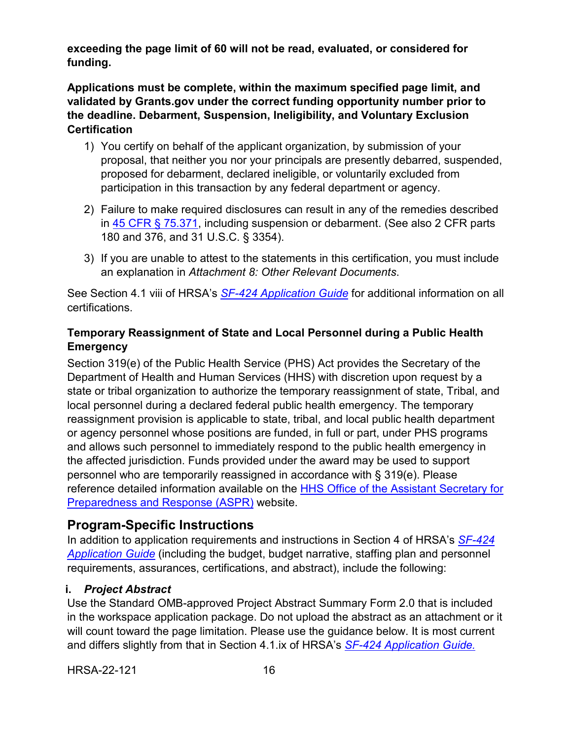**exceeding the page limit of 60 will not be read, evaluated, or considered for funding.**

**Applications must be complete, within the maximum specified page limit, and validated by Grants.gov under the correct funding opportunity number prior to the deadline. Debarment, Suspension, Ineligibility, and Voluntary Exclusion Certification**

1) You certify on behalf of the applicant organization, by submission of your proposal, that neither you nor your principals are presently debarred, suspended, proposed for debarment, declared ineligible, or voluntarily excluded from participation in this transaction by any federal department or agency.

2) Failure to make required disclosures can result in any of the remedies described in 45 CFR § 75.371, including suspension or debarment. (See also 2 CFR parts 180 and 376, and 31 U.S.C. § 3354).

3) If you are unable to attest to the statements in this certification, you must include an explanation in *Attachment 8: Other Relevant Documents*.

See Section 4.1 viii of HRSA's *SF-424 Application Guide* for additional information on all certifications.

**Temporary Reassignment of State and Local Personnel during a Public Health Emergency**

Section 319(e) of the Public Health Service (PHS) Act provides the Secretary of the Department of Health and Human Services (HHS) with discretion upon request by a state or tribal organization to authorize the temporary reassignment of state, Tribal, and local personnel during a declared federal public health emergency. The temporary reassignment provision is applicable to state, tribal, and local public health department or agency personnel whose positions are funded, in full or part, under PHS programs and allows such personnel to immediately respond to the public health emergency in the affected jurisdiction. Funds provided under the award may be used to support personnel who are temporarily reassigned in accordance with § 319(e). Please reference detailed information available on the HHS Office of the Assistant Secretary for Preparedness and Response (ASPR) website.

## Program-Specific Instructions

In addition to application requirements and instructions in Section 4 of HRSA's *SF-424 Application Guide* (including the budget, budget narrative, staffing plan and personnel requirements, assurances, certifications, and abstract), include the following:

### i. *Project Abstract*

Use the Standard OMB-approved Project Abstract Summary Form 2.0 that is included in the workspace application package. Do not upload the abstract as an attachment or it will count toward the page limitation. Please use the guidance below. It is most current and differs slightly from that in Section 4.1.ix of HRSA's *SF-424 Application Guide.*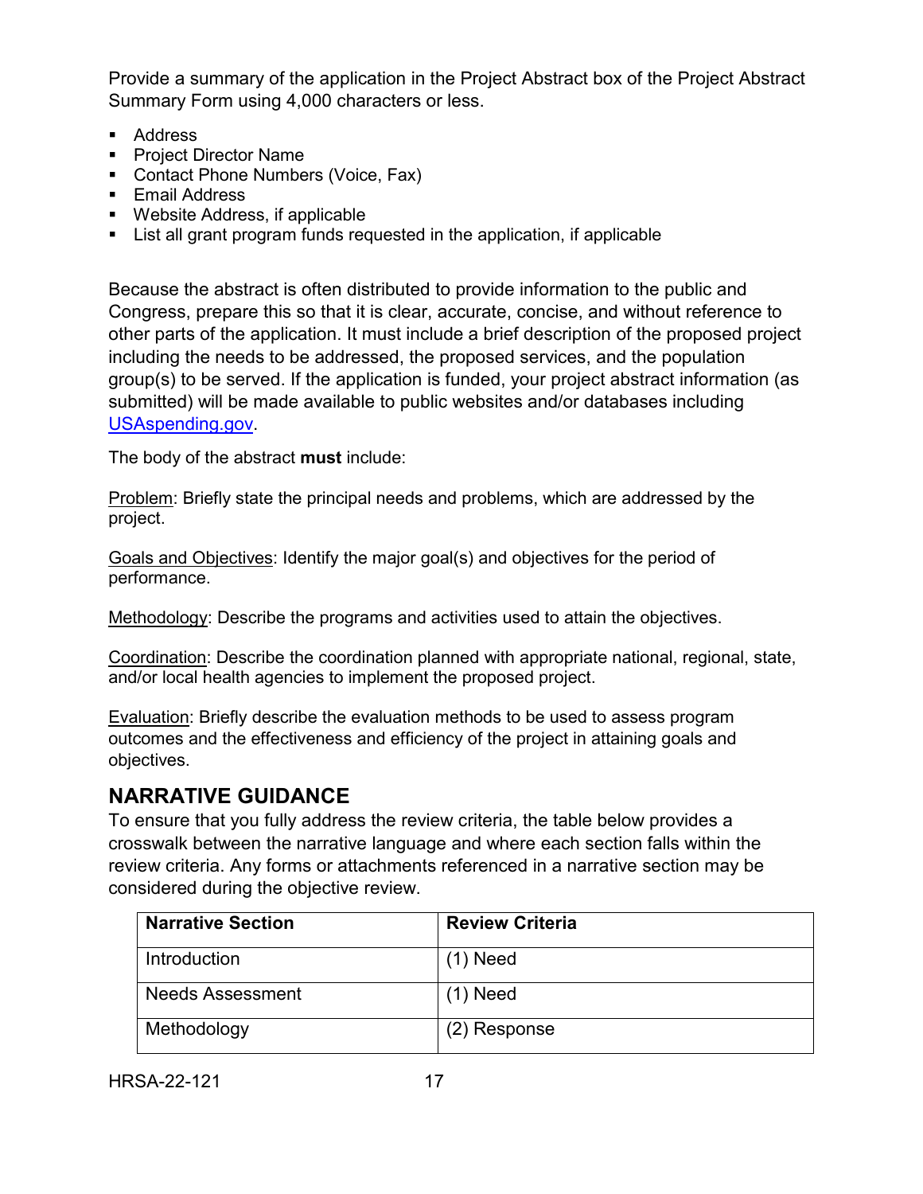Provide a summary of the application in the Project Abstract box of the Project Abstract Summary Form using 4,000 characters or less.

- Address
- Project Director Name
- Contact Phone Numbers (Voice, Fax)
- Email Address
- Website Address, if applicable
- List all grant program funds requested in the application, if applicable

Because the abstract is often distributed to provide information to the public and Congress, prepare this so that it is clear, accurate, concise, and without reference to other parts of the application. It must include a brief description of the proposed project including the needs to be addressed, the proposed services, and the population group(s) to be served. If the application is funded, your project abstract information (as submitted) will be made available to public websites and/or databases including USAspending.gov.

The body of the abstract **must** include:

Problem: Briefly state the principal needs and problems, which are addressed by the project.

Goals and Objectives: Identify the major goal(s) and objectives for the period of performance.

Methodology: Describe the programs and activities used to attain the objectives.

Coordination: Describe the coordination planned with appropriate national, regional, state, and/or local health agencies to implement the proposed project.

Evaluation: Briefly describe the evaluation methods to be used to assess program outcomes and the effectiveness and efficiency of the project in attaining goals and objectives.

## NARRATIVE GUIDANCE

To ensure that you fully address the review criteria, the table below provides a crosswalk between the narrative language and where each section falls within the review criteria. Any forms or attachments referenced in a narrative section may be considered during the objective review.

| Narrative Section | Review Criteria |
| --- | --- |
| Introduction | (1) Need |
| Needs Assessment | (1) Need |
| Methodology | (2) Response |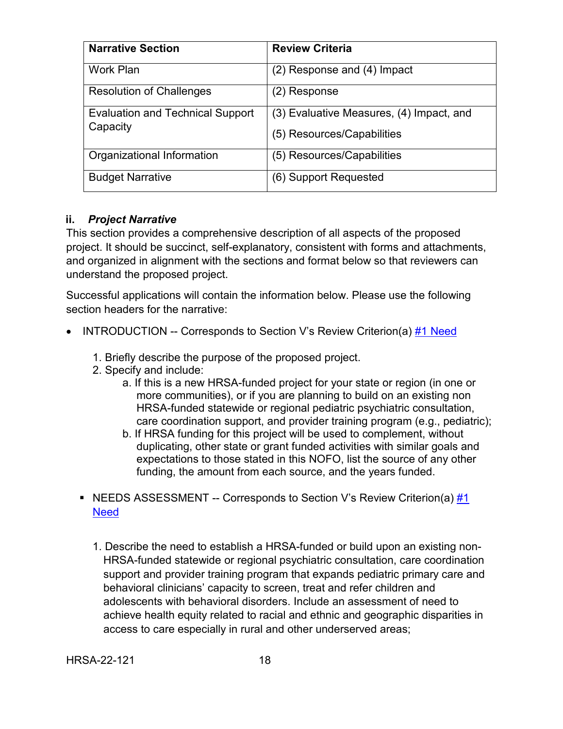| Narrative Section | Review Criteria |
|---|---|
| Work Plan | (2) Response and (4) Impact |
| Resolution of Challenges | (2) Response |
| Evaluation and Technical Support Capacity | (3) Evaluative Measures, (4) Impact, and (5) Resources/Capabilities |
| Organizational Information | (5) Resources/Capabilities |
| Budget Narrative | (6) Support Requested |

**ii. *Project Narrative***

This section provides a comprehensive description of all aspects of the proposed project. It should be succinct, self-explanatory, consistent with forms and attachments, and organized in alignment with the sections and format below so that reviewers can understand the proposed project.

Successful applications will contain the information below. Please use the following section headers for the narrative:

- INTRODUCTION -- Corresponds to Section V's Review Criterion(a) #1 Need

    1. Briefly describe the purpose of the proposed project.
    2. Specify and include:
        a. If this is a new HRSA-funded project for your state or region (in one or more communities), or if you are planning to build on an existing non HRSA-funded statewide or regional pediatric psychiatric consultation, care coordination support, and provider training program (e.g., pediatric);
        b. If HRSA funding for this project will be used to complement, without duplicating, other state or grant funded activities with similar goals and expectations to those stated in this NOFO, list the source of any other funding, the amount from each source, and the years funded.

- NEEDS ASSESSMENT -- Corresponds to Section V's Review Criterion(a) #1 Need

    1. Describe the need to establish a HRSA-funded or build upon an existing non-HRSA-funded statewide or regional psychiatric consultation, care coordination support and provider training program that expands pediatric primary care and behavioral clinicians' capacity to screen, treat and refer children and adolescents with behavioral disorders. Include an assessment of need to achieve health equity related to racial and ethnic and geographic disparities in access to care especially in rural and other underserved areas;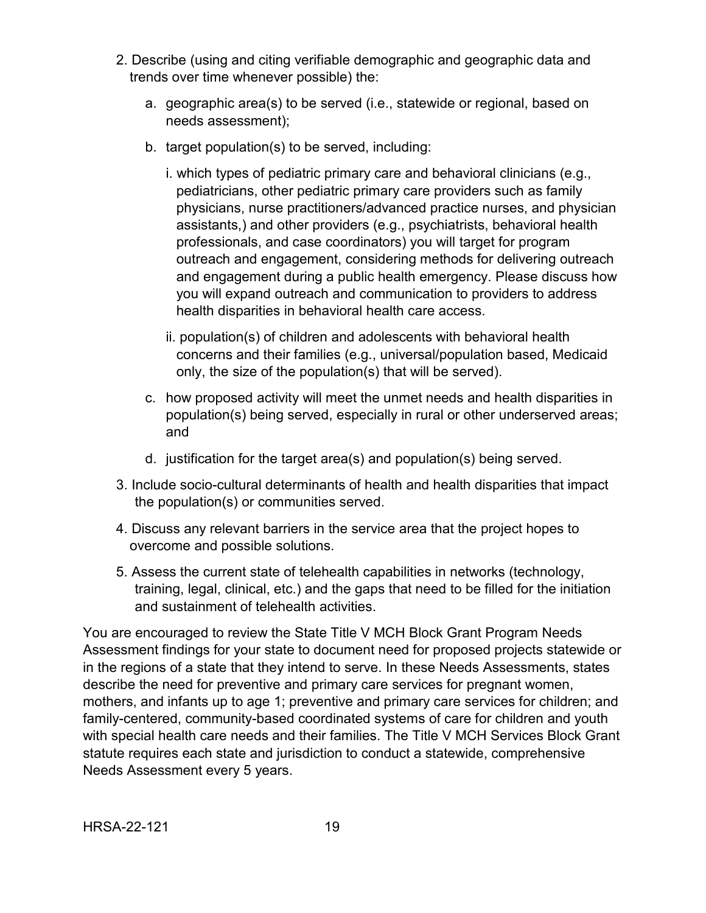2. Describe (using and citing verifiable demographic and geographic data and trends over time whenever possible) the:

   a. geographic area(s) to be served (i.e., statewide or regional, based on needs assessment);

   b. target population(s) to be served, including:

      i. which types of pediatric primary care and behavioral clinicians (e.g., pediatricians, other pediatric primary care providers such as family physicians, nurse practitioners/advanced practice nurses, and physician assistants,) and other providers (e.g., psychiatrists, behavioral health professionals, and case coordinators) you will target for program outreach and engagement, considering methods for delivering outreach and engagement during a public health emergency. Please discuss how you will expand outreach and communication to providers to address health disparities in behavioral health care access.

      ii. population(s) of children and adolescents with behavioral health concerns and their families (e.g., universal/population based, Medicaid only, the size of the population(s) that will be served).

   c. how proposed activity will meet the unmet needs and health disparities in population(s) being served, especially in rural or other underserved areas; and

   d. justification for the target area(s) and population(s) being served.

3. Include socio-cultural determinants of health and health disparities that impact the population(s) or communities served.

4. Discuss any relevant barriers in the service area that the project hopes to overcome and possible solutions.

5. Assess the current state of telehealth capabilities in networks (technology, training, legal, clinical, etc.) and the gaps that need to be filled for the initiation and sustainment of telehealth activities.

You are encouraged to review the State Title V MCH Block Grant Program Needs Assessment findings for your state to document need for proposed projects statewide or in the regions of a state that they intend to serve. In these Needs Assessments, states describe the need for preventive and primary care services for pregnant women, mothers, and infants up to age 1; preventive and primary care services for children; and family-centered, community-based coordinated systems of care for children and youth with special health care needs and their families. The Title V MCH Services Block Grant statute requires each state and jurisdiction to conduct a statewide, comprehensive Needs Assessment every 5 years.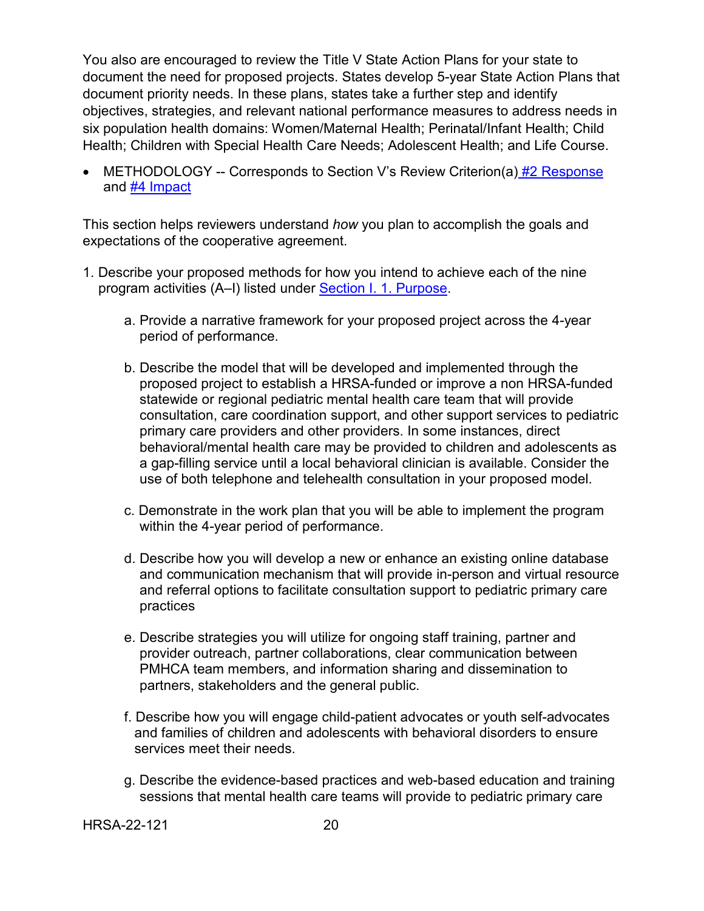You also are encouraged to review the Title V State Action Plans for your state to document the need for proposed projects. States develop 5-year State Action Plans that document priority needs. In these plans, states take a further step and identify objectives, strategies, and relevant national performance measures to address needs in six population health domains: Women/Maternal Health; Perinatal/Infant Health; Child Health; Children with Special Health Care Needs; Adolescent Health; and Life Course.

- METHODOLOGY -- Corresponds to Section V's Review Criterion(a) #2 Response and #4 Impact

This section helps reviewers understand *how* you plan to accomplish the goals and expectations of the cooperative agreement.

1. Describe your proposed methods for how you intend to achieve each of the nine program activities (A–I) listed under Section I. 1. Purpose.

    a. Provide a narrative framework for your proposed project across the 4-year period of performance.

    b. Describe the model that will be developed and implemented through the proposed project to establish a HRSA-funded or improve a non HRSA-funded statewide or regional pediatric mental health care team that will provide consultation, care coordination support, and other support services to pediatric primary care providers and other providers. In some instances, direct behavioral/mental health care may be provided to children and adolescents as a gap-filling service until a local behavioral clinician is available. Consider the use of both telephone and telehealth consultation in your proposed model.

    c. Demonstrate in the work plan that you will be able to implement the program within the 4-year period of performance.

    d. Describe how you will develop a new or enhance an existing online database and communication mechanism that will provide in-person and virtual resource and referral options to facilitate consultation support to pediatric primary care practices

    e. Describe strategies you will utilize for ongoing staff training, partner and provider outreach, partner collaborations, clear communication between PMHCA team members, and information sharing and dissemination to partners, stakeholders and the general public.

    f. Describe how you will engage child-patient advocates or youth self-advocates and families of children and adolescents with behavioral disorders to ensure services meet their needs.

    g. Describe the evidence-based practices and web-based education and training sessions that mental health care teams will provide to pediatric primary care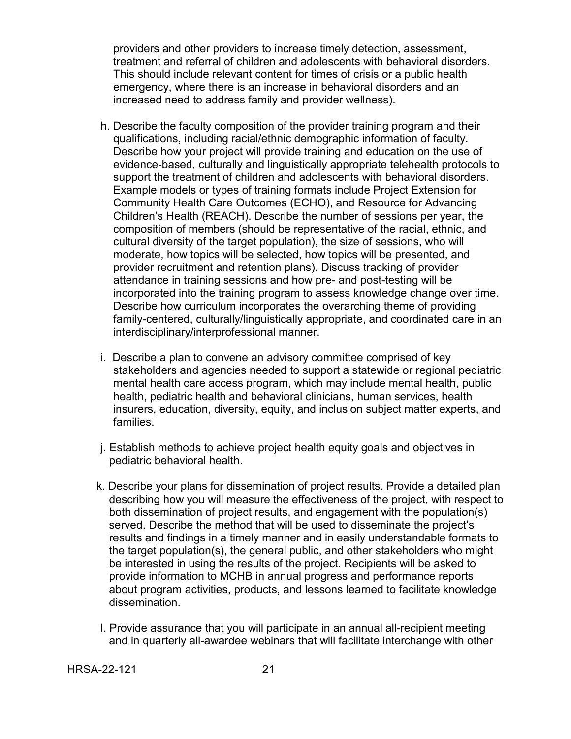providers and other providers to increase timely detection, assessment, treatment and referral of children and adolescents with behavioral disorders. This should include relevant content for times of crisis or a public health emergency, where there is an increase in behavioral disorders and an increased need to address family and provider wellness).

h. Describe the faculty composition of the provider training program and their qualifications, including racial/ethnic demographic information of faculty. Describe how your project will provide training and education on the use of evidence-based, culturally and linguistically appropriate telehealth protocols to support the treatment of children and adolescents with behavioral disorders. Example models or types of training formats include Project Extension for Community Health Care Outcomes (ECHO), and Resource for Advancing Children's Health (REACH). Describe the number of sessions per year, the composition of members (should be representative of the racial, ethnic, and cultural diversity of the target population), the size of sessions, who will moderate, how topics will be selected, how topics will be presented, and provider recruitment and retention plans). Discuss tracking of provider attendance in training sessions and how pre- and post-testing will be incorporated into the training program to assess knowledge change over time. Describe how curriculum incorporates the overarching theme of providing family-centered, culturally/linguistically appropriate, and coordinated care in an interdisciplinary/interprofessional manner.

i. Describe a plan to convene an advisory committee comprised of key stakeholders and agencies needed to support a statewide or regional pediatric mental health care access program, which may include mental health, public health, pediatric health and behavioral clinicians, human services, health insurers, education, diversity, equity, and inclusion subject matter experts, and families.

j. Establish methods to achieve project health equity goals and objectives in pediatric behavioral health.

k. Describe your plans for dissemination of project results. Provide a detailed plan describing how you will measure the effectiveness of the project, with respect to both dissemination of project results, and engagement with the population(s) served. Describe the method that will be used to disseminate the project's results and findings in a timely manner and in easily understandable formats to the target population(s), the general public, and other stakeholders who might be interested in using the results of the project. Recipients will be asked to provide information to MCHB in annual progress and performance reports about program activities, products, and lessons learned to facilitate knowledge dissemination.

l. Provide assurance that you will participate in an annual all-recipient meeting and in quarterly all-awardee webinars that will facilitate interchange with other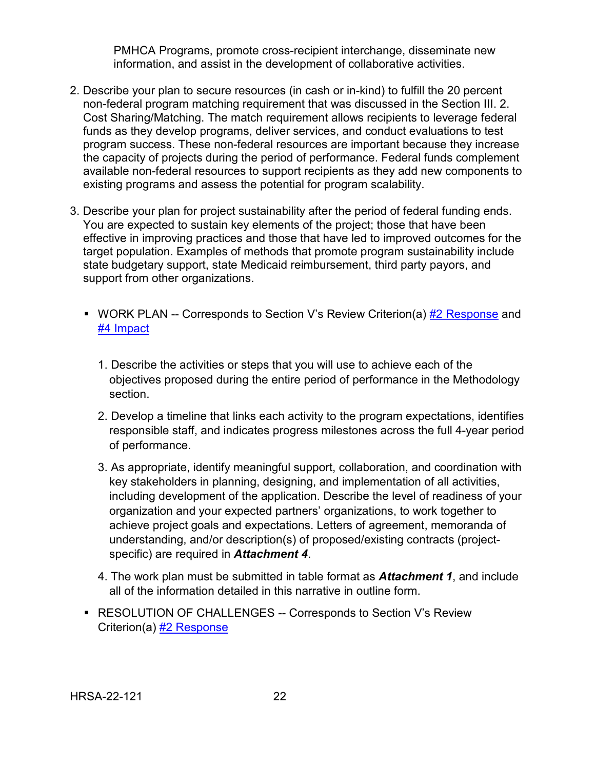PMHCA Programs, promote cross-recipient interchange, disseminate new information, and assist in the development of collaborative activities.

2. Describe your plan to secure resources (in cash or in-kind) to fulfill the 20 percent non-federal program matching requirement that was discussed in the Section III. 2. Cost Sharing/Matching. The match requirement allows recipients to leverage federal funds as they develop programs, deliver services, and conduct evaluations to test program success. These non-federal resources are important because they increase the capacity of projects during the period of performance. Federal funds complement available non-federal resources to support recipients as they add new components to existing programs and assess the potential for program scalability.

3. Describe your plan for project sustainability after the period of federal funding ends. You are expected to sustain key elements of the project; those that have been effective in improving practices and those that have led to improved outcomes for the target population. Examples of methods that promote program sustainability include state budgetary support, state Medicaid reimbursement, third party payors, and support from other organizations.

- WORK PLAN -- Corresponds to Section V's Review Criterion(a) #2 Response and #4 Impact

  1. Describe the activities or steps that you will use to achieve each of the objectives proposed during the entire period of performance in the Methodology section.

  2. Develop a timeline that links each activity to the program expectations, identifies responsible staff, and indicates progress milestones across the full 4-year period of performance.

  3. As appropriate, identify meaningful support, collaboration, and coordination with key stakeholders in planning, designing, and implementation of all activities, including development of the application. Describe the level of readiness of your organization and your expected partners' organizations, to work together to achieve project goals and expectations. Letters of agreement, memoranda of understanding, and/or description(s) of proposed/existing contracts (project-specific) are required in ***Attachment 4***.

  4. The work plan must be submitted in table format as ***Attachment 1***, and include all of the information detailed in this narrative in outline form.

- RESOLUTION OF CHALLENGES -- Corresponds to Section V's Review Criterion(a) #2 Response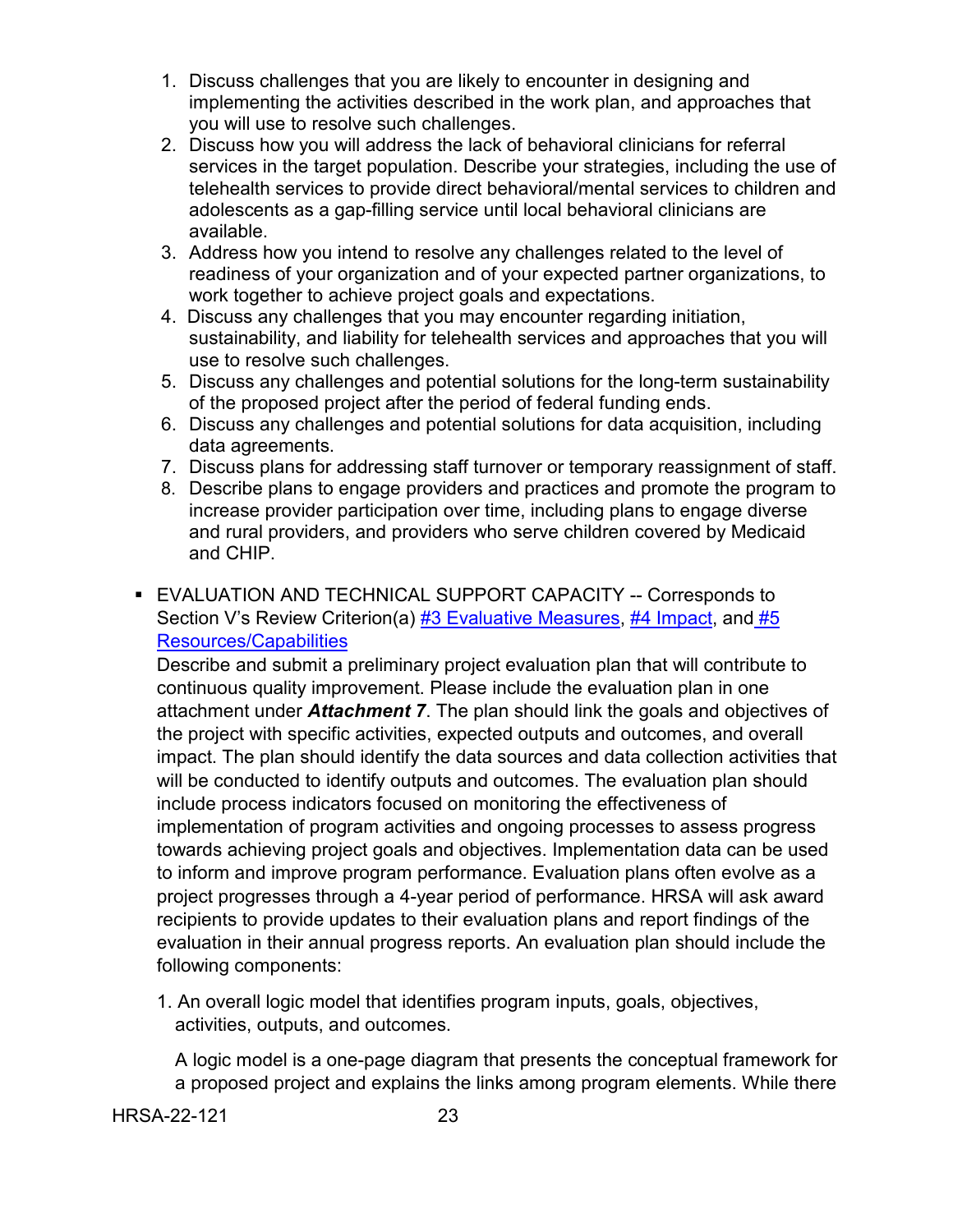1. Discuss challenges that you are likely to encounter in designing and implementing the activities described in the work plan, and approaches that you will use to resolve such challenges.
2. Discuss how you will address the lack of behavioral clinicians for referral services in the target population. Describe your strategies, including the use of telehealth services to provide direct behavioral/mental services to children and adolescents as a gap-filling service until local behavioral clinicians are available.
3. Address how you intend to resolve any challenges related to the level of readiness of your organization and of your expected partner organizations, to work together to achieve project goals and expectations.
4. Discuss any challenges that you may encounter regarding initiation, sustainability, and liability for telehealth services and approaches that you will use to resolve such challenges.
5. Discuss any challenges and potential solutions for the long-term sustainability of the proposed project after the period of federal funding ends.
6. Discuss any challenges and potential solutions for data acquisition, including data agreements.
7. Discuss plans for addressing staff turnover or temporary reassignment of staff.
8. Describe plans to engage providers and practices and promote the program to increase provider participation over time, including plans to engage diverse and rural providers, and providers who serve children covered by Medicaid and CHIP.

- EVALUATION AND TECHNICAL SUPPORT CAPACITY -- Corresponds to Section V's Review Criterion(a) #3 Evaluative Measures, #4 Impact, and #5 Resources/Capabilities

  Describe and submit a preliminary project evaluation plan that will contribute to continuous quality improvement. Please include the evaluation plan in one attachment under ***Attachment 7***. The plan should link the goals and objectives of the project with specific activities, expected outputs and outcomes, and overall impact. The plan should identify the data sources and data collection activities that will be conducted to identify outputs and outcomes. The evaluation plan should include process indicators focused on monitoring the effectiveness of implementation of program activities and ongoing processes to assess progress towards achieving project goals and objectives. Implementation data can be used to inform and improve program performance. Evaluation plans often evolve as a project progresses through a 4-year period of performance. HRSA will ask award recipients to provide updates to their evaluation plans and report findings of the evaluation in their annual progress reports. An evaluation plan should include the following components:

  1. An overall logic model that identifies program inputs, goals, objectives, activities, outputs, and outcomes.

     A logic model is a one-page diagram that presents the conceptual framework for a proposed project and explains the links among program elements. While there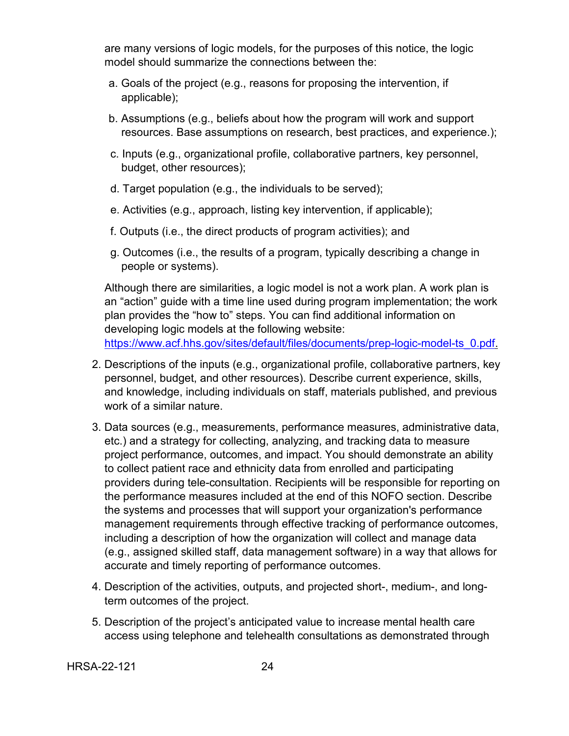are many versions of logic models, for the purposes of this notice, the logic model should summarize the connections between the:

a. Goals of the project (e.g., reasons for proposing the intervention, if applicable);

b. Assumptions (e.g., beliefs about how the program will work and support resources. Base assumptions on research, best practices, and experience.);

c. Inputs (e.g., organizational profile, collaborative partners, key personnel, budget, other resources);

d. Target population (e.g., the individuals to be served);

e. Activities (e.g., approach, listing key intervention, if applicable);

f. Outputs (i.e., the direct products of program activities); and

g. Outcomes (i.e., the results of a program, typically describing a change in people or systems).

Although there are similarities, a logic model is not a work plan. A work plan is an "action" guide with a time line used during program implementation; the work plan provides the "how to" steps. You can find additional information on developing logic models at the following website: [https://www.acf.hhs.gov/sites/default/files/documents/prep-logic-model-ts_0.pdf](https://www.acf.hhs.gov/sites/default/files/documents/prep-logic-model-ts_0.pdf).

2. Descriptions of the inputs (e.g., organizational profile, collaborative partners, key personnel, budget, and other resources). Describe current experience, skills, and knowledge, including individuals on staff, materials published, and previous work of a similar nature.

3. Data sources (e.g., measurements, performance measures, administrative data, etc.) and a strategy for collecting, analyzing, and tracking data to measure project performance, outcomes, and impact. You should demonstrate an ability to collect patient race and ethnicity data from enrolled and participating providers during tele-consultation. Recipients will be responsible for reporting on the performance measures included at the end of this NOFO section. Describe the systems and processes that will support your organization's performance management requirements through effective tracking of performance outcomes, including a description of how the organization will collect and manage data (e.g., assigned skilled staff, data management software) in a way that allows for accurate and timely reporting of performance outcomes.

4. Description of the activities, outputs, and projected short-, medium-, and long-term outcomes of the project.

5. Description of the project's anticipated value to increase mental health care access using telephone and telehealth consultations as demonstrated through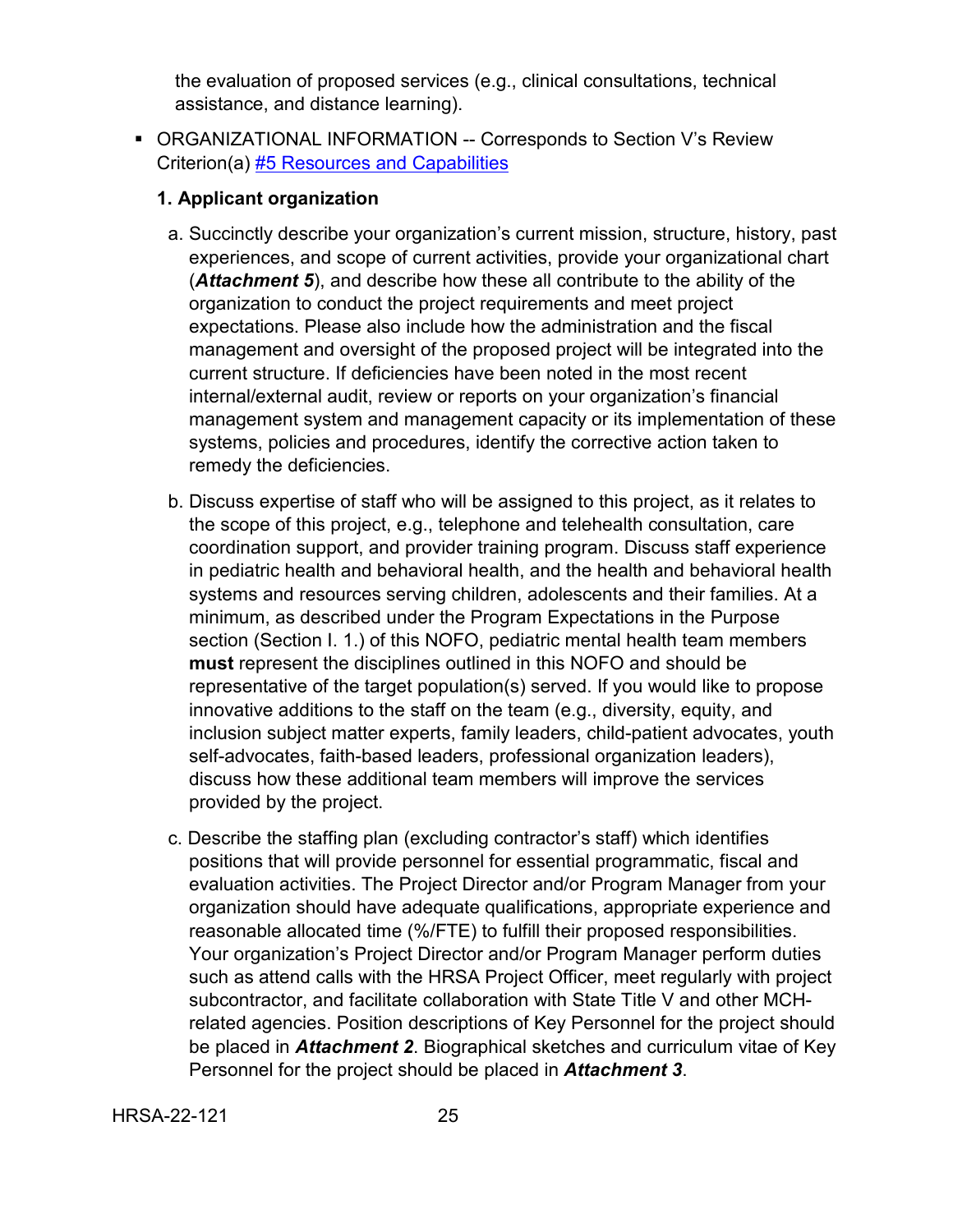the evaluation of proposed services (e.g., clinical consultations, technical assistance, and distance learning).

- ORGANIZATIONAL INFORMATION -- Corresponds to Section V's Review Criterion(a) [#5 Resources and Capabilities](#)

  **1. Applicant organization**

  a. Succinctly describe your organization's current mission, structure, history, past experiences, and scope of current activities, provide your organizational chart (***Attachment 5***), and describe how these all contribute to the ability of the organization to conduct the project requirements and meet project expectations. Please also include how the administration and the fiscal management and oversight of the proposed project will be integrated into the current structure. If deficiencies have been noted in the most recent internal/external audit, review or reports on your organization's financial management system and management capacity or its implementation of these systems, policies and procedures, identify the corrective action taken to remedy the deficiencies.

  b. Discuss expertise of staff who will be assigned to this project, as it relates to the scope of this project, e.g., telephone and telehealth consultation, care coordination support, and provider training program. Discuss staff experience in pediatric health and behavioral health, and the health and behavioral health systems and resources serving children, adolescents and their families. At a minimum, as described under the Program Expectations in the Purpose section (Section I. 1.) of this NOFO, pediatric mental health team members **must** represent the disciplines outlined in this NOFO and should be representative of the target population(s) served. If you would like to propose innovative additions to the staff on the team (e.g., diversity, equity, and inclusion subject matter experts, family leaders, child-patient advocates, youth self-advocates, faith-based leaders, professional organization leaders), discuss how these additional team members will improve the services provided by the project.

  c. Describe the staffing plan (excluding contractor's staff) which identifies positions that will provide personnel for essential programmatic, fiscal and evaluation activities. The Project Director and/or Program Manager from your organization should have adequate qualifications, appropriate experience and reasonable allocated time (%/FTE) to fulfill their proposed responsibilities. Your organization's Project Director and/or Program Manager perform duties such as attend calls with the HRSA Project Officer, meet regularly with project subcontractor, and facilitate collaboration with State Title V and other MCH-related agencies. Position descriptions of Key Personnel for the project should be placed in ***Attachment 2***. Biographical sketches and curriculum vitae of Key Personnel for the project should be placed in ***Attachment 3***.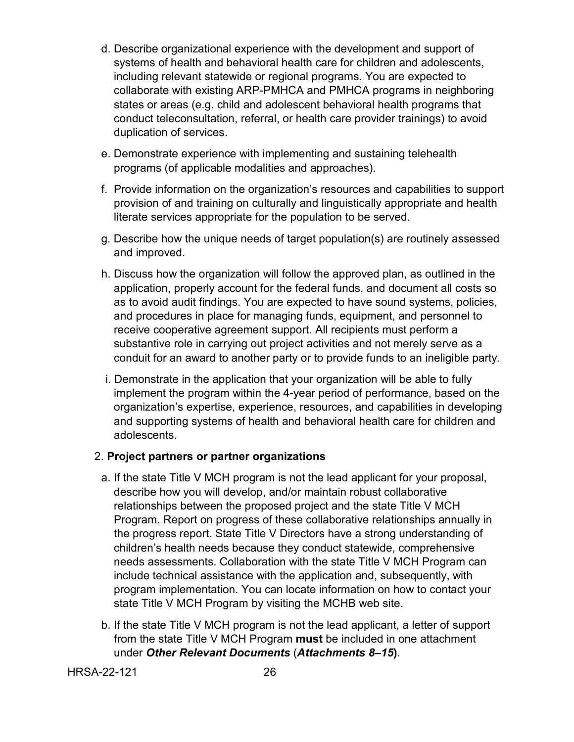d. Describe organizational experience with the development and support of systems of health and behavioral health care for children and adolescents, including relevant statewide or regional programs. You are expected to collaborate with existing ARP-PMHCA and PMHCA programs in neighboring states or areas (e.g. child and adolescent behavioral health programs that conduct teleconsultation, referral, or health care provider trainings) to avoid duplication of services.

e. Demonstrate experience with implementing and sustaining telehealth programs (of applicable modalities and approaches).

f. Provide information on the organization's resources and capabilities to support provision of and training on culturally and linguistically appropriate and health literate services appropriate for the population to be served.

g. Describe how the unique needs of target population(s) are routinely assessed and improved.

h. Discuss how the organization will follow the approved plan, as outlined in the application, properly account for the federal funds, and document all costs so as to avoid audit findings. You are expected to have sound systems, policies, and procedures in place for managing funds, equipment, and personnel to receive cooperative agreement support. All recipients must perform a substantive role in carrying out project activities and not merely serve as a conduit for an award to another party or to provide funds to an ineligible party.

i. Demonstrate in the application that your organization will be able to fully implement the program within the 4-year period of performance, based on the organization's expertise, experience, resources, and capabilities in developing and supporting systems of health and behavioral health care for children and adolescents.

2. **Project partners or partner organizations**

a. If the state Title V MCH program is not the lead applicant for your proposal, describe how you will develop, and/or maintain robust collaborative relationships between the proposed project and the state Title V MCH Program. Report on progress of these collaborative relationships annually in the progress report. State Title V Directors have a strong understanding of children's health needs because they conduct statewide, comprehensive needs assessments. Collaboration with the state Title V MCH Program can include technical assistance with the application and, subsequently, with program implementation. You can locate information on how to contact your state Title V MCH Program by visiting the MCHB web site.

b. If the state Title V MCH program is not the lead applicant, a letter of support from the state Title V MCH Program **must** be included in one attachment under ***Other Relevant Documents*** (***Attachments 8–15***).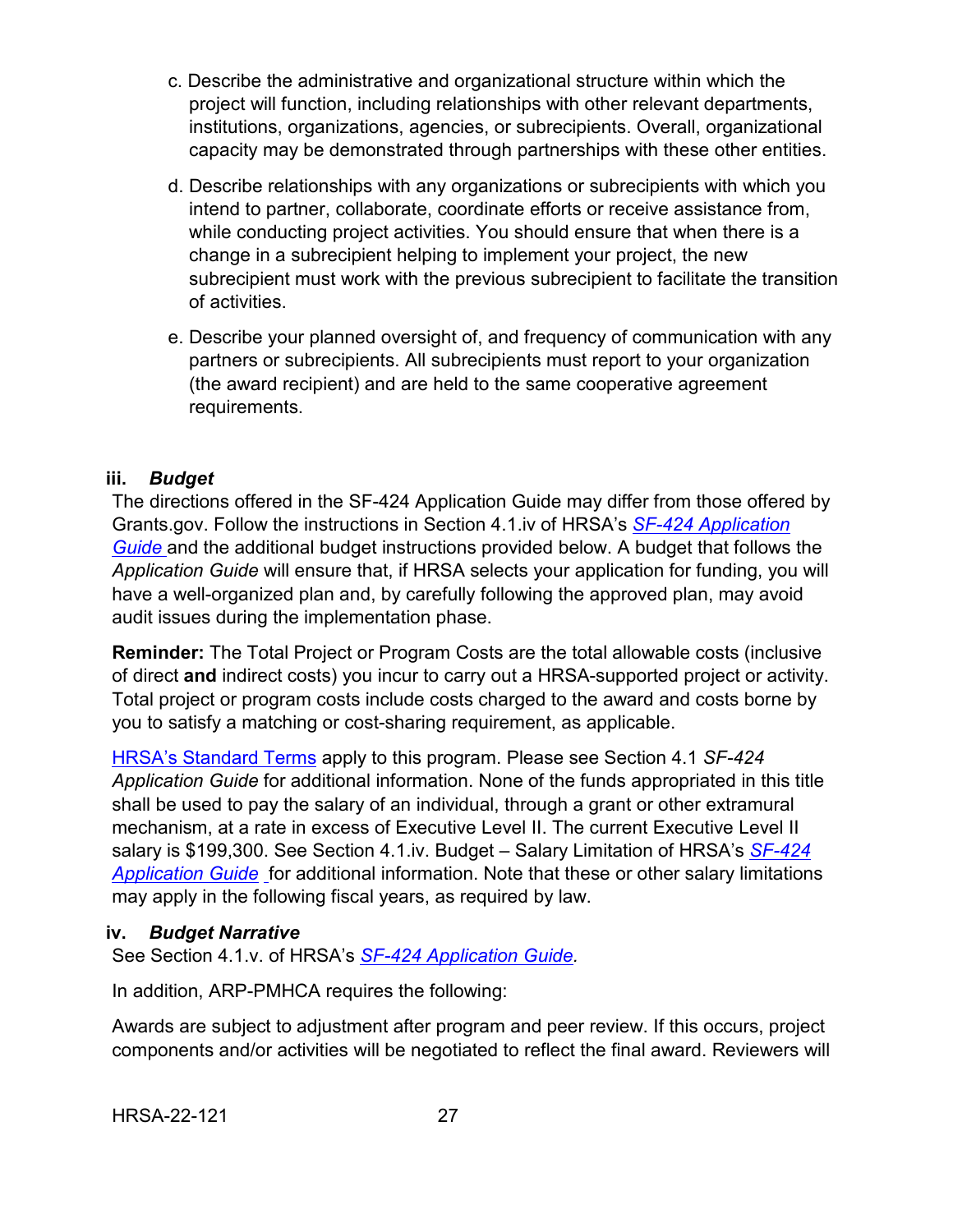c. Describe the administrative and organizational structure within which the project will function, including relationships with other relevant departments, institutions, organizations, agencies, or subrecipients. Overall, organizational capacity may be demonstrated through partnerships with these other entities.

d. Describe relationships with any organizations or subrecipients with which you intend to partner, collaborate, coordinate efforts or receive assistance from, while conducting project activities. You should ensure that when there is a change in a subrecipient helping to implement your project, the new subrecipient must work with the previous subrecipient to facilitate the transition of activities.

e. Describe your planned oversight of, and frequency of communication with any partners or subrecipients. All subrecipients must report to your organization (the award recipient) and are held to the same cooperative agreement requirements.

### iii. *Budget*

The directions offered in the SF-424 Application Guide may differ from those offered by Grants.gov. Follow the instructions in Section 4.1.iv of HRSA's *SF-424 Application Guide* and the additional budget instructions provided below. A budget that follows the *Application Guide* will ensure that, if HRSA selects your application for funding, you will have a well-organized plan and, by carefully following the approved plan, may avoid audit issues during the implementation phase.

**Reminder:** The Total Project or Program Costs are the total allowable costs (inclusive of direct **and** indirect costs) you incur to carry out a HRSA-supported project or activity. Total project or program costs include costs charged to the award and costs borne by you to satisfy a matching or cost-sharing requirement, as applicable.

HRSA's Standard Terms apply to this program. Please see Section 4.1 *SF-424 Application Guide* for additional information. None of the funds appropriated in this title shall be used to pay the salary of an individual, through a grant or other extramural mechanism, at a rate in excess of Executive Level II. The current Executive Level II salary is $199,300. See Section 4.1.iv. Budget – Salary Limitation of HRSA's *SF-424 Application Guide* for additional information. Note that these or other salary limitations may apply in the following fiscal years, as required by law.

### iv. *Budget Narrative*

See Section 4.1.v. of HRSA's *SF-424 Application Guide.*

In addition, ARP-PMHCA requires the following:

Awards are subject to adjustment after program and peer review. If this occurs, project components and/or activities will be negotiated to reflect the final award. Reviewers will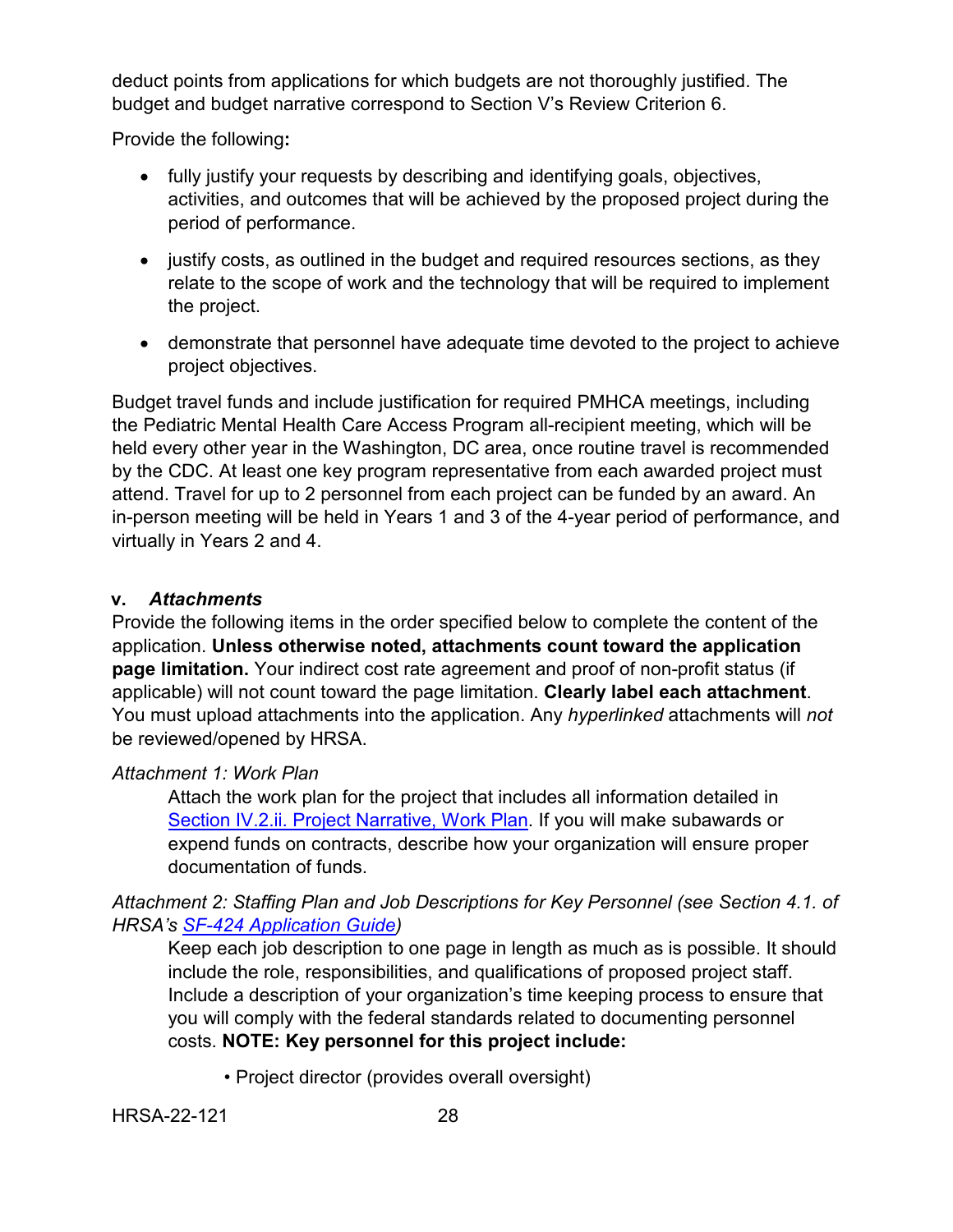deduct points from applications for which budgets are not thoroughly justified. The budget and budget narrative correspond to Section V's Review Criterion 6.

Provide the following**:**

- fully justify your requests by describing and identifying goals, objectives, activities, and outcomes that will be achieved by the proposed project during the period of performance.
- justify costs, as outlined in the budget and required resources sections, as they relate to the scope of work and the technology that will be required to implement the project.
- demonstrate that personnel have adequate time devoted to the project to achieve project objectives.

Budget travel funds and include justification for required PMHCA meetings, including the Pediatric Mental Health Care Access Program all-recipient meeting, which will be held every other year in the Washington, DC area, once routine travel is recommended by the CDC. At least one key program representative from each awarded project must attend. Travel for up to 2 personnel from each project can be funded by an award. An in-person meeting will be held in Years 1 and 3 of the 4-year period of performance, and virtually in Years 2 and 4.

### v. *Attachments*

Provide the following items in the order specified below to complete the content of the application. **Unless otherwise noted, attachments count toward the application page limitation.** Your indirect cost rate agreement and proof of non-profit status (if applicable) will not count toward the page limitation. **Clearly label each attachment**. You must upload attachments into the application. Any *hyperlinked* attachments will *not* be reviewed/opened by HRSA.

*Attachment 1: Work Plan*

Attach the work plan for the project that includes all information detailed in Section IV.2.ii. Project Narrative, Work Plan. If you will make subawards or expend funds on contracts, describe how your organization will ensure proper documentation of funds.

*Attachment 2: Staffing Plan and Job Descriptions for Key Personnel (see Section 4.1. of HRSA's SF-424 Application Guide)*

Keep each job description to one page in length as much as is possible. It should include the role, responsibilities, and qualifications of proposed project staff. Include a description of your organization's time keeping process to ensure that you will comply with the federal standards related to documenting personnel costs. **NOTE: Key personnel for this project include:**

- Project director (provides overall oversight)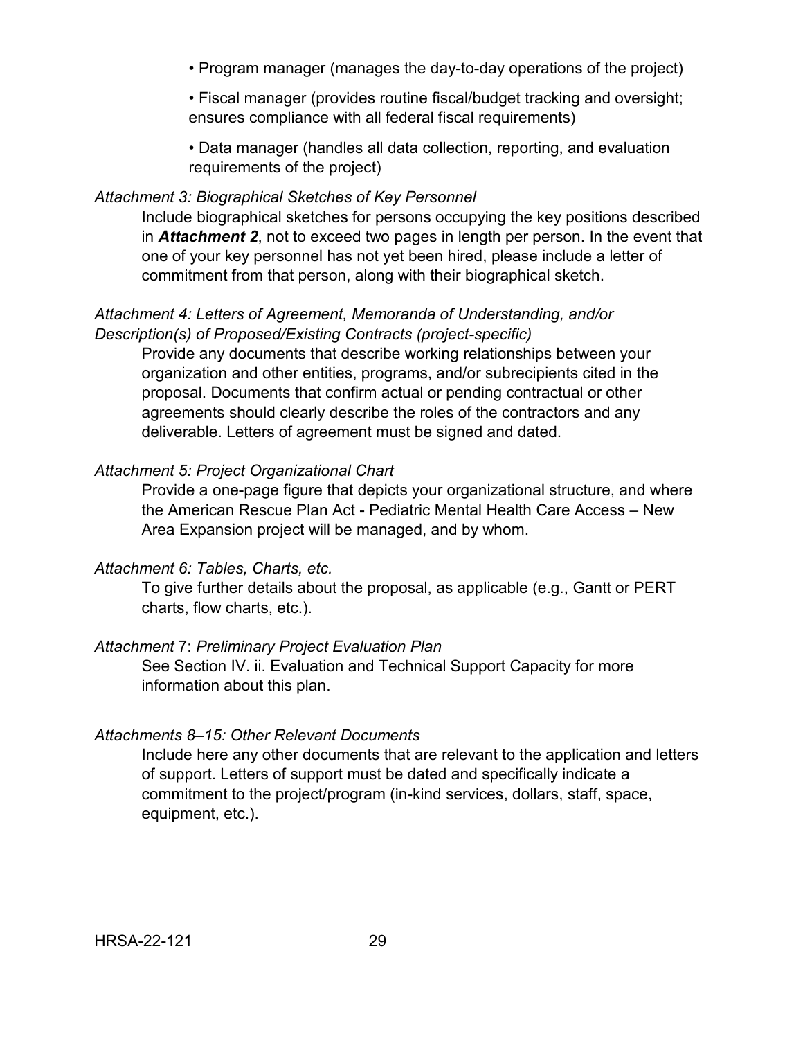- Program manager (manages the day-to-day operations of the project)
- Fiscal manager (provides routine fiscal/budget tracking and oversight; ensures compliance with all federal fiscal requirements)
- Data manager (handles all data collection, reporting, and evaluation requirements of the project)

*Attachment 3: Biographical Sketches of Key Personnel*

Include biographical sketches for persons occupying the key positions described in ***Attachment 2***, not to exceed two pages in length per person. In the event that one of your key personnel has not yet been hired, please include a letter of commitment from that person, along with their biographical sketch.

*Attachment 4: Letters of Agreement, Memoranda of Understanding, and/or Description(s) of Proposed/Existing Contracts (project-specific)*

Provide any documents that describe working relationships between your organization and other entities, programs, and/or subrecipients cited in the proposal. Documents that confirm actual or pending contractual or other agreements should clearly describe the roles of the contractors and any deliverable. Letters of agreement must be signed and dated.

*Attachment 5: Project Organizational Chart*

Provide a one-page figure that depicts your organizational structure, and where the American Rescue Plan Act - Pediatric Mental Health Care Access – New Area Expansion project will be managed, and by whom.

*Attachment 6: Tables, Charts, etc.*

To give further details about the proposal, as applicable (e.g., Gantt or PERT charts, flow charts, etc.).

*Attachment* 7: *Preliminary Project Evaluation Plan*

See Section IV. ii. Evaluation and Technical Support Capacity for more information about this plan.

*Attachments 8–15: Other Relevant Documents*

Include here any other documents that are relevant to the application and letters of support. Letters of support must be dated and specifically indicate a commitment to the project/program (in-kind services, dollars, staff, space, equipment, etc.).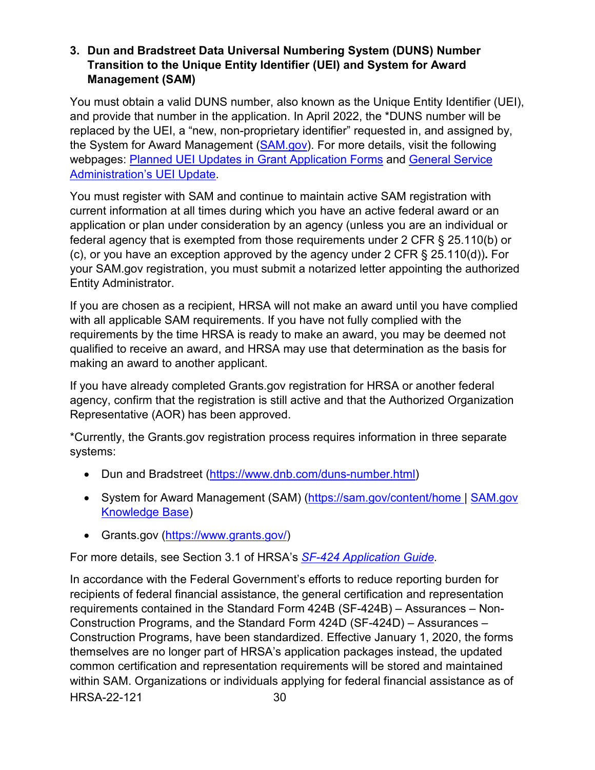### 3. Dun and Bradstreet Data Universal Numbering System (DUNS) Number Transition to the Unique Entity Identifier (UEI) and System for Award Management (SAM)

You must obtain a valid DUNS number, also known as the Unique Entity Identifier (UEI), and provide that number in the application. In April 2022, the *DUNS number will be replaced by the UEI, a “new, non-proprietary identifier” requested in, and assigned by, the System for Award Management (SAM.gov). For more details, visit the following webpages: Planned UEI Updates in Grant Application Forms and General Service Administration’s UEI Update.

You must register with SAM and continue to maintain active SAM registration with current information at all times during which you have an active federal award or an application or plan under consideration by an agency (unless you are an individual or federal agency that is exempted from those requirements under 2 CFR § 25.110(b) or (c), or you have an exception approved by the agency under 2 CFR § 25.110(d))**.** For your SAM.gov registration, you must submit a notarized letter appointing the authorized Entity Administrator.

If you are chosen as a recipient, HRSA will not make an award until you have complied with all applicable SAM requirements. If you have not fully complied with the requirements by the time HRSA is ready to make an award, you may be deemed not qualified to receive an award, and HRSA may use that determination as the basis for making an award to another applicant.

If you have already completed Grants.gov registration for HRSA or another federal agency, confirm that the registration is still active and that the Authorized Organization Representative (AOR) has been approved.

*Currently, the Grants.gov registration process requires information in three separate systems:

- Dun and Bradstreet (https://www.dnb.com/duns-number.html)
- System for Award Management (SAM) (https://sam.gov/content/home | SAM.gov Knowledge Base)
- Grants.gov (https://www.grants.gov/)

For more details, see Section 3.1 of HRSA’s *SF-424 Application Guide*.

In accordance with the Federal Government’s efforts to reduce reporting burden for recipients of federal financial assistance, the general certification and representation requirements contained in the Standard Form 424B (SF-424B) – Assurances – Non-Construction Programs, and the Standard Form 424D (SF-424D) – Assurances – Construction Programs, have been standardized. Effective January 1, 2020, the forms themselves are no longer part of HRSA’s application packages instead, the updated common certification and representation requirements will be stored and maintained within SAM. Organizations or individuals applying for federal financial assistance as of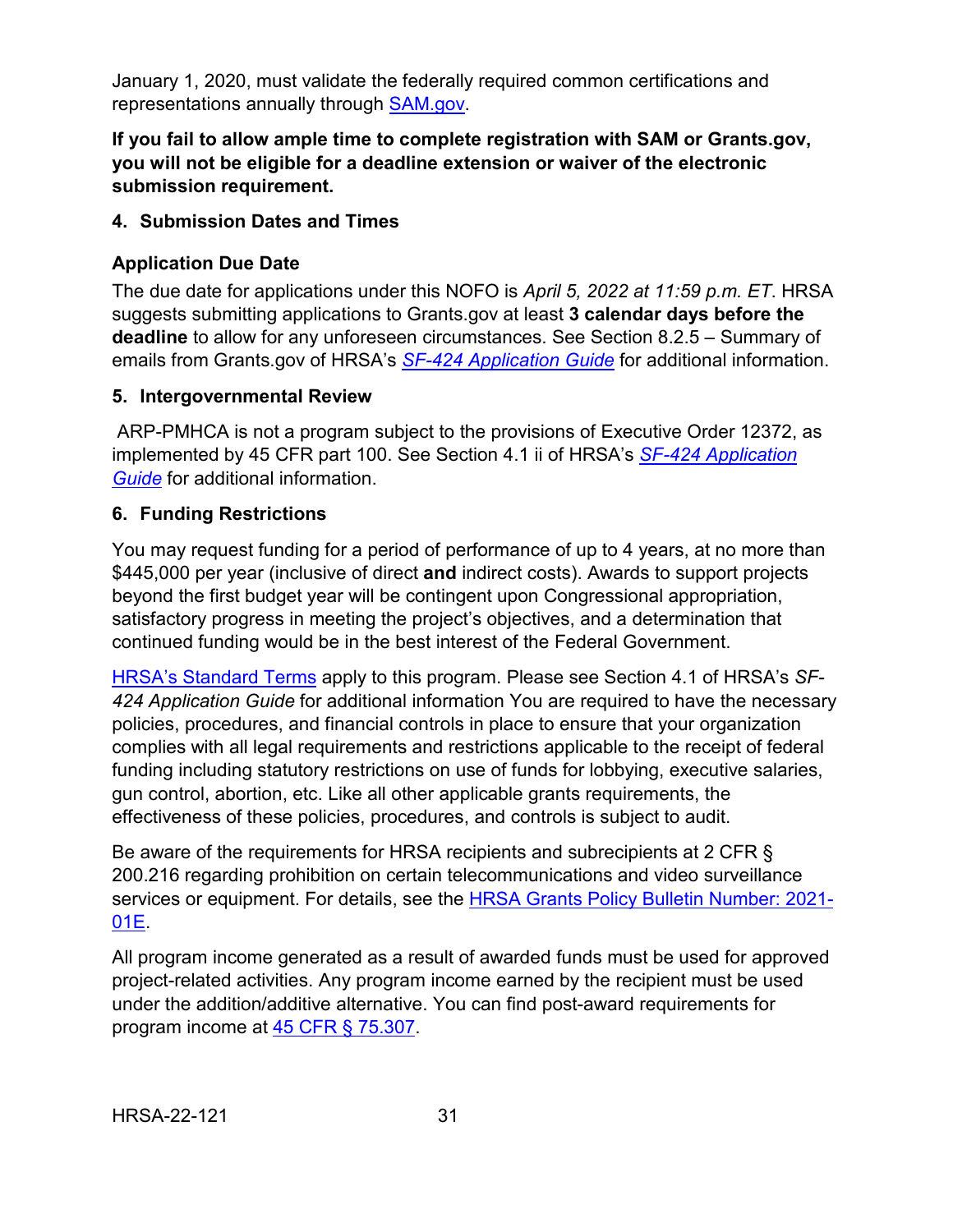January 1, 2020, must validate the federally required common certifications and representations annually through [SAM.gov](https://sam.gov).

**If you fail to allow ample time to complete registration with SAM or Grants.gov, you will not be eligible for a deadline extension or waiver of the electronic submission requirement.**

### 4. Submission Dates and Times

**Application Due Date**

The due date for applications under this NOFO is *April 5, 2022 at 11:59 p.m. ET*. HRSA suggests submitting applications to Grants.gov at least **3 calendar days before the deadline** to allow for any unforeseen circumstances. See Section 8.2.5 – Summary of emails from Grants.gov of HRSA's *SF-424 Application Guide* for additional information.

### 5. Intergovernmental Review

ARP-PMHCA is not a program subject to the provisions of Executive Order 12372, as implemented by 45 CFR part 100. See Section 4.1 ii of HRSA's *SF-424 Application Guide* for additional information.

### 6. Funding Restrictions

You may request funding for a period of performance of up to 4 years, at no more than $445,000 per year (inclusive of direct **and** indirect costs). Awards to support projects beyond the first budget year will be contingent upon Congressional appropriation, satisfactory progress in meeting the project's objectives, and a determination that continued funding would be in the best interest of the Federal Government.

HRSA's Standard Terms apply to this program. Please see Section 4.1 of HRSA's *SF-424 Application Guide* for additional information You are required to have the necessary policies, procedures, and financial controls in place to ensure that your organization complies with all legal requirements and restrictions applicable to the receipt of federal funding including statutory restrictions on use of funds for lobbying, executive salaries, gun control, abortion, etc. Like all other applicable grants requirements, the effectiveness of these policies, procedures, and controls is subject to audit.

Be aware of the requirements for HRSA recipients and subrecipients at 2 CFR § 200.216 regarding prohibition on certain telecommunications and video surveillance services or equipment. For details, see the HRSA Grants Policy Bulletin Number: 2021-01E.

All program income generated as a result of awarded funds must be used for approved project-related activities. Any program income earned by the recipient must be used under the addition/additive alternative. You can find post-award requirements for program income at 45 CFR § 75.307.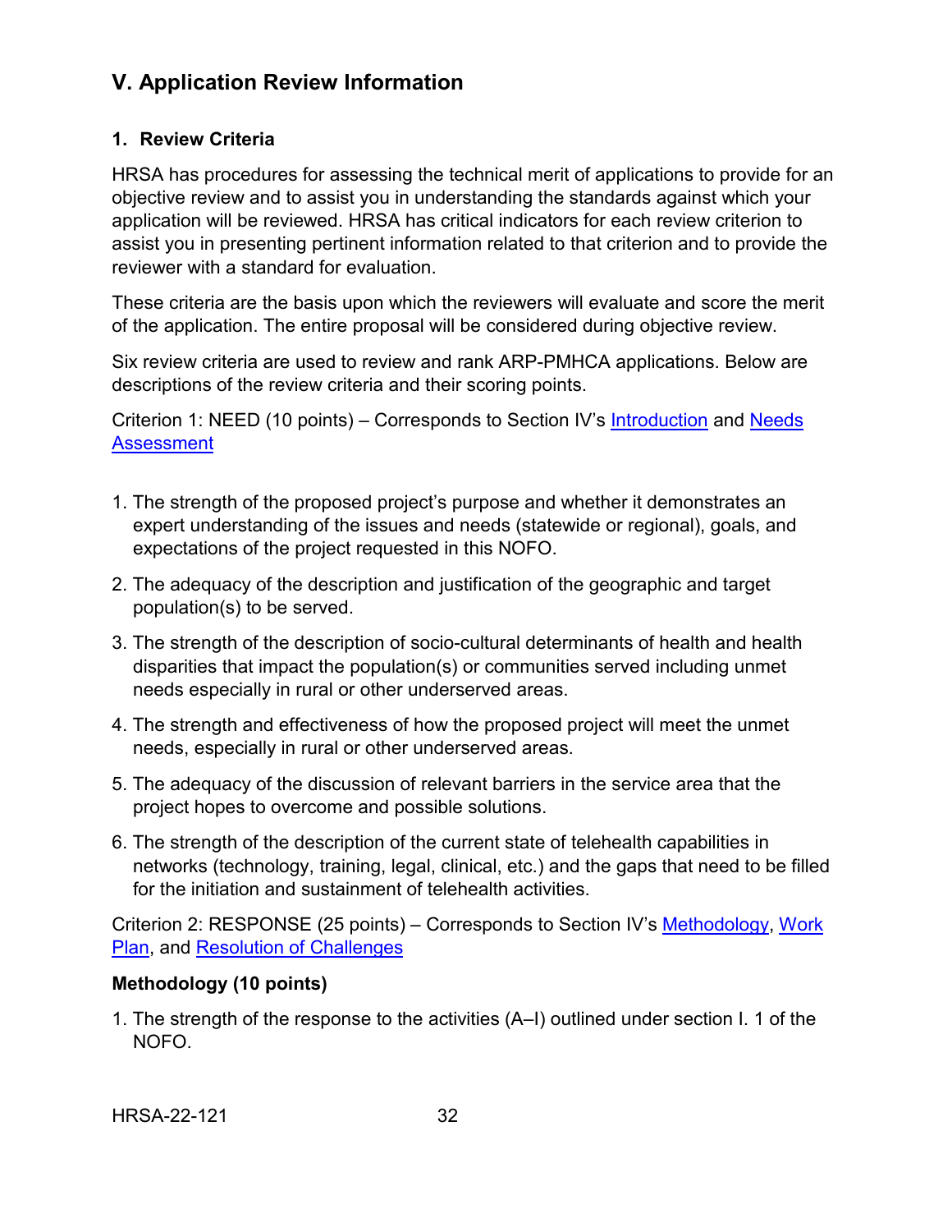## V. Application Review Information

### 1. Review Criteria

HRSA has procedures for assessing the technical merit of applications to provide for an objective review and to assist you in understanding the standards against which your application will be reviewed. HRSA has critical indicators for each review criterion to assist you in presenting pertinent information related to that criterion and to provide the reviewer with a standard for evaluation.

These criteria are the basis upon which the reviewers will evaluate and score the merit of the application. The entire proposal will be considered during objective review.

Six review criteria are used to review and rank ARP-PMHCA applications. Below are descriptions of the review criteria and their scoring points.

Criterion 1: NEED (10 points) – Corresponds to Section IV's Introduction and Needs Assessment

1. The strength of the proposed project's purpose and whether it demonstrates an expert understanding of the issues and needs (statewide or regional), goals, and expectations of the project requested in this NOFO.
2. The adequacy of the description and justification of the geographic and target population(s) to be served.
3. The strength of the description of socio-cultural determinants of health and health disparities that impact the population(s) or communities served including unmet needs especially in rural or other underserved areas.
4. The strength and effectiveness of how the proposed project will meet the unmet needs, especially in rural or other underserved areas.
5. The adequacy of the discussion of relevant barriers in the service area that the project hopes to overcome and possible solutions.
6. The strength of the description of the current state of telehealth capabilities in networks (technology, training, legal, clinical, etc.) and the gaps that need to be filled for the initiation and sustainment of telehealth activities.

Criterion 2: RESPONSE (25 points) – Corresponds to Section IV's Methodology, Work Plan, and Resolution of Challenges

**Methodology (10 points)**

1. The strength of the response to the activities (A–I) outlined under section I. 1 of the NOFO.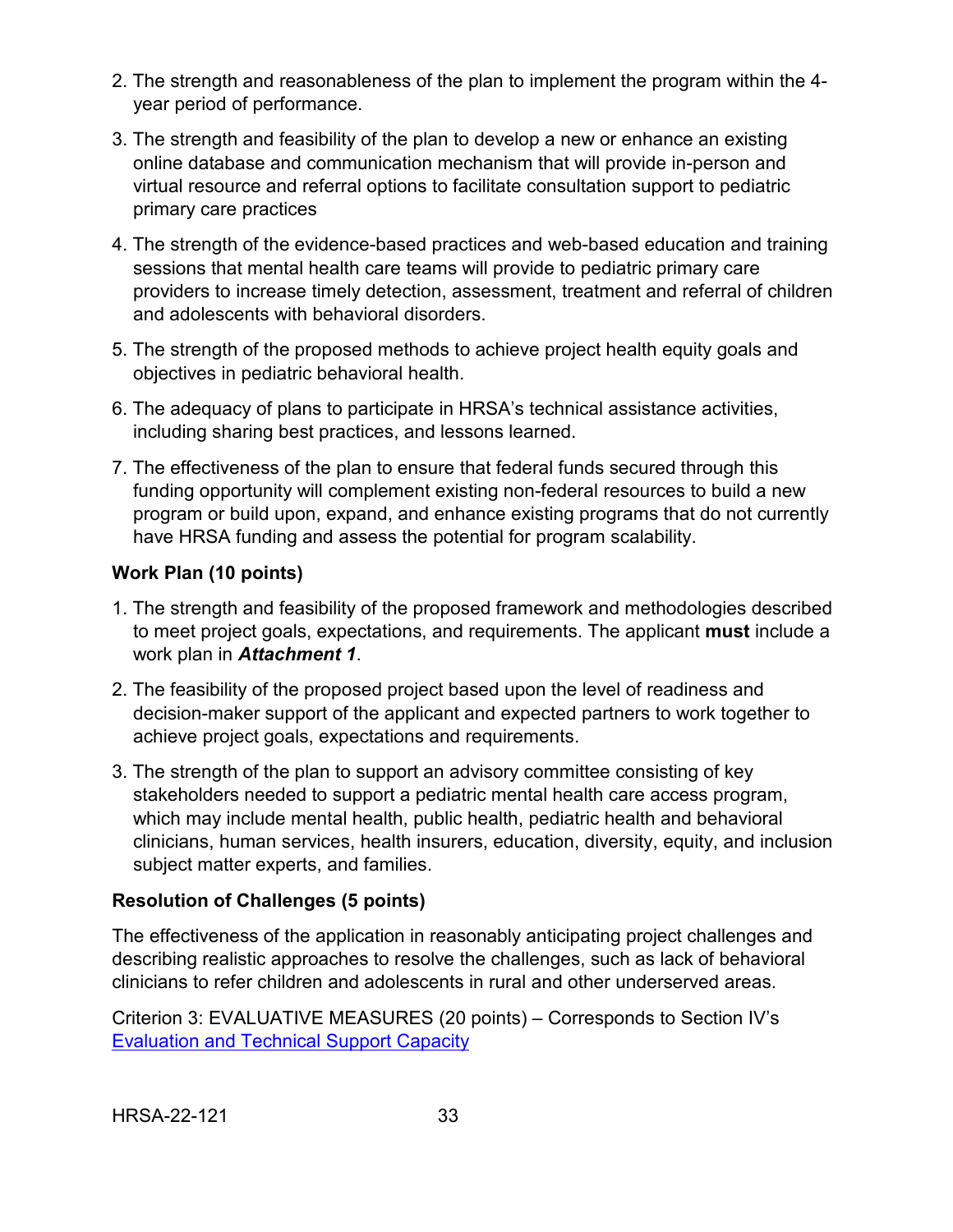2. The strength and reasonableness of the plan to implement the program within the 4-year period of performance.
3. The strength and feasibility of the plan to develop a new or enhance an existing online database and communication mechanism that will provide in-person and virtual resource and referral options to facilitate consultation support to pediatric primary care practices
4. The strength of the evidence-based practices and web-based education and training sessions that mental health care teams will provide to pediatric primary care providers to increase timely detection, assessment, treatment and referral of children and adolescents with behavioral disorders.
5. The strength of the proposed methods to achieve project health equity goals and objectives in pediatric behavioral health.
6. The adequacy of plans to participate in HRSA's technical assistance activities, including sharing best practices, and lessons learned.
7. The effectiveness of the plan to ensure that federal funds secured through this funding opportunity will complement existing non-federal resources to build a new program or build upon, expand, and enhance existing programs that do not currently have HRSA funding and assess the potential for program scalability.

**Work Plan (10 points)**

1. The strength and feasibility of the proposed framework and methodologies described to meet project goals, expectations, and requirements. The applicant **must** include a work plan in ***Attachment 1***.
2. The feasibility of the proposed project based upon the level of readiness and decision-maker support of the applicant and expected partners to work together to achieve project goals, expectations and requirements.
3. The strength of the plan to support an advisory committee consisting of key stakeholders needed to support a pediatric mental health care access program, which may include mental health, public health, pediatric health and behavioral clinicians, human services, health insurers, education, diversity, equity, and inclusion subject matter experts, and families.

**Resolution of Challenges (5 points)**

The effectiveness of the application in reasonably anticipating project challenges and describing realistic approaches to resolve the challenges, such as lack of behavioral clinicians to refer children and adolescents in rural and other underserved areas.

Criterion 3: EVALUATIVE MEASURES (20 points) – Corresponds to Section IV's [Evaluation and Technical Support Capacity]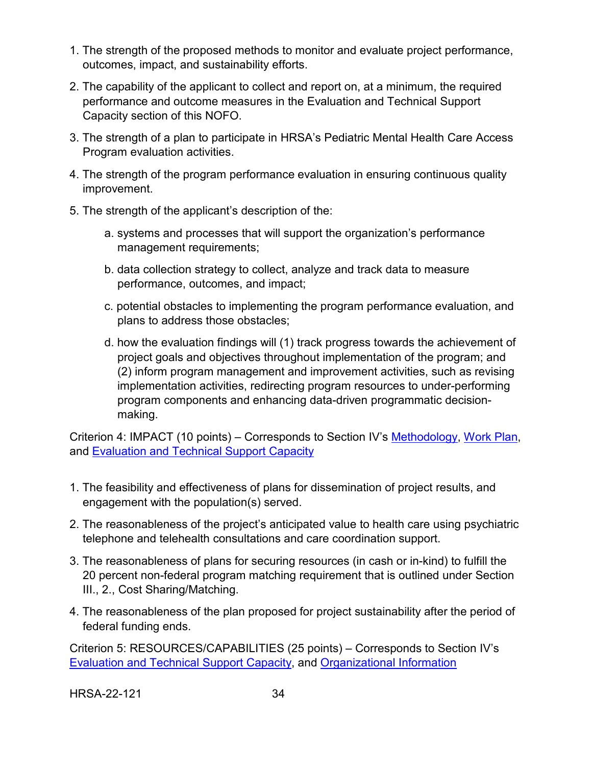1. The strength of the proposed methods to monitor and evaluate project performance, outcomes, impact, and sustainability efforts.
2. The capability of the applicant to collect and report on, at a minimum, the required performance and outcome measures in the Evaluation and Technical Support Capacity section of this NOFO.
3. The strength of a plan to participate in HRSA's Pediatric Mental Health Care Access Program evaluation activities.
4. The strength of the program performance evaluation in ensuring continuous quality improvement.
5. The strength of the applicant's description of the:
    a. systems and processes that will support the organization's performance management requirements;
    b. data collection strategy to collect, analyze and track data to measure performance, outcomes, and impact;
    c. potential obstacles to implementing the program performance evaluation, and plans to address those obstacles;
    d. how the evaluation findings will (1) track progress towards the achievement of project goals and objectives throughout implementation of the program; and (2) inform program management and improvement activities, such as revising implementation activities, redirecting program resources to under-performing program components and enhancing data-driven programmatic decision-making.

Criterion 4: IMPACT (10 points) – Corresponds to Section IV's Methodology, Work Plan, and Evaluation and Technical Support Capacity

1. The feasibility and effectiveness of plans for dissemination of project results, and engagement with the population(s) served.
2. The reasonableness of the project's anticipated value to health care using psychiatric telephone and telehealth consultations and care coordination support.
3. The reasonableness of plans for securing resources (in cash or in-kind) to fulfill the 20 percent non-federal program matching requirement that is outlined under Section III., 2., Cost Sharing/Matching.
4. The reasonableness of the plan proposed for project sustainability after the period of federal funding ends.

Criterion 5: RESOURCES/CAPABILITIES (25 points) – Corresponds to Section IV's Evaluation and Technical Support Capacity, and Organizational Information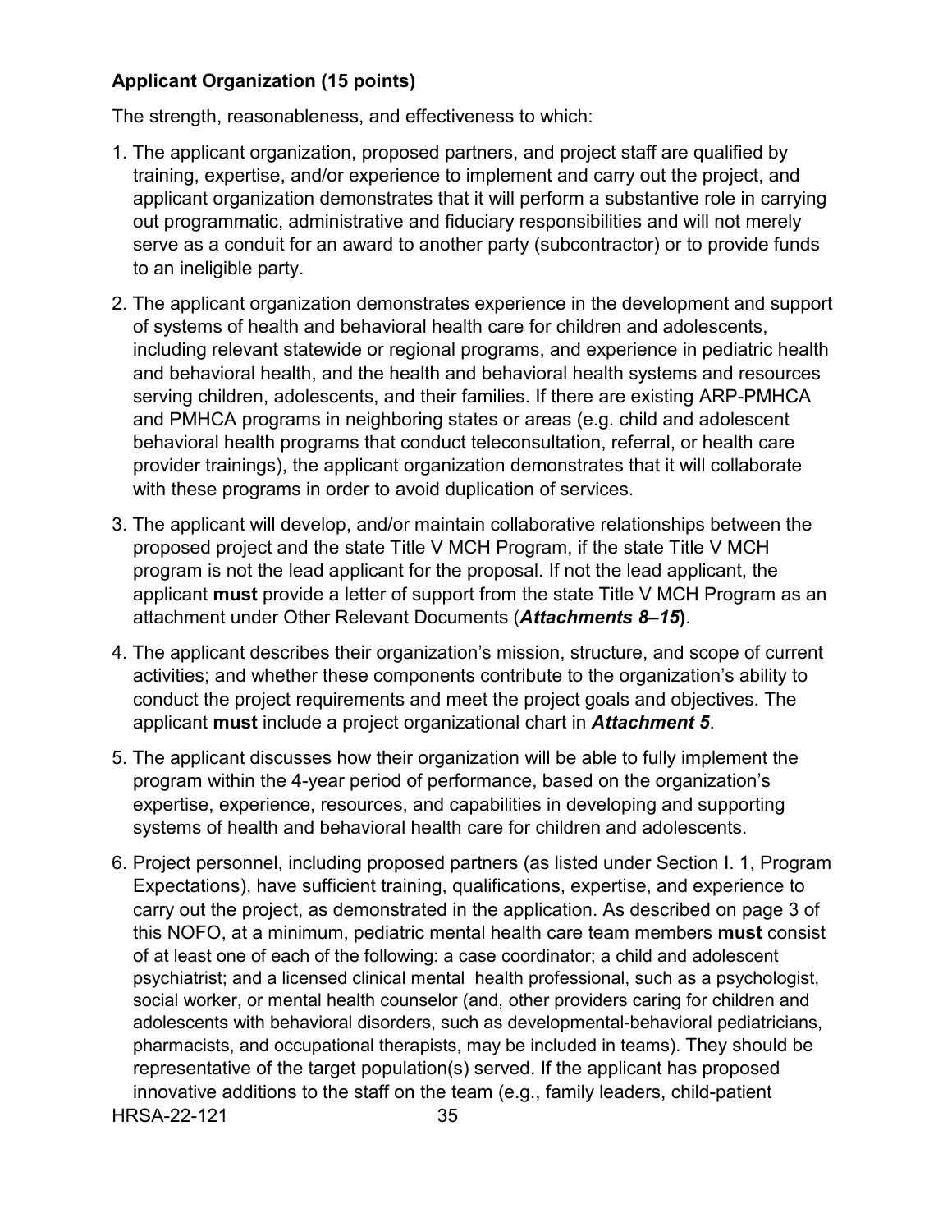**Applicant Organization (15 points)**

The strength, reasonableness, and effectiveness to which:

1. The applicant organization, proposed partners, and project staff are qualified by training, expertise, and/or experience to implement and carry out the project, and applicant organization demonstrates that it will perform a substantive role in carrying out programmatic, administrative and fiduciary responsibilities and will not merely serve as a conduit for an award to another party (subcontractor) or to provide funds to an ineligible party.
2. The applicant organization demonstrates experience in the development and support of systems of health and behavioral health care for children and adolescents, including relevant statewide or regional programs, and experience in pediatric health and behavioral health, and the health and behavioral health systems and resources serving children, adolescents, and their families. If there are existing ARP-PMHCA and PMHCA programs in neighboring states or areas (e.g. child and adolescent behavioral health programs that conduct teleconsultation, referral, or health care provider trainings), the applicant organization demonstrates that it will collaborate with these programs in order to avoid duplication of services.
3. The applicant will develop, and/or maintain collaborative relationships between the proposed project and the state Title V MCH Program, if the state Title V MCH program is not the lead applicant for the proposal. If not the lead applicant, the applicant **must** provide a letter of support from the state Title V MCH Program as an attachment under Other Relevant Documents (***Attachments 8–15***).
4. The applicant describes their organization's mission, structure, and scope of current activities; and whether these components contribute to the organization's ability to conduct the project requirements and meet the project goals and objectives. The applicant **must** include a project organizational chart in ***Attachment 5***.
5. The applicant discusses how their organization will be able to fully implement the program within the 4-year period of performance, based on the organization's expertise, experience, resources, and capabilities in developing and supporting systems of health and behavioral health care for children and adolescents.
6. Project personnel, including proposed partners (as listed under Section I. 1, Program Expectations), have sufficient training, qualifications, expertise, and experience to carry out the project, as demonstrated in the application. As described on page 3 of this NOFO, at a minimum, pediatric mental health care team members **must** consist of at least one of each of the following: a case coordinator; a child and adolescent psychiatrist; and a licensed clinical mental health professional, such as a psychologist, social worker, or mental health counselor (and, other providers caring for children and adolescents with behavioral disorders, such as developmental-behavioral pediatricians, pharmacists, and occupational therapists, may be included in teams). They should be representative of the target population(s) served. If the applicant has proposed innovative additions to the staff on the team (e.g., family leaders, child-patient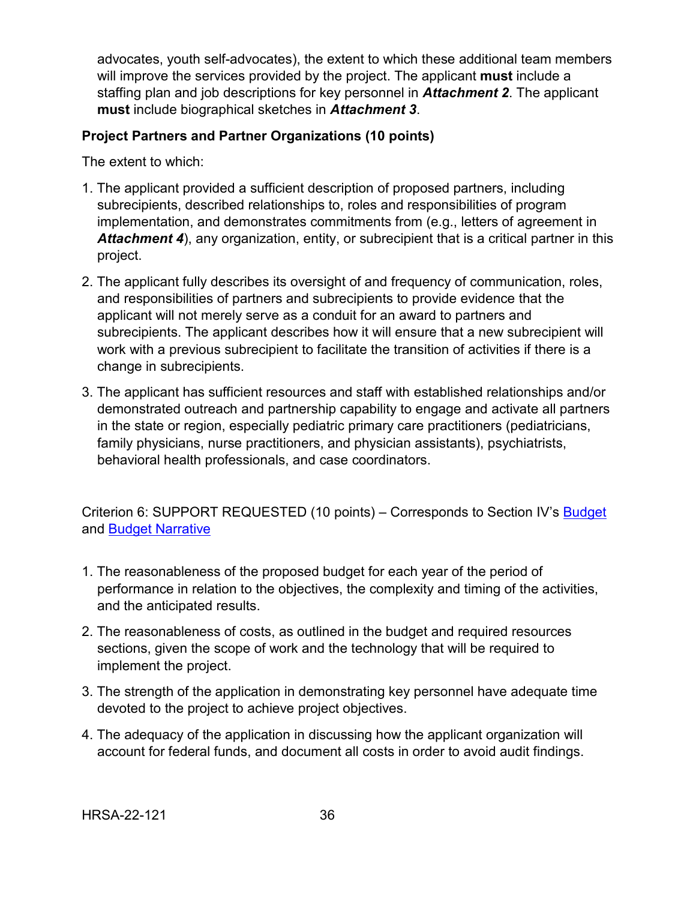advocates, youth self-advocates), the extent to which these additional team members will improve the services provided by the project. The applicant **must** include a staffing plan and job descriptions for key personnel in ***Attachment 2***. The applicant **must** include biographical sketches in ***Attachment 3***.

**Project Partners and Partner Organizations (10 points)**

The extent to which:

1. The applicant provided a sufficient description of proposed partners, including subrecipients, described relationships to, roles and responsibilities of program implementation, and demonstrates commitments from (e.g., letters of agreement in ***Attachment 4***), any organization, entity, or subrecipient that is a critical partner in this project.
2. The applicant fully describes its oversight of and frequency of communication, roles, and responsibilities of partners and subrecipients to provide evidence that the applicant will not merely serve as a conduit for an award to partners and subrecipients. The applicant describes how it will ensure that a new subrecipient will work with a previous subrecipient to facilitate the transition of activities if there is a change in subrecipients.
3. The applicant has sufficient resources and staff with established relationships and/or demonstrated outreach and partnership capability to engage and activate all partners in the state or region, especially pediatric primary care practitioners (pediatricians, family physicians, nurse practitioners, and physician assistants), psychiatrists, behavioral health professionals, and case coordinators.

Criterion 6: SUPPORT REQUESTED (10 points) – Corresponds to Section IV's [Budget](#) and [Budget Narrative](#)

1. The reasonableness of the proposed budget for each year of the period of performance in relation to the objectives, the complexity and timing of the activities, and the anticipated results.
2. The reasonableness of costs, as outlined in the budget and required resources sections, given the scope of work and the technology that will be required to implement the project.
3. The strength of the application in demonstrating key personnel have adequate time devoted to the project to achieve project objectives.
4. The adequacy of the application in discussing how the applicant organization will account for federal funds, and document all costs in order to avoid audit findings.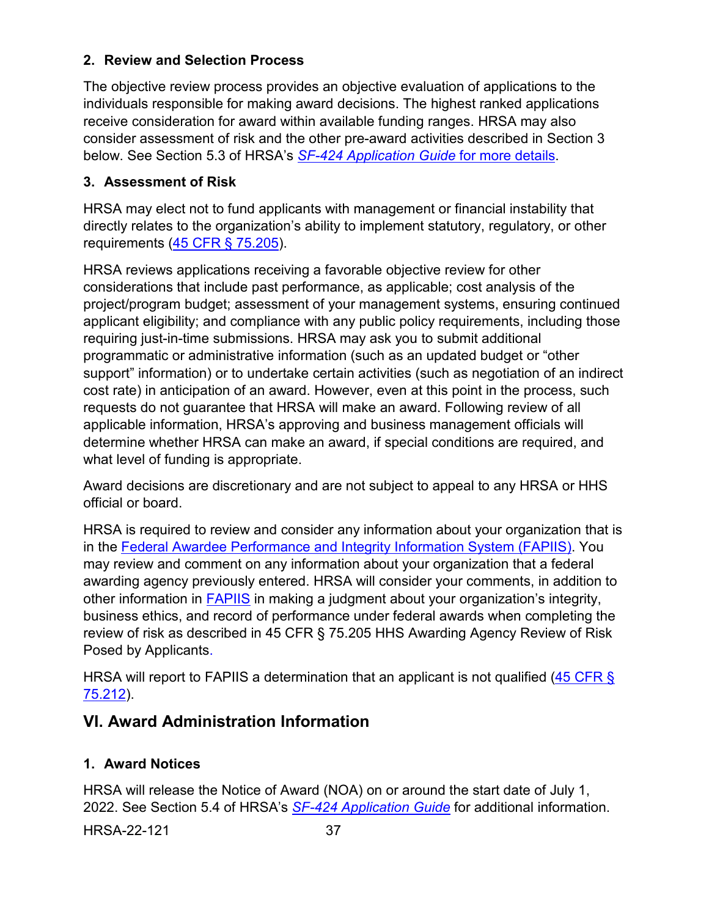### 2. Review and Selection Process

The objective review process provides an objective evaluation of applications to the individuals responsible for making award decisions. The highest ranked applications receive consideration for award within available funding ranges. HRSA may also consider assessment of risk and the other pre-award activities described in Section 3 below. See Section 5.3 of HRSA's *SF-424 Application Guide* for more details.

### 3. Assessment of Risk

HRSA may elect not to fund applicants with management or financial instability that directly relates to the organization's ability to implement statutory, regulatory, or other requirements (45 CFR § 75.205).

HRSA reviews applications receiving a favorable objective review for other considerations that include past performance, as applicable; cost analysis of the project/program budget; assessment of your management systems, ensuring continued applicant eligibility; and compliance with any public policy requirements, including those requiring just-in-time submissions. HRSA may ask you to submit additional programmatic or administrative information (such as an updated budget or "other support" information) or to undertake certain activities (such as negotiation of an indirect cost rate) in anticipation of an award. However, even at this point in the process, such requests do not guarantee that HRSA will make an award. Following review of all applicable information, HRSA's approving and business management officials will determine whether HRSA can make an award, if special conditions are required, and what level of funding is appropriate.

Award decisions are discretionary and are not subject to appeal to any HRSA or HHS official or board.

HRSA is required to review and consider any information about your organization that is in the Federal Awardee Performance and Integrity Information System (FAPIIS). You may review and comment on any information about your organization that a federal awarding agency previously entered. HRSA will consider your comments, in addition to other information in FAPIIS in making a judgment about your organization's integrity, business ethics, and record of performance under federal awards when completing the review of risk as described in 45 CFR § 75.205 HHS Awarding Agency Review of Risk Posed by Applicants.

HRSA will report to FAPIIS a determination that an applicant is not qualified (45 CFR § 75.212).

## VI. Award Administration Information

### 1. Award Notices

HRSA will release the Notice of Award (NOA) on or around the start date of July 1, 2022. See Section 5.4 of HRSA's *SF-424 Application Guide* for additional information.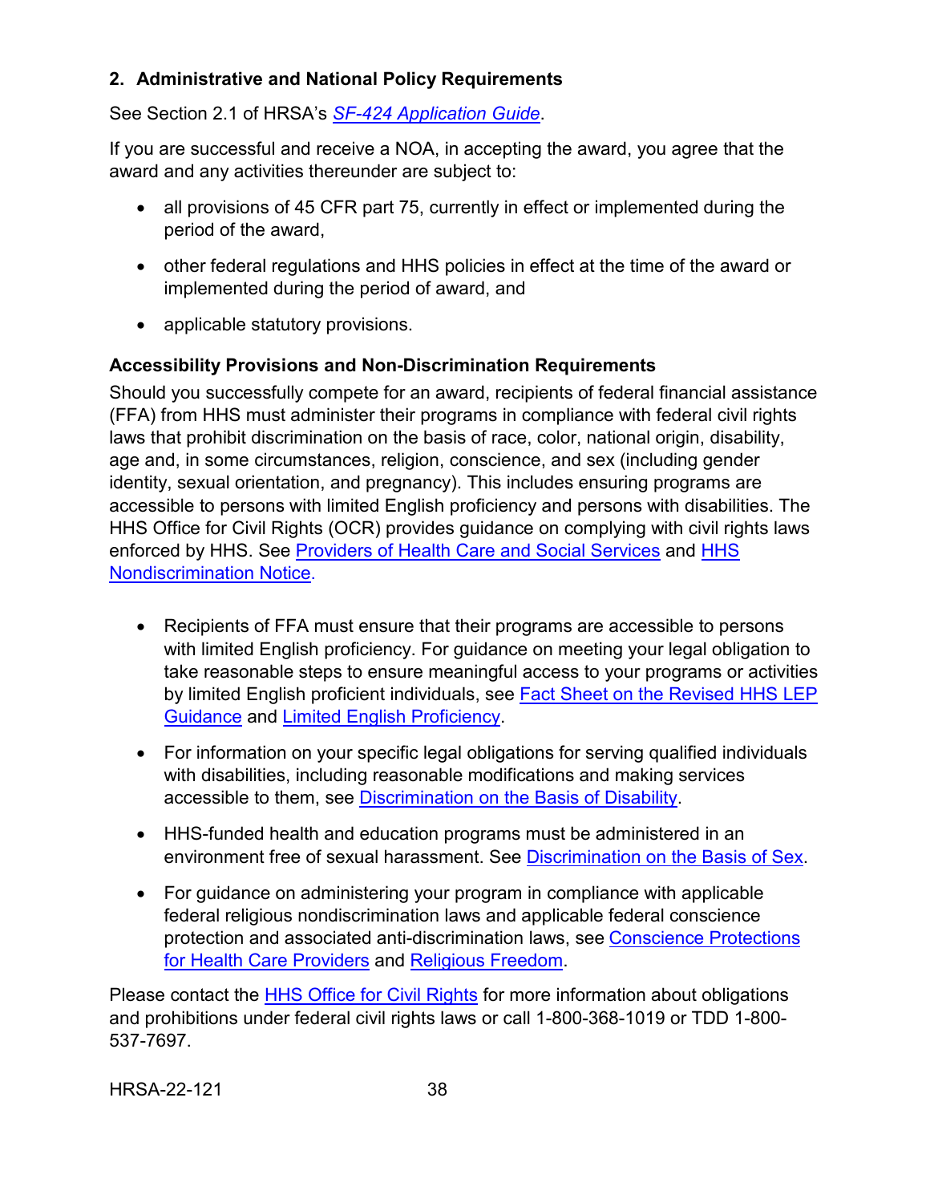### 2. Administrative and National Policy Requirements

See Section 2.1 of HRSA's *SF-424 Application Guide*.

If you are successful and receive a NOA, in accepting the award, you agree that the award and any activities thereunder are subject to:

- all provisions of 45 CFR part 75, currently in effect or implemented during the period of the award,
- other federal regulations and HHS policies in effect at the time of the award or implemented during the period of award, and
- applicable statutory provisions.

**Accessibility Provisions and Non-Discrimination Requirements**

Should you successfully compete for an award, recipients of federal financial assistance (FFA) from HHS must administer their programs in compliance with federal civil rights laws that prohibit discrimination on the basis of race, color, national origin, disability, age and, in some circumstances, religion, conscience, and sex (including gender identity, sexual orientation, and pregnancy). This includes ensuring programs are accessible to persons with limited English proficiency and persons with disabilities. The HHS Office for Civil Rights (OCR) provides guidance on complying with civil rights laws enforced by HHS. See Providers of Health Care and Social Services and HHS Nondiscrimination Notice.

- Recipients of FFA must ensure that their programs are accessible to persons with limited English proficiency. For guidance on meeting your legal obligation to take reasonable steps to ensure meaningful access to your programs or activities by limited English proficient individuals, see Fact Sheet on the Revised HHS LEP Guidance and Limited English Proficiency.
- For information on your specific legal obligations for serving qualified individuals with disabilities, including reasonable modifications and making services accessible to them, see Discrimination on the Basis of Disability.
- HHS-funded health and education programs must be administered in an environment free of sexual harassment. See Discrimination on the Basis of Sex.
- For guidance on administering your program in compliance with applicable federal religious nondiscrimination laws and applicable federal conscience protection and associated anti-discrimination laws, see Conscience Protections for Health Care Providers and Religious Freedom.

Please contact the HHS Office for Civil Rights for more information about obligations and prohibitions under federal civil rights laws or call 1-800-368-1019 or TDD 1-800-537-7697.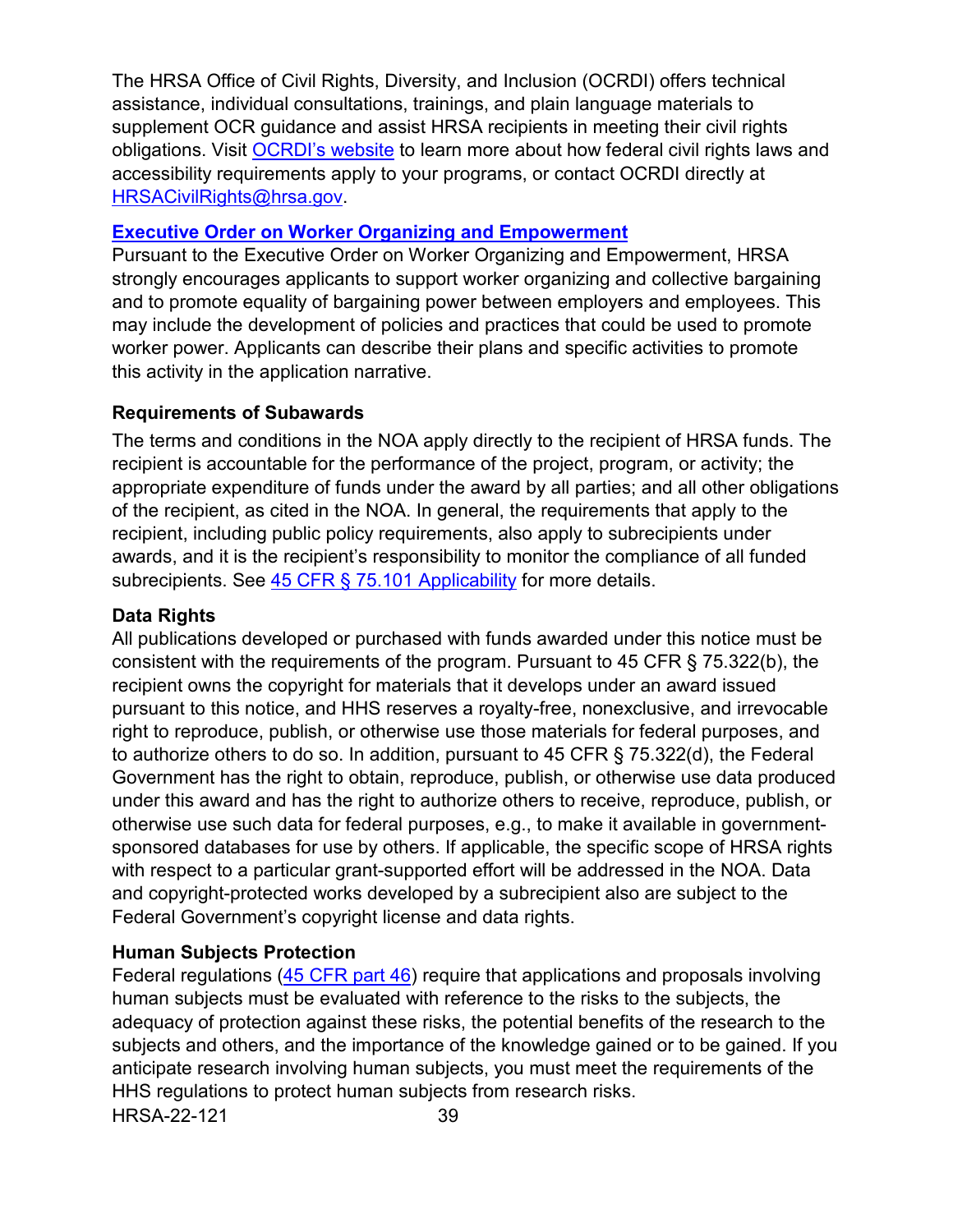The HRSA Office of Civil Rights, Diversity, and Inclusion (OCRDI) offers technical assistance, individual consultations, trainings, and plain language materials to supplement OCR guidance and assist HRSA recipients in meeting their civil rights obligations. Visit [OCRDI's website](#) to learn more about how federal civil rights laws and accessibility requirements apply to your programs, or contact OCRDI directly at [HRSACivilRights@hrsa.gov](mailto:HRSACivilRights@hrsa.gov).

**[Executive Order on Worker Organizing and Empowerment](#)**

Pursuant to the Executive Order on Worker Organizing and Empowerment, HRSA strongly encourages applicants to support worker organizing and collective bargaining and to promote equality of bargaining power between employers and employees. This may include the development of policies and practices that could be used to promote worker power. Applicants can describe their plans and specific activities to promote this activity in the application narrative.

**Requirements of Subawards**

The terms and conditions in the NOA apply directly to the recipient of HRSA funds. The recipient is accountable for the performance of the project, program, or activity; the appropriate expenditure of funds under the award by all parties; and all other obligations of the recipient, as cited in the NOA. In general, the requirements that apply to the recipient, including public policy requirements, also apply to subrecipients under awards, and it is the recipient's responsibility to monitor the compliance of all funded subrecipients. See [45 CFR § 75.101 Applicability](#) for more details.

**Data Rights**

All publications developed or purchased with funds awarded under this notice must be consistent with the requirements of the program. Pursuant to 45 CFR § 75.322(b), the recipient owns the copyright for materials that it develops under an award issued pursuant to this notice, and HHS reserves a royalty-free, nonexclusive, and irrevocable right to reproduce, publish, or otherwise use those materials for federal purposes, and to authorize others to do so. In addition, pursuant to 45 CFR § 75.322(d), the Federal Government has the right to obtain, reproduce, publish, or otherwise use data produced under this award and has the right to authorize others to receive, reproduce, publish, or otherwise use such data for federal purposes, e.g., to make it available in government-sponsored databases for use by others. If applicable, the specific scope of HRSA rights with respect to a particular grant-supported effort will be addressed in the NOA. Data and copyright-protected works developed by a subrecipient also are subject to the Federal Government's copyright license and data rights.

**Human Subjects Protection**

Federal regulations ([45 CFR part 46](#)) require that applications and proposals involving human subjects must be evaluated with reference to the risks to the subjects, the adequacy of protection against these risks, the potential benefits of the research to the subjects and others, and the importance of the knowledge gained or to be gained. If you anticipate research involving human subjects, you must meet the requirements of the HHS regulations to protect human subjects from research risks.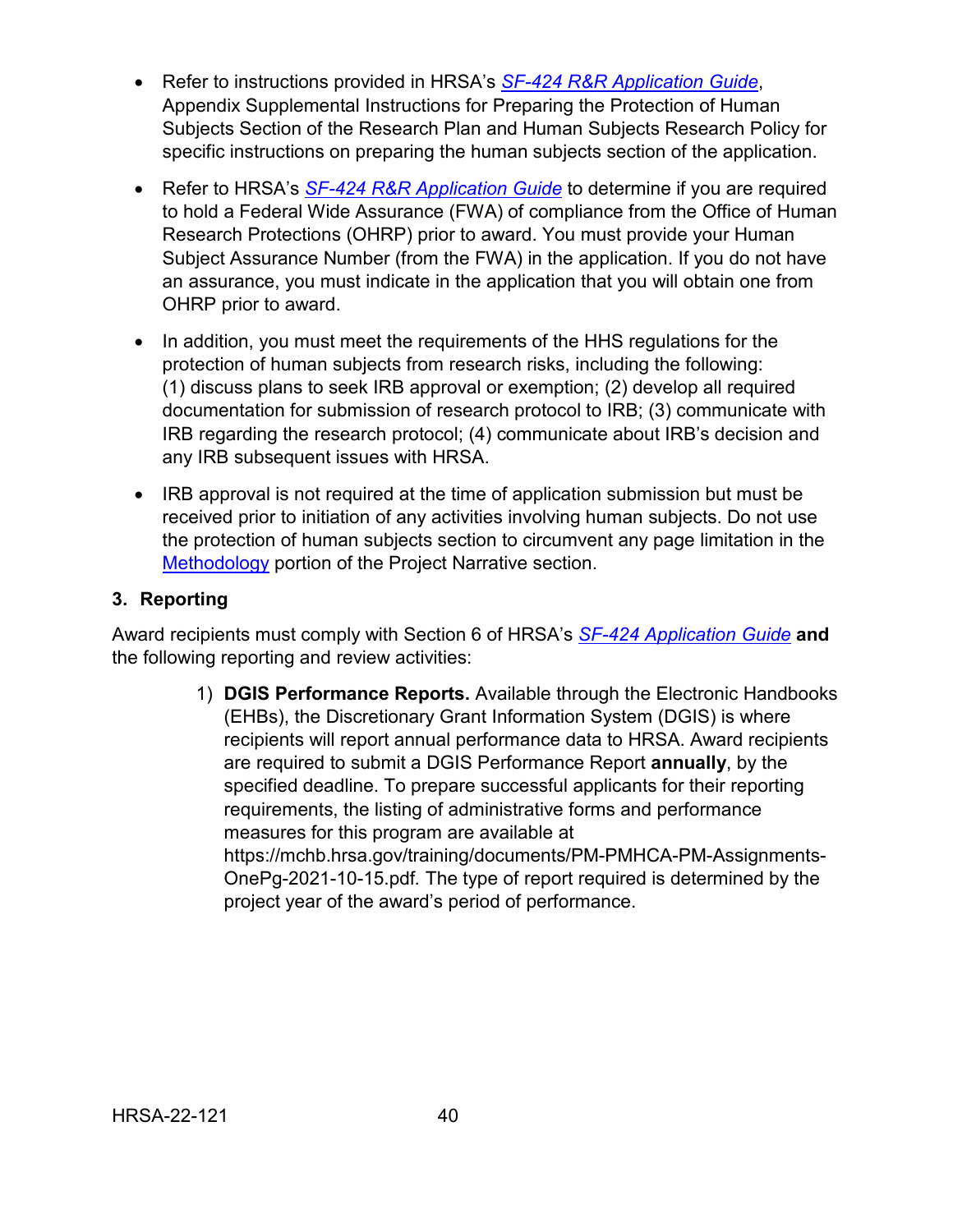- Refer to instructions provided in HRSA's *SF-424 R&R Application Guide*, Appendix Supplemental Instructions for Preparing the Protection of Human Subjects Section of the Research Plan and Human Subjects Research Policy for specific instructions on preparing the human subjects section of the application.
- Refer to HRSA's *SF-424 R&R Application Guide* to determine if you are required to hold a Federal Wide Assurance (FWA) of compliance from the Office of Human Research Protections (OHRP) prior to award. You must provide your Human Subject Assurance Number (from the FWA) in the application. If you do not have an assurance, you must indicate in the application that you will obtain one from OHRP prior to award.
- In addition, you must meet the requirements of the HHS regulations for the protection of human subjects from research risks, including the following: (1) discuss plans to seek IRB approval or exemption; (2) develop all required documentation for submission of research protocol to IRB; (3) communicate with IRB regarding the research protocol; (4) communicate about IRB's decision and any IRB subsequent issues with HRSA.
- IRB approval is not required at the time of application submission but must be received prior to initiation of any activities involving human subjects. Do not use the protection of human subjects section to circumvent any page limitation in the Methodology portion of the Project Narrative section.

### 3. Reporting

Award recipients must comply with Section 6 of HRSA's *SF-424 Application Guide* **and** the following reporting and review activities:

1) **DGIS Performance Reports.** Available through the Electronic Handbooks (EHBs), the Discretionary Grant Information System (DGIS) is where recipients will report annual performance data to HRSA. Award recipients are required to submit a DGIS Performance Report **annually**, by the specified deadline. To prepare successful applicants for their reporting requirements, the listing of administrative forms and performance measures for this program are available at https://mchb.hrsa.gov/training/documents/PM-PMHCA-PM-Assignments-OnePg-2021-10-15.pdf. The type of report required is determined by the project year of the award's period of performance.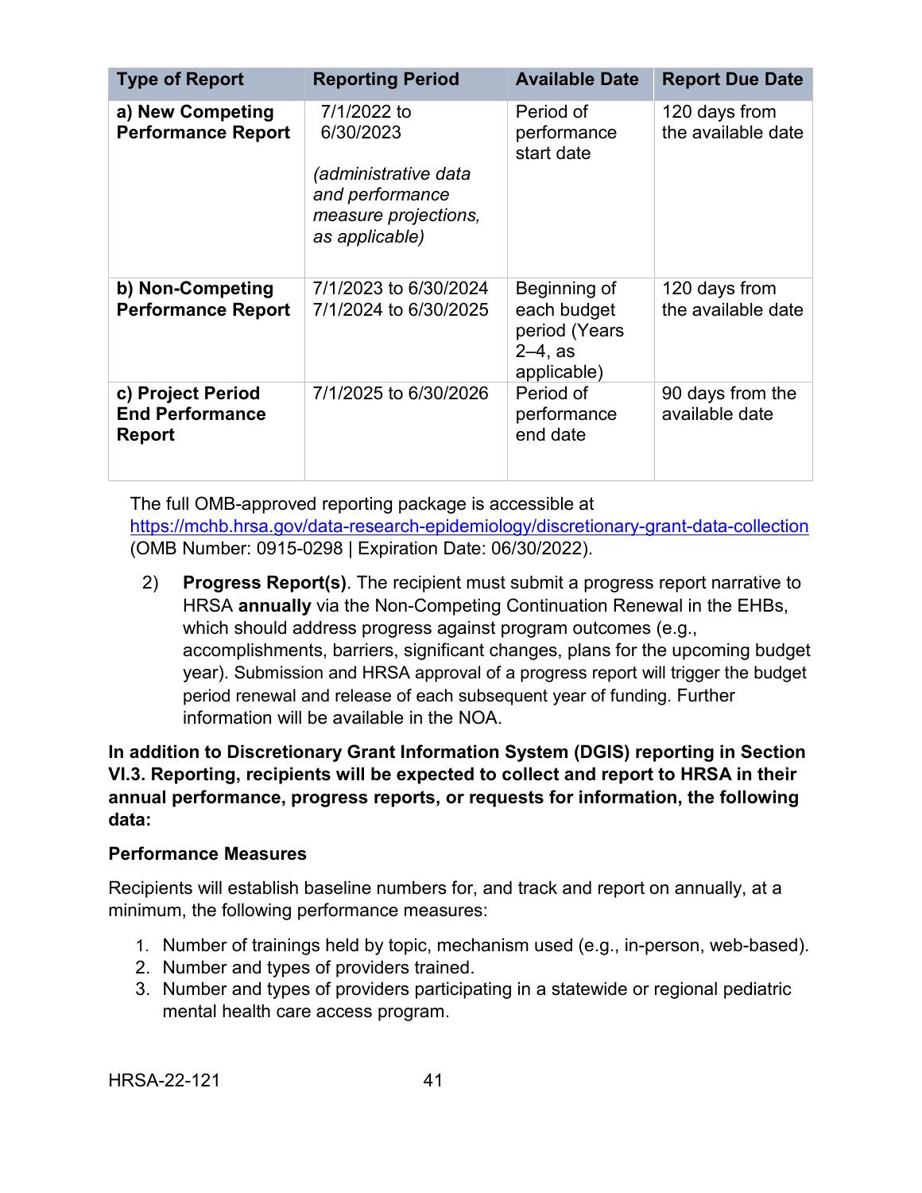| Type of Report | Reporting Period | Available Date | Report Due Date |
|---|---|---|---|
| **a) New Competing Performance Report** | 7/1/2022 to 6/30/2023<br><br>*(administrative data and performance measure projections, as applicable)* | Period of performance start date | 120 days from the available date |
| **b) Non-Competing Performance Report** | 7/1/2023 to 6/30/2024<br>7/1/2024 to 6/30/2025 | Beginning of each budget period (Years 2–4, as applicable) | 120 days from the available date |
| **c) Project Period End Performance Report** | 7/1/2025 to 6/30/2026 | Period of performance end date | 90 days from the available date |

The full OMB-approved reporting package is accessible at https://mchb.hrsa.gov/data-research-epidemiology/discretionary-grant-data-collection (OMB Number: 0915-0298 | Expiration Date: 06/30/2022).

2) **Progress Report(s)**. The recipient must submit a progress report narrative to HRSA **annually** via the Non-Competing Continuation Renewal in the EHBs, which should address progress against program outcomes (e.g., accomplishments, barriers, significant changes, plans for the upcoming budget year). Submission and HRSA approval of a progress report will trigger the budget period renewal and release of each subsequent year of funding. Further information will be available in the NOA.

**In addition to Discretionary Grant Information System (DGIS) reporting in Section VI.3. Reporting, recipients will be expected to collect and report to HRSA in their annual performance, progress reports, or requests for information, the following data:**

**Performance Measures**

Recipients will establish baseline numbers for, and track and report on annually, at a minimum, the following performance measures:

1. Number of trainings held by topic, mechanism used (e.g., in-person, web-based).
2. Number and types of providers trained.
3. Number and types of providers participating in a statewide or regional pediatric mental health care access program.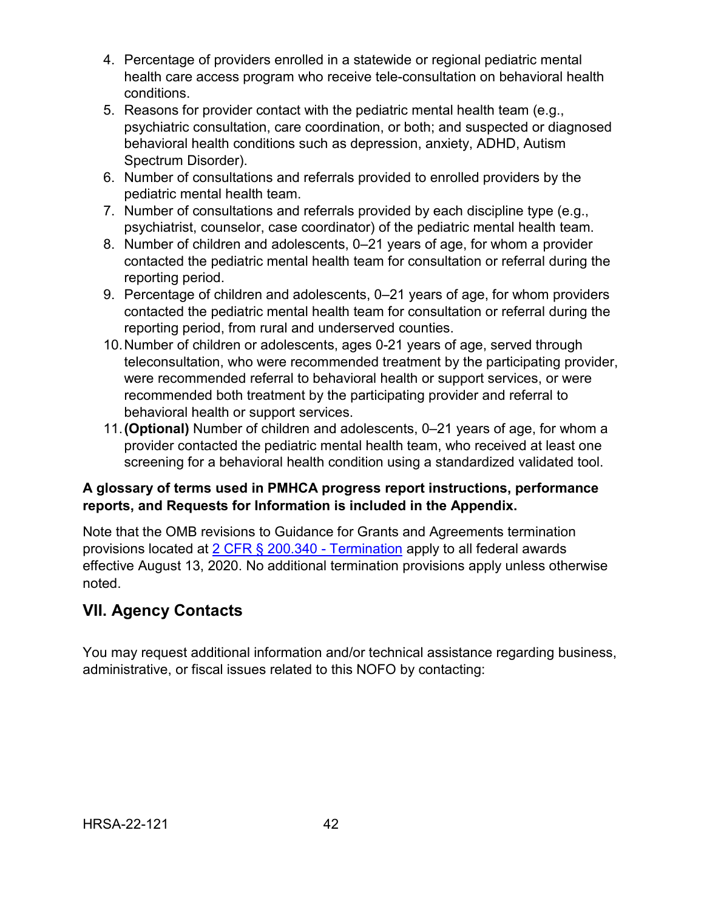4. Percentage of providers enrolled in a statewide or regional pediatric mental health care access program who receive tele-consultation on behavioral health conditions.
5. Reasons for provider contact with the pediatric mental health team (e.g., psychiatric consultation, care coordination, or both; and suspected or diagnosed behavioral health conditions such as depression, anxiety, ADHD, Autism Spectrum Disorder).
6. Number of consultations and referrals provided to enrolled providers by the pediatric mental health team.
7. Number of consultations and referrals provided by each discipline type (e.g., psychiatrist, counselor, case coordinator) of the pediatric mental health team.
8. Number of children and adolescents, 0–21 years of age, for whom a provider contacted the pediatric mental health team for consultation or referral during the reporting period.
9. Percentage of children and adolescents, 0–21 years of age, for whom providers contacted the pediatric mental health team for consultation or referral during the reporting period, from rural and underserved counties.
10. Number of children or adolescents, ages 0-21 years of age, served through teleconsultation, who were recommended treatment by the participating provider, were recommended referral to behavioral health or support services, or were recommended both treatment by the participating provider and referral to behavioral health or support services.
11. **(Optional)** Number of children and adolescents, 0–21 years of age, for whom a provider contacted the pediatric mental health team, who received at least one screening for a behavioral health condition using a standardized validated tool.

**A glossary of terms used in PMHCA progress report instructions, performance reports, and Requests for Information is included in the Appendix.**

Note that the OMB revisions to Guidance for Grants and Agreements termination provisions located at [2 CFR § 200.340 - Termination](#) apply to all federal awards effective August 13, 2020. No additional termination provisions apply unless otherwise noted.

## VII. Agency Contacts

You may request additional information and/or technical assistance regarding business, administrative, or fiscal issues related to this NOFO by contacting: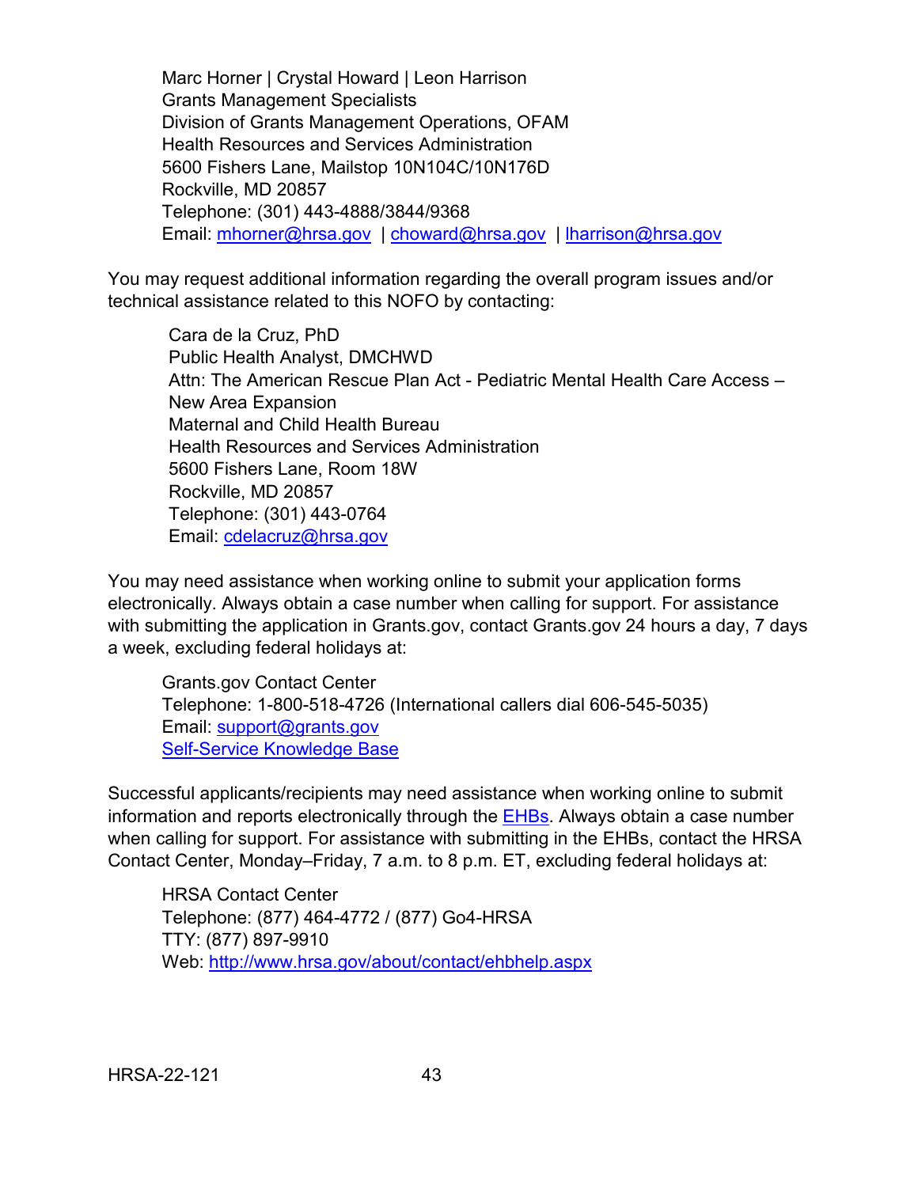Marc Horner | Crystal Howard | Leon Harrison
Grants Management Specialists
Division of Grants Management Operations, OFAM
Health Resources and Services Administration
5600 Fishers Lane, Mailstop 10N104C/10N176D
Rockville, MD 20857
Telephone: (301) 443-4888/3844/9368
Email: mhorner@hrsa.gov | choward@hrsa.gov | lharrison@hrsa.gov

You may request additional information regarding the overall program issues and/or technical assistance related to this NOFO by contacting:

Cara de la Cruz, PhD
Public Health Analyst, DMCHWD
Attn: The American Rescue Plan Act - Pediatric Mental Health Care Access – New Area Expansion
Maternal and Child Health Bureau
Health Resources and Services Administration
5600 Fishers Lane, Room 18W
Rockville, MD 20857
Telephone: (301) 443-0764
Email: cdelacruz@hrsa.gov

You may need assistance when working online to submit your application forms electronically. Always obtain a case number when calling for support. For assistance with submitting the application in Grants.gov, contact Grants.gov 24 hours a day, 7 days a week, excluding federal holidays at:

Grants.gov Contact Center
Telephone: 1-800-518-4726 (International callers dial 606-545-5035)
Email: support@grants.gov
Self-Service Knowledge Base

Successful applicants/recipients may need assistance when working online to submit information and reports electronically through the EHBs. Always obtain a case number when calling for support. For assistance with submitting in the EHBs, contact the HRSA Contact Center, Monday–Friday, 7 a.m. to 8 p.m. ET, excluding federal holidays at:

HRSA Contact Center
Telephone: (877) 464-4772 / (877) Go4-HRSA
TTY: (877) 897-9910
Web: http://www.hrsa.gov/about/contact/ehbhelp.aspx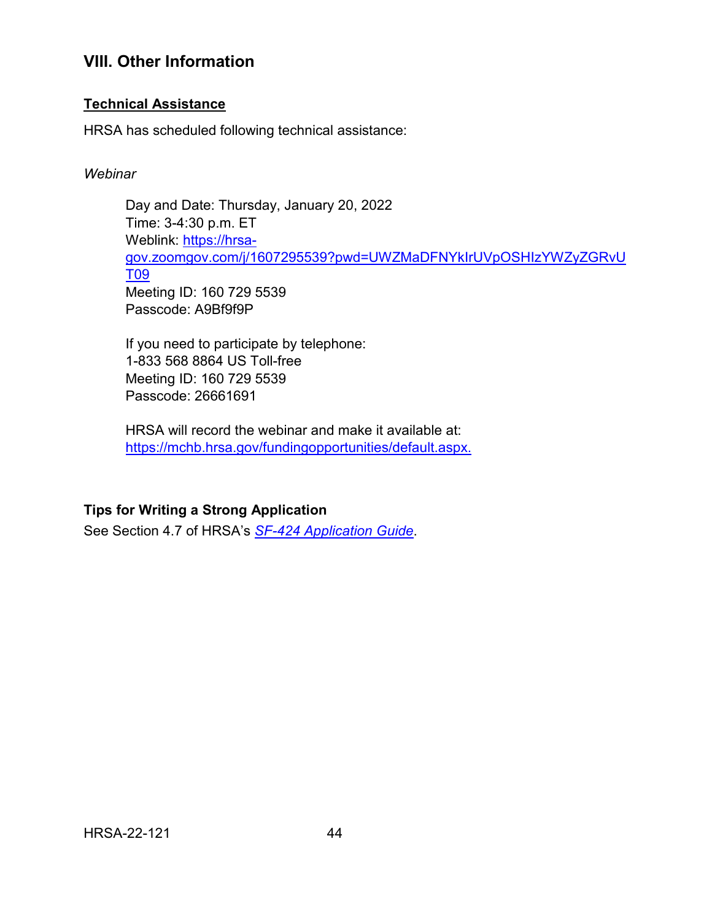## VIII. Other Information

### Technical Assistance

HRSA has scheduled following technical assistance:

*Webinar*

Day and Date: Thursday, January 20, 2022
Time: 3-4:30 p.m. ET
Weblink: https://hrsa-gov.zoomgov.com/j/1607295539?pwd=UWZMaDFNYkIrUVpOSHIzYWZyZGRvUT09
Meeting ID: 160 729 5539
Passcode: A9Bf9f9P

If you need to participate by telephone:
1-833 568 8864 US Toll-free
Meeting ID: 160 729 5539
Passcode: 26661691

HRSA will record the webinar and make it available at: https://mchb.hrsa.gov/fundingopportunities/default.aspx.

### Tips for Writing a Strong Application

See Section 4.7 of HRSA's *SF-424 Application Guide*.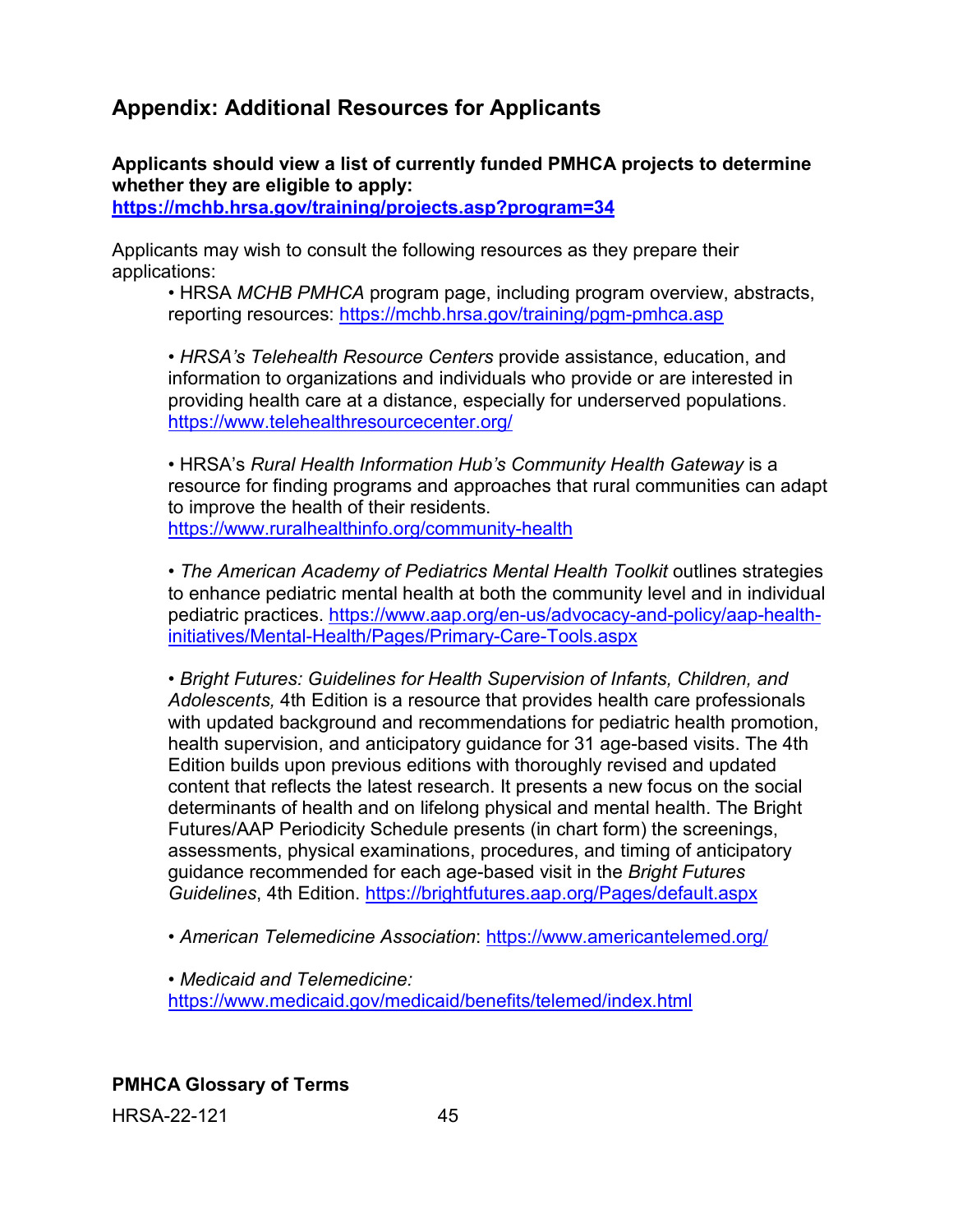## Appendix: Additional Resources for Applicants

**Applicants should view a list of currently funded PMHCA projects to determine whether they are eligible to apply:**
**https://mchb.hrsa.gov/training/projects.asp?program=34**

Applicants may wish to consult the following resources as they prepare their applications:

- HRSA *MCHB PMHCA* program page, including program overview, abstracts, reporting resources: https://mchb.hrsa.gov/training/pgm-pmhca.asp

- *HRSA's Telehealth Resource Centers* provide assistance, education, and information to organizations and individuals who provide or are interested in providing health care at a distance, especially for underserved populations. https://www.telehealthresourcecenter.org/

- HRSA's *Rural Health Information Hub's Community Health Gateway* is a resource for finding programs and approaches that rural communities can adapt to improve the health of their residents. https://www.ruralhealthinfo.org/community-health

- *The American Academy of Pediatrics Mental Health Toolkit* outlines strategies to enhance pediatric mental health at both the community level and in individual pediatric practices. https://www.aap.org/en-us/advocacy-and-policy/aap-health-initiatives/Mental-Health/Pages/Primary-Care-Tools.aspx

- *Bright Futures: Guidelines for Health Supervision of Infants, Children, and Adolescents,* 4th Edition is a resource that provides health care professionals with updated background and recommendations for pediatric health promotion, health supervision, and anticipatory guidance for 31 age-based visits. The 4th Edition builds upon previous editions with thoroughly revised and updated content that reflects the latest research. It presents a new focus on the social determinants of health and on lifelong physical and mental health. The Bright Futures/AAP Periodicity Schedule presents (in chart form) the screenings, assessments, physical examinations, procedures, and timing of anticipatory guidance recommended for each age-based visit in the *Bright Futures Guidelines*, 4th Edition. https://brightfutures.aap.org/Pages/default.aspx

- *American Telemedicine Association*: https://www.americantelemed.org/

- *Medicaid and Telemedicine:* https://www.medicaid.gov/medicaid/benefits/telemed/index.html

**PMHCA Glossary of Terms**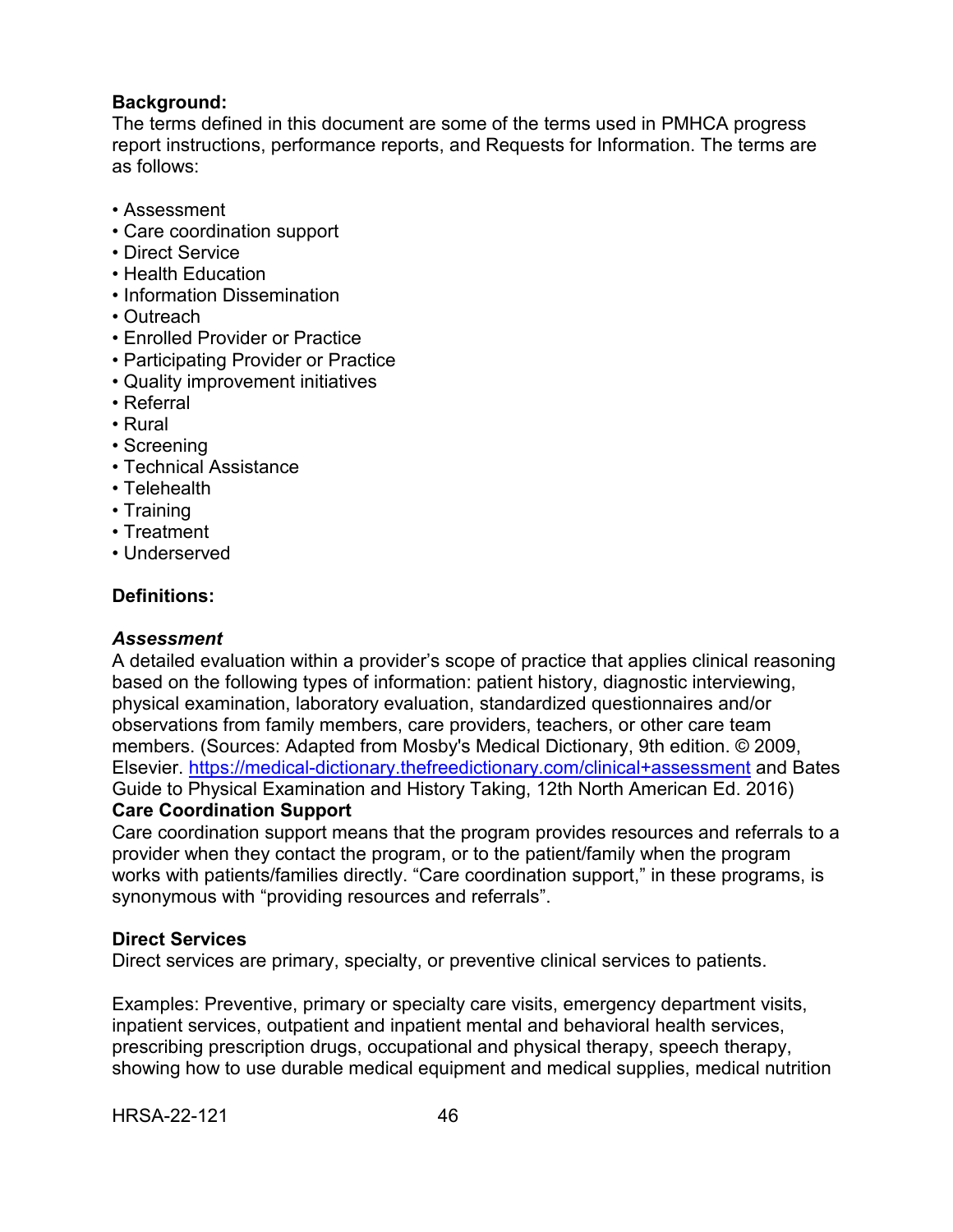**Background:**
The terms defined in this document are some of the terms used in PMHCA progress report instructions, performance reports, and Requests for Information. The terms are as follows:

- Assessment
- Care coordination support
- Direct Service
- Health Education
- Information Dissemination
- Outreach
- Enrolled Provider or Practice
- Participating Provider or Practice
- Quality improvement initiatives
- Referral
- Rural
- Screening
- Technical Assistance
- Telehealth
- Training
- Treatment
- Underserved

**Definitions:**

***Assessment***
A detailed evaluation within a provider's scope of practice that applies clinical reasoning based on the following types of information: patient history, diagnostic interviewing, physical examination, laboratory evaluation, standardized questionnaires and/or observations from family members, care providers, teachers, or other care team members. (Sources: Adapted from Mosby's Medical Dictionary, 9th edition. © 2009, Elsevier. https://medical-dictionary.thefreedictionary.com/clinical+assessment and Bates Guide to Physical Examination and History Taking, 12th North American Ed. 2016)

**Care Coordination Support**
Care coordination support means that the program provides resources and referrals to a provider when they contact the program, or to the patient/family when the program works with patients/families directly. "Care coordination support," in these programs, is synonymous with "providing resources and referrals".

**Direct Services**
Direct services are primary, specialty, or preventive clinical services to patients.

Examples: Preventive, primary or specialty care visits, emergency department visits, inpatient services, outpatient and inpatient mental and behavioral health services, prescribing prescription drugs, occupational and physical therapy, speech therapy, showing how to use durable medical equipment and medical supplies, medical nutrition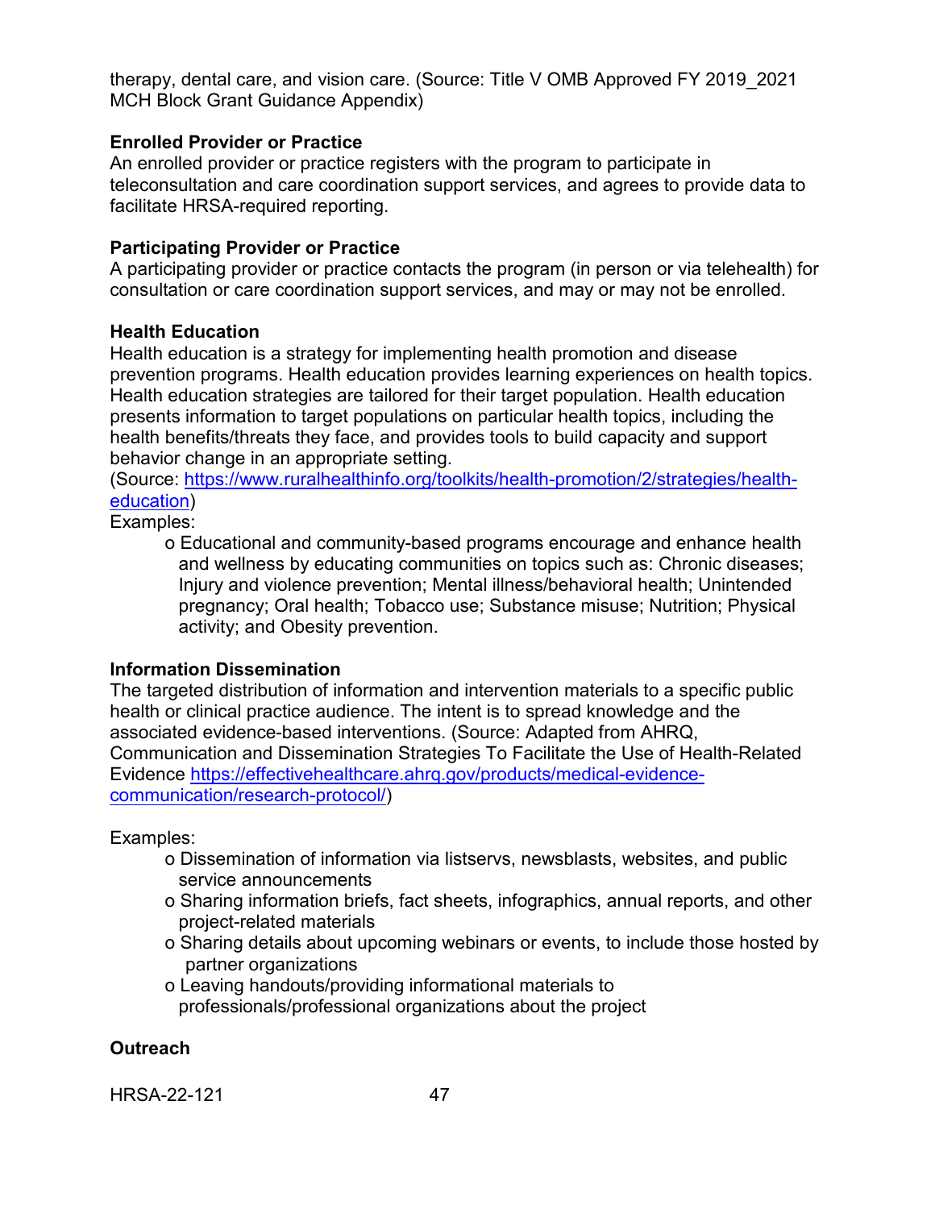therapy, dental care, and vision care. (Source: Title V OMB Approved FY 2019_2021 MCH Block Grant Guidance Appendix)

**Enrolled Provider or Practice**
An enrolled provider or practice registers with the program to participate in teleconsultation and care coordination support services, and agrees to provide data to facilitate HRSA-required reporting.

**Participating Provider or Practice**
A participating provider or practice contacts the program (in person or via telehealth) for consultation or care coordination support services, and may or may not be enrolled.

**Health Education**
Health education is a strategy for implementing health promotion and disease prevention programs. Health education provides learning experiences on health topics. Health education strategies are tailored for their target population. Health education presents information to target populations on particular health topics, including the health benefits/threats they face, and provides tools to build capacity and support behavior change in an appropriate setting.
(Source: [https://www.ruralhealthinfo.org/toolkits/health-promotion/2/strategies/health-education](https://www.ruralhealthinfo.org/toolkits/health-promotion/2/strategies/health-education))
Examples:

- Educational and community-based programs encourage and enhance health and wellness by educating communities on topics such as: Chronic diseases; Injury and violence prevention; Mental illness/behavioral health; Unintended pregnancy; Oral health; Tobacco use; Substance misuse; Nutrition; Physical activity; and Obesity prevention.

**Information Dissemination**
The targeted distribution of information and intervention materials to a specific public health or clinical practice audience. The intent is to spread knowledge and the associated evidence-based interventions. (Source: Adapted from AHRQ, Communication and Dissemination Strategies To Facilitate the Use of Health-Related Evidence [https://effectivehealthcare.ahrq.gov/products/medical-evidence-communication/research-protocol/](https://effectivehealthcare.ahrq.gov/products/medical-evidence-communication/research-protocol/))

Examples:

- Dissemination of information via listservs, newsblasts, websites, and public service announcements
- Sharing information briefs, fact sheets, infographics, annual reports, and other project-related materials
- Sharing details about upcoming webinars or events, to include those hosted by partner organizations
- Leaving handouts/providing informational materials to professionals/professional organizations about the project

**Outreach**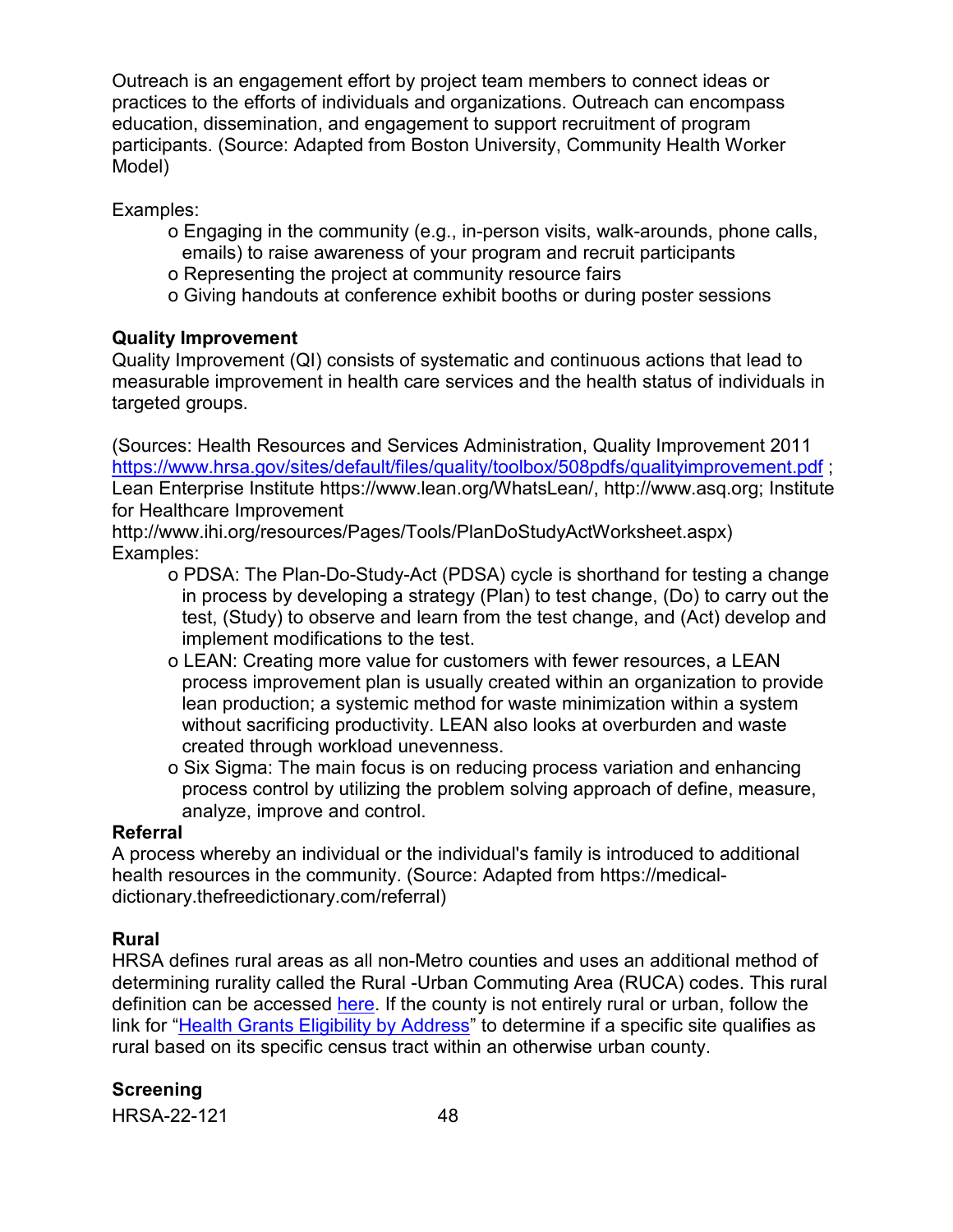Outreach is an engagement effort by project team members to connect ideas or practices to the efforts of individuals and organizations. Outreach can encompass education, dissemination, and engagement to support recruitment of program participants. (Source: Adapted from Boston University, Community Health Worker Model)

Examples:

- o Engaging in the community (e.g., in-person visits, walk-arounds, phone calls, emails) to raise awareness of your program and recruit participants
- o Representing the project at community resource fairs
- o Giving handouts at conference exhibit booths or during poster sessions

**Quality Improvement**

Quality Improvement (QI) consists of systematic and continuous actions that lead to measurable improvement in health care services and the health status of individuals in targeted groups.

(Sources: Health Resources and Services Administration, Quality Improvement 2011 [https://www.hrsa.gov/sites/default/files/quality/toolbox/508pdfs/qualityimprovement.pdf](https://www.hrsa.gov/sites/default/files/quality/toolbox/508pdfs/qualityimprovement.pdf) ; Lean Enterprise Institute https://www.lean.org/WhatsLean/, http://www.asq.org; Institute for Healthcare Improvement http://www.ihi.org/resources/Pages/Tools/PlanDoStudyActWorksheet.aspx)

Examples:

- o PDSA: The Plan-Do-Study-Act (PDSA) cycle is shorthand for testing a change in process by developing a strategy (Plan) to test change, (Do) to carry out the test, (Study) to observe and learn from the test change, and (Act) develop and implement modifications to the test.
- o LEAN: Creating more value for customers with fewer resources, a LEAN process improvement plan is usually created within an organization to provide lean production; a systemic method for waste minimization within a system without sacrificing productivity. LEAN also looks at overburden and waste created through workload unevenness.
- o Six Sigma: The main focus is on reducing process variation and enhancing process control by utilizing the problem solving approach of define, measure, analyze, improve and control.

**Referral**

A process whereby an individual or the individual's family is introduced to additional health resources in the community. (Source: Adapted from https://medical-dictionary.thefreedictionary.com/referral)

**Rural**

HRSA defines rural areas as all non-Metro counties and uses an additional method of determining rurality called the Rural -Urban Commuting Area (RUCA) codes. This rural definition can be accessed here. If the county is not entirely rural or urban, follow the link for "Health Grants Eligibility by Address" to determine if a specific site qualifies as rural based on its specific census tract within an otherwise urban county.

**Screening**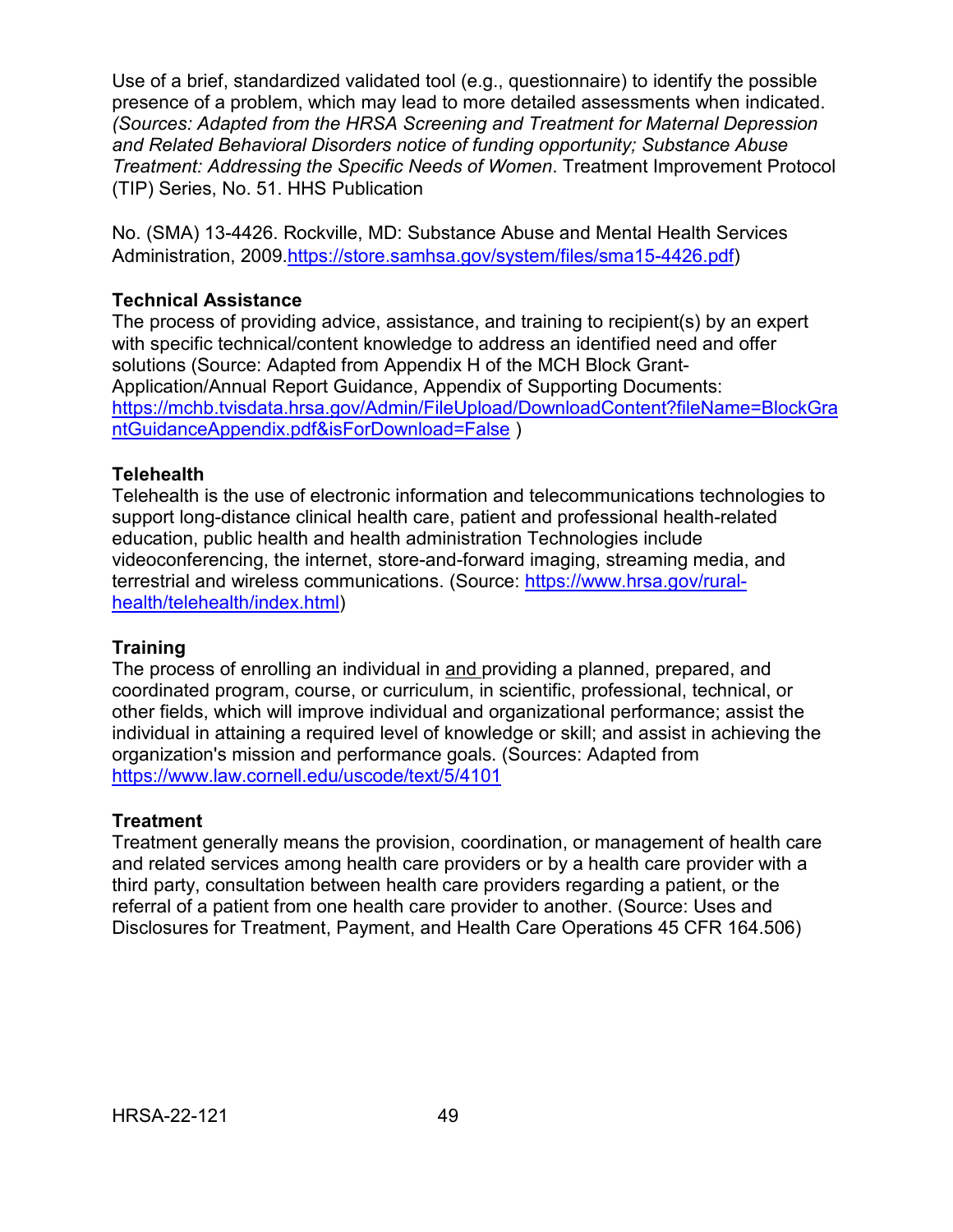Use of a brief, standardized validated tool (e.g., questionnaire) to identify the possible presence of a problem, which may lead to more detailed assessments when indicated. *(Sources: Adapted from the HRSA Screening and Treatment for Maternal Depression and Related Behavioral Disorders notice of funding opportunity; Substance Abuse Treatment: Addressing the Specific Needs of Women.* Treatment Improvement Protocol (TIP) Series, No. 51. HHS Publication

No. (SMA) 13-4426. Rockville, MD: Substance Abuse and Mental Health Services Administration, 2009.https://store.samhsa.gov/system/files/sma15-4426.pdf)

**Technical Assistance**
The process of providing advice, assistance, and training to recipient(s) by an expert with specific technical/content knowledge to address an identified need and offer solutions (Source: Adapted from Appendix H of the MCH Block Grant-Application/Annual Report Guidance, Appendix of Supporting Documents: https://mchb.tvisdata.hrsa.gov/Admin/FileUpload/DownloadContent?fileName=BlockGrantGuidanceAppendix.pdf&isForDownload=False )

**Telehealth**
Telehealth is the use of electronic information and telecommunications technologies to support long-distance clinical health care, patient and professional health-related education, public health and health administration Technologies include videoconferencing, the internet, store-and-forward imaging, streaming media, and terrestrial and wireless communications. (Source: https://www.hrsa.gov/rural-health/telehealth/index.html)

**Training**
The process of enrolling an individual in and providing a planned, prepared, and coordinated program, course, or curriculum, in scientific, professional, technical, or other fields, which will improve individual and organizational performance; assist the individual in attaining a required level of knowledge or skill; and assist in achieving the organization's mission and performance goals. (Sources: Adapted from https://www.law.cornell.edu/uscode/text/5/4101

**Treatment**
Treatment generally means the provision, coordination, or management of health care and related services among health care providers or by a health care provider with a third party, consultation between health care providers regarding a patient, or the referral of a patient from one health care provider to another. (Source: Uses and Disclosures for Treatment, Payment, and Health Care Operations 45 CFR 164.506)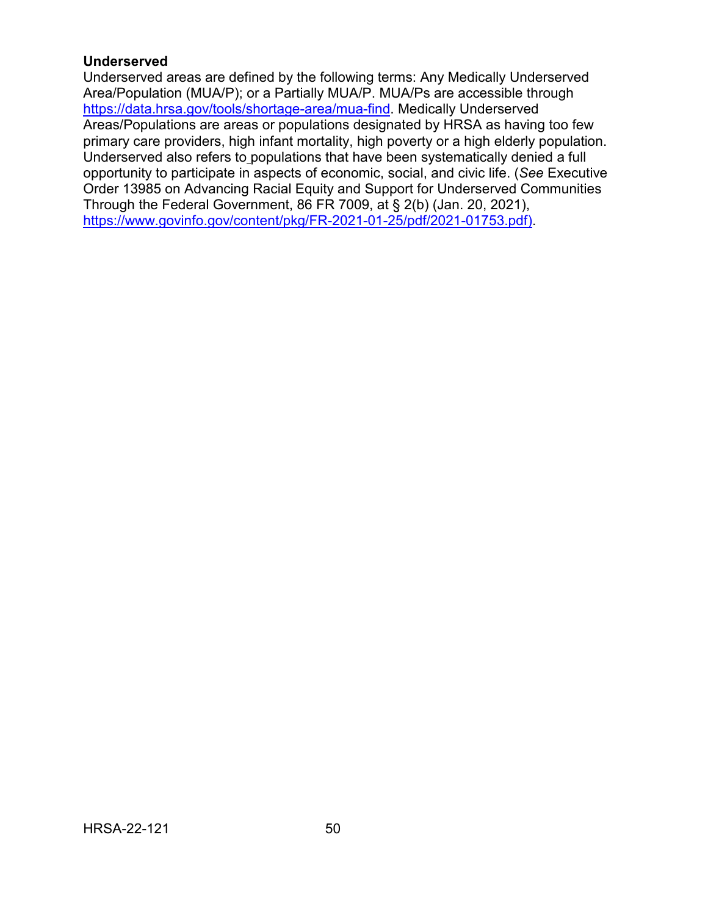**Underserved**

Underserved areas are defined by the following terms: Any Medically Underserved Area/Population (MUA/P); or a Partially MUA/P. MUA/Ps are accessible through https://data.hrsa.gov/tools/shortage-area/mua-find. Medically Underserved Areas/Populations are areas or populations designated by HRSA as having too few primary care providers, high infant mortality, high poverty or a high elderly population. Underserved also refers to populations that have been systematically denied a full opportunity to participate in aspects of economic, social, and civic life. (*See* Executive Order 13985 on Advancing Racial Equity and Support for Underserved Communities Through the Federal Government, 86 FR 7009, at § 2(b) (Jan. 20, 2021), https://www.govinfo.gov/content/pkg/FR-2021-01-25/pdf/2021-01753.pdf).